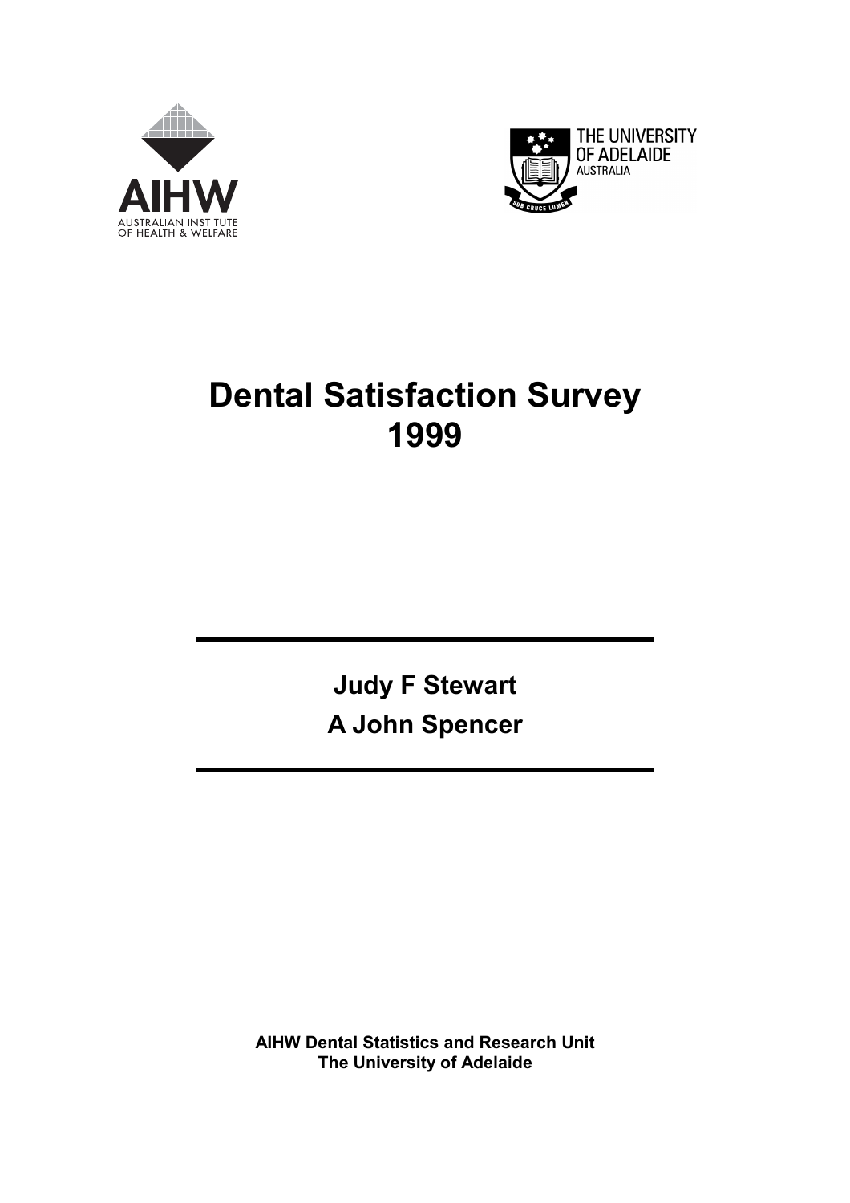AIHW

AUSTRALIAN INSTITUTE OF HEALTH & WELFARE

THE UNIVERSITY OF ADELAIDE AUSTRALIA

# Dental Satisfaction Survey 1999

**Judy F Stewart**

**A John Spencer**

**AIHW Dental Statistics and Research Unit**
**The University of Adelaide**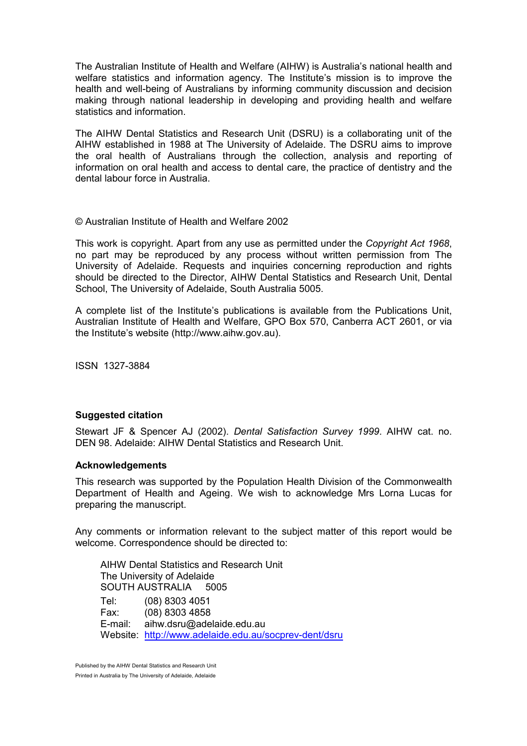The Australian Institute of Health and Welfare (AIHW) is Australia's national health and welfare statistics and information agency. The Institute's mission is to improve the health and well-being of Australians by informing community discussion and decision making through national leadership in developing and providing health and welfare statistics and information.

The AIHW Dental Statistics and Research Unit (DSRU) is a collaborating unit of the AIHW established in 1988 at The University of Adelaide. The DSRU aims to improve the oral health of Australians through the collection, analysis and reporting of information on oral health and access to dental care, the practice of dentistry and the dental labour force in Australia.

© Australian Institute of Health and Welfare 2002

This work is copyright. Apart from any use as permitted under the *Copyright Act 1968*, no part may be reproduced by any process without written permission from The University of Adelaide. Requests and inquiries concerning reproduction and rights should be directed to the Director, AIHW Dental Statistics and Research Unit, Dental School, The University of Adelaide, South Australia 5005.

A complete list of the Institute's publications is available from the Publications Unit, Australian Institute of Health and Welfare, GPO Box 570, Canberra ACT 2601, or via the Institute's website (http://www.aihw.gov.au).

ISSN 1327-3884

**Suggested citation**

Stewart JF & Spencer AJ (2002). *Dental Satisfaction Survey 1999*. AIHW cat. no. DEN 98. Adelaide: AIHW Dental Statistics and Research Unit.

**Acknowledgements**

This research was supported by the Population Health Division of the Commonwealth Department of Health and Ageing. We wish to acknowledge Mrs Lorna Lucas for preparing the manuscript.

Any comments or information relevant to the subject matter of this report would be welcome. Correspondence should be directed to:

AIHW Dental Statistics and Research Unit
The University of Adelaide
SOUTH AUSTRALIA 5005

Tel: (08) 8303 4051
Fax: (08) 8303 4858
E-mail: aihw.dsru@adelaide.edu.au
Website: http://www.adelaide.edu.au/socprev-dent/dsru

Published by the AIHW Dental Statistics and Research Unit
Printed in Australia by The University of Adelaide, Adelaide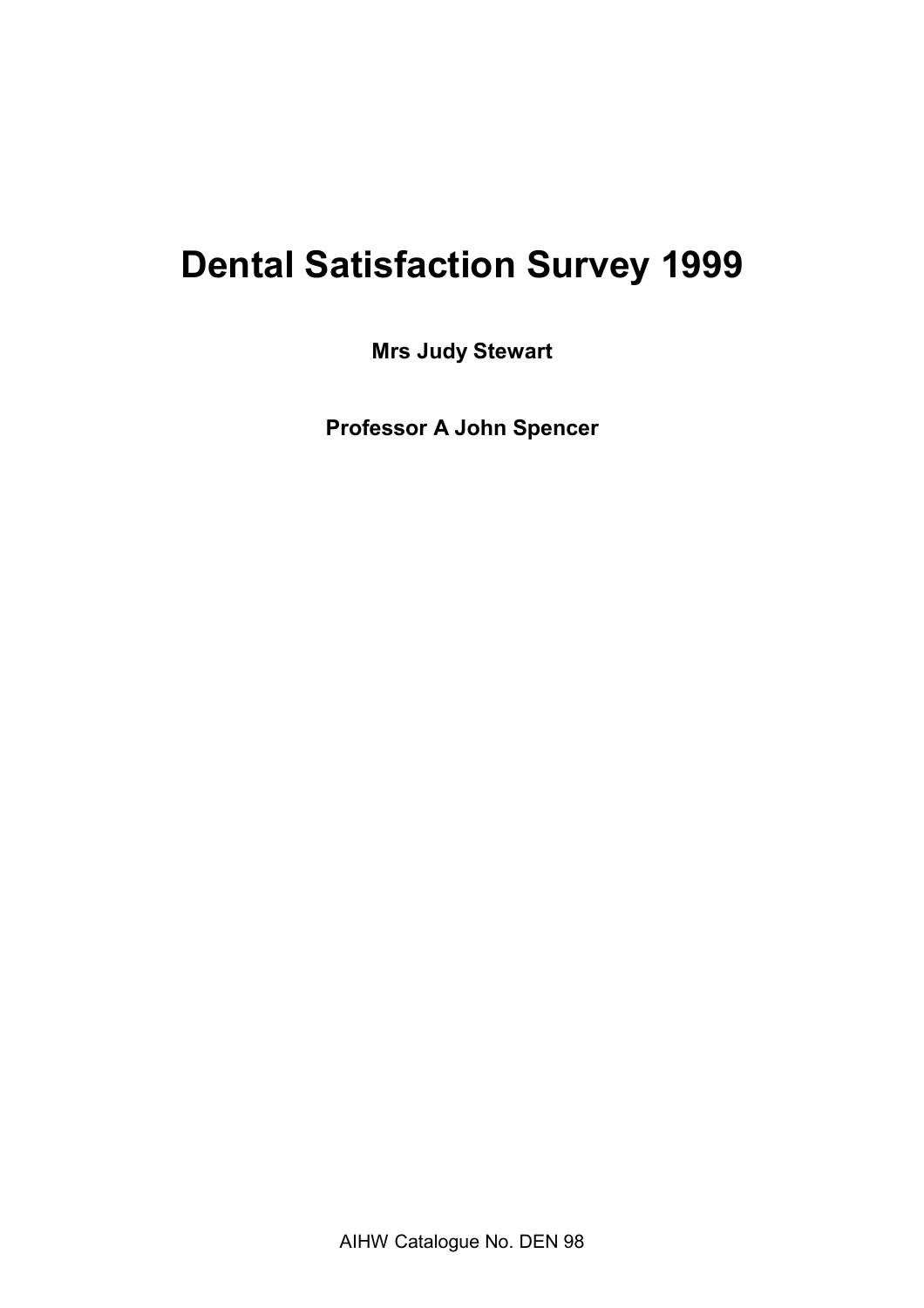# Dental Satisfaction Survey 1999

**Mrs Judy Stewart**

**Professor A John Spencer**

AIHW Catalogue No. DEN 98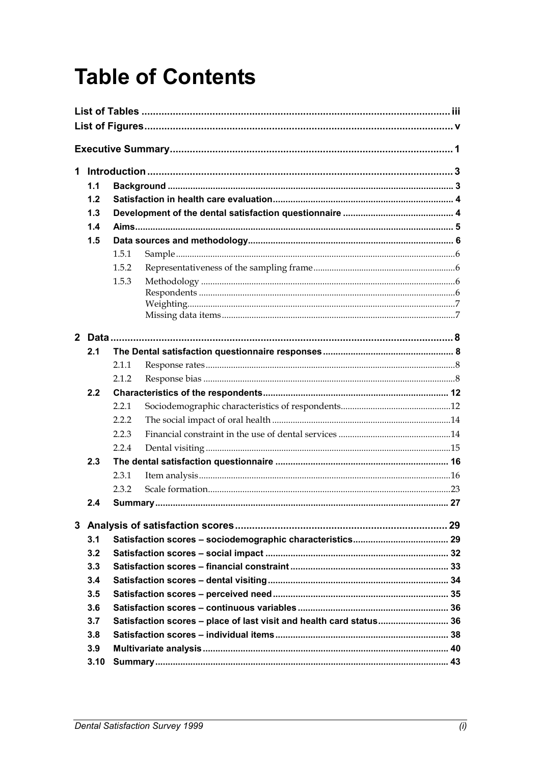# Table of Contents

**List of Tables** ............................................................ iii
**List of Figures** ............................................................ v

**Executive Summary** ............................................................ 1

**1 Introduction** ............................................................ 3

- **1.1 Background** ............................................................ 3
- **1.2 Satisfaction in health care evaluation** ............................................................ 4
- **1.3 Development of the dental satisfaction questionnaire** ............................................................ 4
- **1.4 Aims** ............................................................ 5
- **1.5 Data sources and methodology** ............................................................ 6
  - 1.5.1 Sample ............................................................ 6
  - 1.5.2 Representativeness of the sampling frame ............................................................ 6
  - 1.5.3 Methodology ............................................................ 6
    - Respondents ............................................................ 6
    - Weighting ............................................................ 7
    - Missing data items ............................................................ 7

**2 Data** ............................................................ 8

- **2.1 The Dental satisfaction questionnaire responses** ............................................................ 8
  - 2.1.1 Response rates ............................................................ 8
  - 2.1.2 Response bias ............................................................ 8
- **2.2 Characteristics of the respondents** ............................................................ 12
  - 2.2.1 Sociodemographic characteristics of respondents ............................................................ 12
  - 2.2.2 The social impact of oral health ............................................................ 14
  - 2.2.3 Financial constraint in the use of dental services ............................................................ 14
  - 2.2.4 Dental visiting ............................................................ 15
- **2.3 The dental satisfaction questionnaire** ............................................................ 16
  - 2.3.1 Item analysis ............................................................ 16
  - 2.3.2 Scale formation ............................................................ 23
- **2.4 Summary** ............................................................ 27

**3 Analysis of satisfaction scores** ............................................................ 29

- **3.1 Satisfaction scores – sociodemographic characteristics** ............................................................ 29
- **3.2 Satisfaction scores – social impact** ............................................................ 32
- **3.3 Satisfaction scores – financial constraint** ............................................................ 33
- **3.4 Satisfaction scores – dental visiting** ............................................................ 34
- **3.5 Satisfaction scores – perceived need** ............................................................ 35
- **3.6 Satisfaction scores – continuous variables** ............................................................ 36
- **3.7 Satisfaction scores – place of last visit and health card status** ............................................................ 36
- **3.8 Satisfaction scores – individual items** ............................................................ 38
- **3.9 Multivariate analysis** ............................................................ 40
- **3.10 Summary** ............................................................ 43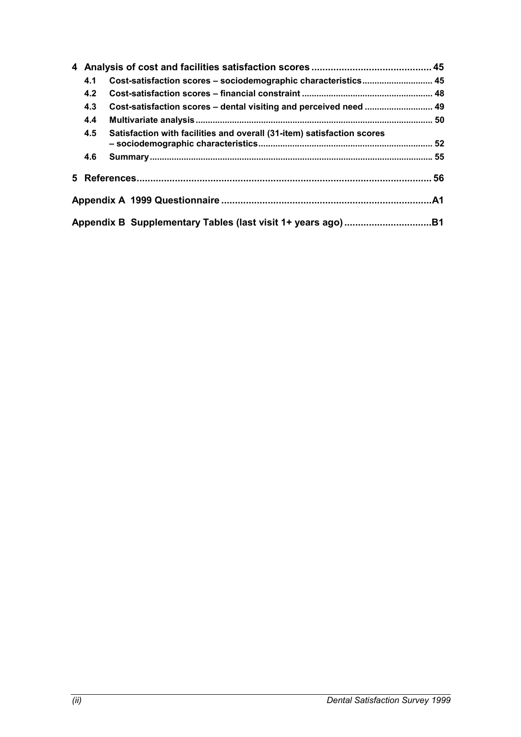| | | |
|---|---|---|
| **4** | **Analysis of cost and facilities satisfaction scores** | **45** |
| **4.1** | **Cost-satisfaction scores – sociodemographic characteristics** | **45** |
| **4.2** | **Cost-satisfaction scores – financial constraint** | **48** |
| **4.3** | **Cost-satisfaction scores – dental visiting and perceived need** | **49** |
| **4.4** | **Multivariate analysis** | **50** |
| **4.5** | **Satisfaction with facilities and overall (31-item) satisfaction scores – sociodemographic characteristics** | **52** |
| **4.6** | **Summary** | **55** |
| **5** | **References** | **56** |
| | **Appendix A 1999 Questionnaire** | **A1** |
| | **Appendix B Supplementary Tables (last visit 1+ years ago)** | **B1** |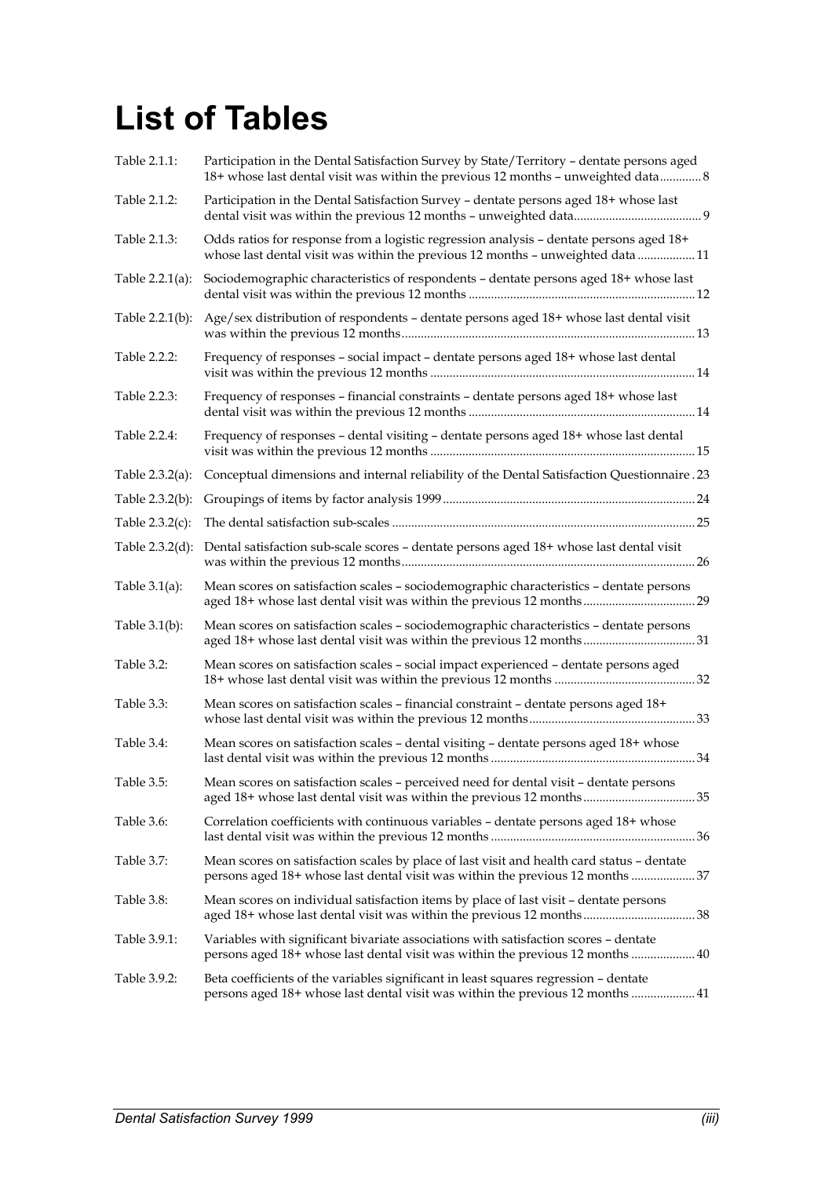# List of Tables

| | | |
|---|---|---|
| Table 2.1.1: | Participation in the Dental Satisfaction Survey by State/Territory – dentate persons aged 18+ whose last dental visit was within the previous 12 months – unweighted data | 8 |
| Table 2.1.2: | Participation in the Dental Satisfaction Survey – dentate persons aged 18+ whose last dental visit was within the previous 12 months – unweighted data | 9 |
| Table 2.1.3: | Odds ratios for response from a logistic regression analysis – dentate persons aged 18+ whose last dental visit was within the previous 12 months – unweighted data | 11 |
| Table 2.2.1(a): | Sociodemographic characteristics of respondents – dentate persons aged 18+ whose last dental visit was within the previous 12 months | 12 |
| Table 2.2.1(b): | Age/sex distribution of respondents – dentate persons aged 18+ whose last dental visit was within the previous 12 months | 13 |
| Table 2.2.2: | Frequency of responses – social impact – dentate persons aged 18+ whose last dental visit was within the previous 12 months | 14 |
| Table 2.2.3: | Frequency of responses – financial constraints – dentate persons aged 18+ whose last dental visit was within the previous 12 months | 14 |
| Table 2.2.4: | Frequency of responses – dental visiting – dentate persons aged 18+ whose last dental visit was within the previous 12 months | 15 |
| Table 2.3.2(a): | Conceptual dimensions and internal reliability of the Dental Satisfaction Questionnaire | 23 |
| Table 2.3.2(b): | Groupings of items by factor analysis 1999 | 24 |
| Table 2.3.2(c): | The dental satisfaction sub-scales | 25 |
| Table 2.3.2(d): | Dental satisfaction sub-scale scores – dentate persons aged 18+ whose last dental visit was within the previous 12 months | 26 |
| Table 3.1(a): | Mean scores on satisfaction scales – sociodemographic characteristics – dentate persons aged 18+ whose last dental visit was within the previous 12 months | 29 |
| Table 3.1(b): | Mean scores on satisfaction scales – sociodemographic characteristics – dentate persons aged 18+ whose last dental visit was within the previous 12 months | 31 |
| Table 3.2: | Mean scores on satisfaction scales – social impact experienced – dentate persons aged 18+ whose last dental visit was within the previous 12 months | 32 |
| Table 3.3: | Mean scores on satisfaction scales – financial constraint – dentate persons aged 18+ whose last dental visit was within the previous 12 months | 33 |
| Table 3.4: | Mean scores on satisfaction scales – dental visiting – dentate persons aged 18+ whose last dental visit was within the previous 12 months | 34 |
| Table 3.5: | Mean scores on satisfaction scales – perceived need for dental visit – dentate persons aged 18+ whose last dental visit was within the previous 12 months | 35 |
| Table 3.6: | Correlation coefficients with continuous variables – dentate persons aged 18+ whose last dental visit was within the previous 12 months | 36 |
| Table 3.7: | Mean scores on satisfaction scales by place of last visit and health card status – dentate persons aged 18+ whose last dental visit was within the previous 12 months | 37 |
| Table 3.8: | Mean scores on individual satisfaction items by place of last visit – dentate persons aged 18+ whose last dental visit was within the previous 12 months | 38 |
| Table 3.9.1: | Variables with significant bivariate associations with satisfaction scores – dentate persons aged 18+ whose last dental visit was within the previous 12 months | 40 |
| Table 3.9.2: | Beta coefficients of the variables significant in least squares regression – dentate persons aged 18+ whose last dental visit was within the previous 12 months | 41 |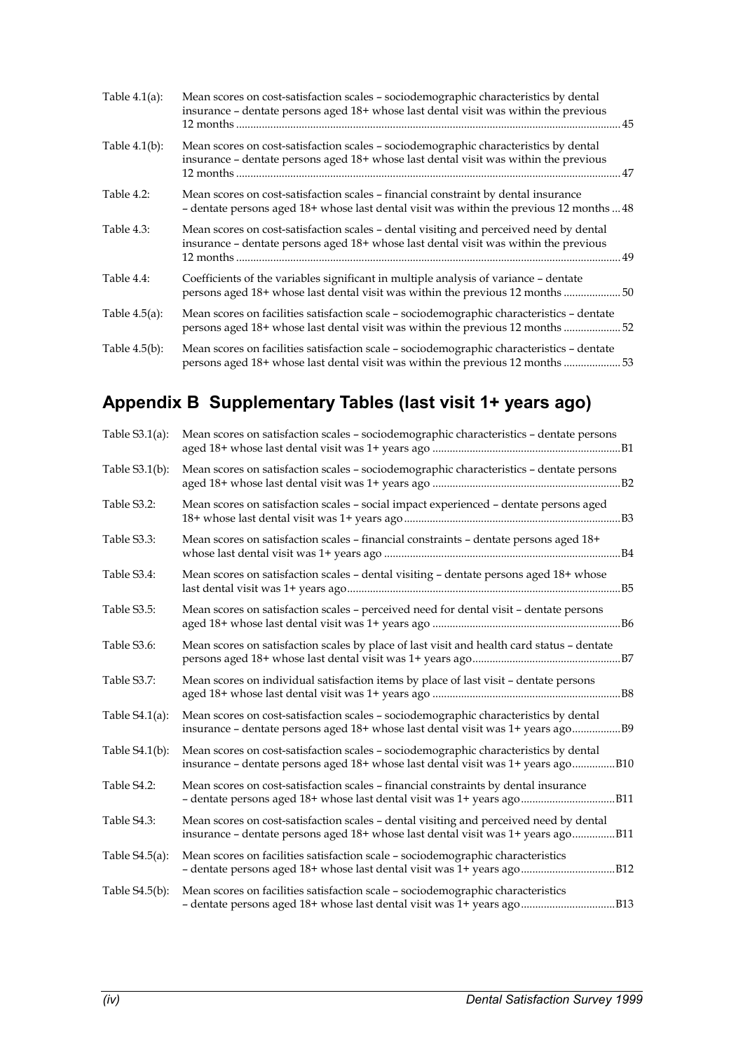Table 4.1(a): Mean scores on cost-satisfaction scales – sociodemographic characteristics by dental insurance – dentate persons aged 18+ whose last dental visit was within the previous 12 months ........ 45

Table 4.1(b): Mean scores on cost-satisfaction scales – sociodemographic characteristics by dental insurance – dentate persons aged 18+ whose last dental visit was within the previous 12 months ........ 47

Table 4.2: Mean scores on cost-satisfaction scales – financial constraint by dental insurance – dentate persons aged 18+ whose last dental visit was within the previous 12 months ... 48

Table 4.3: Mean scores on cost-satisfaction scales – dental visiting and perceived need by dental insurance – dentate persons aged 18+ whose last dental visit was within the previous 12 months ........ 49

Table 4.4: Coefficients of the variables significant in multiple analysis of variance – dentate persons aged 18+ whose last dental visit was within the previous 12 months ........ 50

Table 4.5(a): Mean scores on facilities satisfaction scale – sociodemographic characteristics – dentate persons aged 18+ whose last dental visit was within the previous 12 months ........ 52

Table 4.5(b): Mean scores on facilities satisfaction scale – sociodemographic characteristics – dentate persons aged 18+ whose last dental visit was within the previous 12 months ........ 53

## Appendix B Supplementary Tables (last visit 1+ years ago)

Table S3.1(a): Mean scores on satisfaction scales – sociodemographic characteristics – dentate persons aged 18+ whose last dental visit was 1+ years ago ........ B1

Table S3.1(b): Mean scores on satisfaction scales – sociodemographic characteristics – dentate persons aged 18+ whose last dental visit was 1+ years ago ........ B2

Table S3.2: Mean scores on satisfaction scales – social impact experienced – dentate persons aged 18+ whose last dental visit was 1+ years ago ........ B3

Table S3.3: Mean scores on satisfaction scales – financial constraints – dentate persons aged 18+ whose last dental visit was 1+ years ago ........ B4

Table S3.4: Mean scores on satisfaction scales – dental visiting – dentate persons aged 18+ whose last dental visit was 1+ years ago ........ B5

Table S3.5: Mean scores on satisfaction scales – perceived need for dental visit – dentate persons aged 18+ whose last dental visit was 1+ years ago ........ B6

Table S3.6: Mean scores on satisfaction scales by place of last visit and health card status – dentate persons aged 18+ whose last dental visit was 1+ years ago ........ B7

Table S3.7: Mean scores on individual satisfaction items by place of last visit – dentate persons aged 18+ whose last dental visit was 1+ years ago ........ B8

Table S4.1(a): Mean scores on cost-satisfaction scales – sociodemographic characteristics by dental insurance – dentate persons aged 18+ whose last dental visit was 1+ years ago ........ B9

Table S4.1(b): Mean scores on cost-satisfaction scales – sociodemographic characteristics by dental insurance – dentate persons aged 18+ whose last dental visit was 1+ years ago ........ B10

Table S4.2: Mean scores on cost-satisfaction scales – financial constraints by dental insurance – dentate persons aged 18+ whose last dental visit was 1+ years ago ........ B11

Table S4.3: Mean scores on cost-satisfaction scales – dental visiting and perceived need by dental insurance – dentate persons aged 18+ whose last dental visit was 1+ years ago ........ B11

Table S4.5(a): Mean scores on facilities satisfaction scale – sociodemographic characteristics – dentate persons aged 18+ whose last dental visit was 1+ years ago ........ B12

Table S4.5(b): Mean scores on facilities satisfaction scale – sociodemographic characteristics – dentate persons aged 18+ whose last dental visit was 1+ years ago ........ B13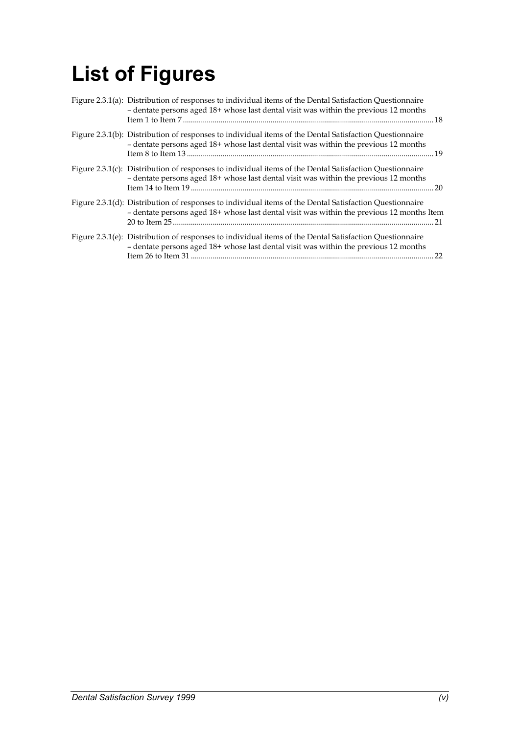# List of Figures

Figure 2.3.1(a): Distribution of responses to individual items of the Dental Satisfaction Questionnaire – dentate persons aged 18+ whose last dental visit was within the previous 12 months Item 1 to Item 7 .......... 18

Figure 2.3.1(b): Distribution of responses to individual items of the Dental Satisfaction Questionnaire – dentate persons aged 18+ whose last dental visit was within the previous 12 months Item 8 to Item 13 .......... 19

Figure 2.3.1(c): Distribution of responses to individual items of the Dental Satisfaction Questionnaire – dentate persons aged 18+ whose last dental visit was within the previous 12 months Item 14 to Item 19 .......... 20

Figure 2.3.1(d): Distribution of responses to individual items of the Dental Satisfaction Questionnaire – dentate persons aged 18+ whose last dental visit was within the previous 12 months Item 20 to Item 25 .......... 21

Figure 2.3.1(e): Distribution of responses to individual items of the Dental Satisfaction Questionnaire – dentate persons aged 18+ whose last dental visit was within the previous 12 months Item 26 to Item 31 .......... 22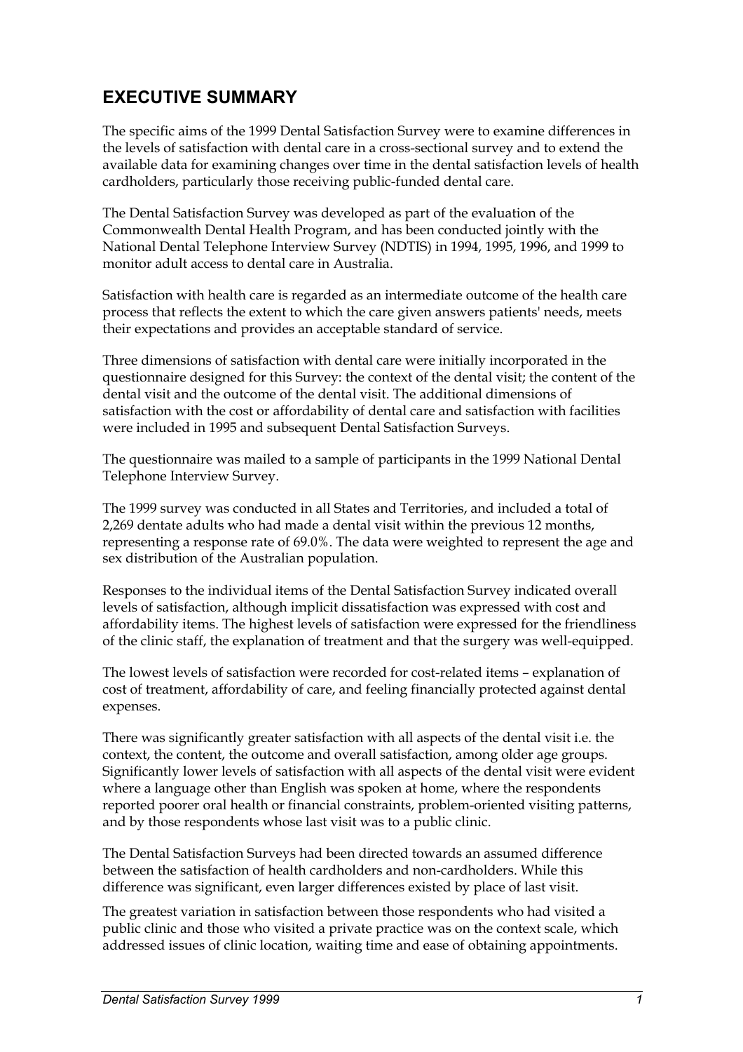## EXECUTIVE SUMMARY

The specific aims of the 1999 Dental Satisfaction Survey were to examine differences in the levels of satisfaction with dental care in a cross-sectional survey and to extend the available data for examining changes over time in the dental satisfaction levels of health cardholders, particularly those receiving public-funded dental care.

The Dental Satisfaction Survey was developed as part of the evaluation of the Commonwealth Dental Health Program, and has been conducted jointly with the National Dental Telephone Interview Survey (NDTIS) in 1994, 1995, 1996, and 1999 to monitor adult access to dental care in Australia.

Satisfaction with health care is regarded as an intermediate outcome of the health care process that reflects the extent to which the care given answers patients' needs, meets their expectations and provides an acceptable standard of service.

Three dimensions of satisfaction with dental care were initially incorporated in the questionnaire designed for this Survey: the context of the dental visit; the content of the dental visit and the outcome of the dental visit. The additional dimensions of satisfaction with the cost or affordability of dental care and satisfaction with facilities were included in 1995 and subsequent Dental Satisfaction Surveys.

The questionnaire was mailed to a sample of participants in the 1999 National Dental Telephone Interview Survey.

The 1999 survey was conducted in all States and Territories, and included a total of 2,269 dentate adults who had made a dental visit within the previous 12 months, representing a response rate of 69.0%. The data were weighted to represent the age and sex distribution of the Australian population.

Responses to the individual items of the Dental Satisfaction Survey indicated overall levels of satisfaction, although implicit dissatisfaction was expressed with cost and affordability items. The highest levels of satisfaction were expressed for the friendliness of the clinic staff, the explanation of treatment and that the surgery was well-equipped.

The lowest levels of satisfaction were recorded for cost-related items – explanation of cost of treatment, affordability of care, and feeling financially protected against dental expenses.

There was significantly greater satisfaction with all aspects of the dental visit i.e. the context, the content, the outcome and overall satisfaction, among older age groups. Significantly lower levels of satisfaction with all aspects of the dental visit were evident where a language other than English was spoken at home, where the respondents reported poorer oral health or financial constraints, problem-oriented visiting patterns, and by those respondents whose last visit was to a public clinic.

The Dental Satisfaction Surveys had been directed towards an assumed difference between the satisfaction of health cardholders and non-cardholders. While this difference was significant, even larger differences existed by place of last visit.

The greatest variation in satisfaction between those respondents who had visited a public clinic and those who visited a private practice was on the context scale, which addressed issues of clinic location, waiting time and ease of obtaining appointments.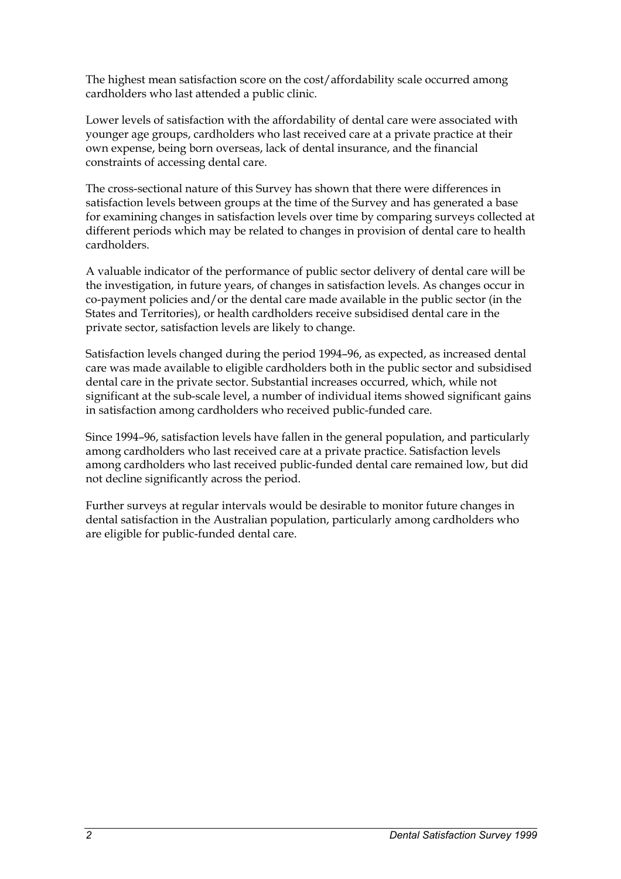The highest mean satisfaction score on the cost/affordability scale occurred among cardholders who last attended a public clinic.

Lower levels of satisfaction with the affordability of dental care were associated with younger age groups, cardholders who last received care at a private practice at their own expense, being born overseas, lack of dental insurance, and the financial constraints of accessing dental care.

The cross-sectional nature of this Survey has shown that there were differences in satisfaction levels between groups at the time of the Survey and has generated a base for examining changes in satisfaction levels over time by comparing surveys collected at different periods which may be related to changes in provision of dental care to health cardholders.

A valuable indicator of the performance of public sector delivery of dental care will be the investigation, in future years, of changes in satisfaction levels. As changes occur in co-payment policies and/or the dental care made available in the public sector (in the States and Territories), or health cardholders receive subsidised dental care in the private sector, satisfaction levels are likely to change.

Satisfaction levels changed during the period 1994–96, as expected, as increased dental care was made available to eligible cardholders both in the public sector and subsidised dental care in the private sector. Substantial increases occurred, which, while not significant at the sub-scale level, a number of individual items showed significant gains in satisfaction among cardholders who received public-funded care.

Since 1994–96, satisfaction levels have fallen in the general population, and particularly among cardholders who last received care at a private practice. Satisfaction levels among cardholders who last received public-funded dental care remained low, but did not decline significantly across the period.

Further surveys at regular intervals would be desirable to monitor future changes in dental satisfaction in the Australian population, particularly among cardholders who are eligible for public-funded dental care.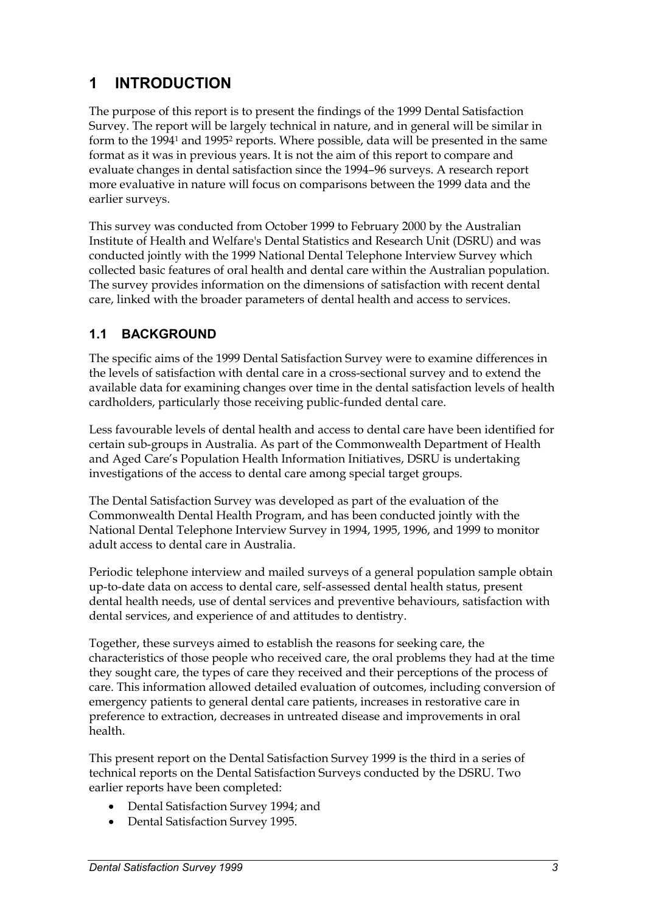# 1 INTRODUCTION

The purpose of this report is to present the findings of the 1999 Dental Satisfaction Survey. The report will be largely technical in nature, and in general will be similar in form to the 1994[1] and 1995[2] reports. Where possible, data will be presented in the same format as it was in previous years. It is not the aim of this report to compare and evaluate changes in dental satisfaction since the 1994–96 surveys. A research report more evaluative in nature will focus on comparisons between the 1999 data and the earlier surveys.

This survey was conducted from October 1999 to February 2000 by the Australian Institute of Health and Welfare's Dental Statistics and Research Unit (DSRU) and was conducted jointly with the 1999 National Dental Telephone Interview Survey which collected basic features of oral health and dental care within the Australian population. The survey provides information on the dimensions of satisfaction with recent dental care, linked with the broader parameters of dental health and access to services.

## 1.1 BACKGROUND

The specific aims of the 1999 Dental Satisfaction Survey were to examine differences in the levels of satisfaction with dental care in a cross-sectional survey and to extend the available data for examining changes over time in the dental satisfaction levels of health cardholders, particularly those receiving public-funded dental care.

Less favourable levels of dental health and access to dental care have been identified for certain sub-groups in Australia. As part of the Commonwealth Department of Health and Aged Care's Population Health Information Initiatives, DSRU is undertaking investigations of the access to dental care among special target groups.

The Dental Satisfaction Survey was developed as part of the evaluation of the Commonwealth Dental Health Program, and has been conducted jointly with the National Dental Telephone Interview Survey in 1994, 1995, 1996, and 1999 to monitor adult access to dental care in Australia.

Periodic telephone interview and mailed surveys of a general population sample obtain up-to-date data on access to dental care, self-assessed dental health status, present dental health needs, use of dental services and preventive behaviours, satisfaction with dental services, and experience of and attitudes to dentistry.

Together, these surveys aimed to establish the reasons for seeking care, the characteristics of those people who received care, the oral problems they had at the time they sought care, the types of care they received and their perceptions of the process of care. This information allowed detailed evaluation of outcomes, including conversion of emergency patients to general dental care patients, increases in restorative care in preference to extraction, decreases in untreated disease and improvements in oral health.

This present report on the Dental Satisfaction Survey 1999 is the third in a series of technical reports on the Dental Satisfaction Surveys conducted by the DSRU. Two earlier reports have been completed:

- Dental Satisfaction Survey 1994; and
- Dental Satisfaction Survey 1995.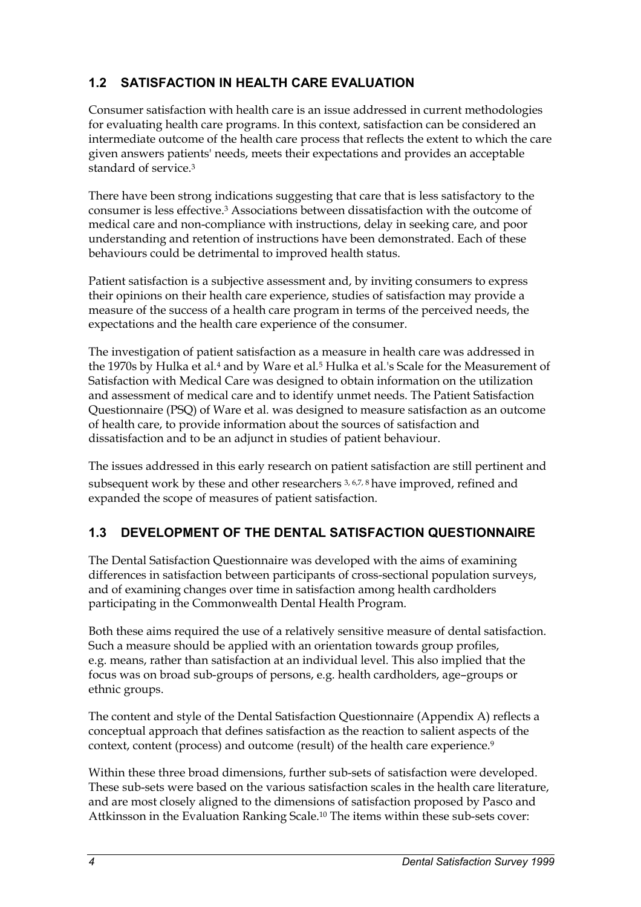## 1.2 SATISFACTION IN HEALTH CARE EVALUATION

Consumer satisfaction with health care is an issue addressed in current methodologies for evaluating health care programs. In this context, satisfaction can be considered an intermediate outcome of the health care process that reflects the extent to which the care given answers patients' needs, meets their expectations and provides an acceptable standard of service.[3]

There have been strong indications suggesting that care that is less satisfactory to the consumer is less effective.[3] Associations between dissatisfaction with the outcome of medical care and non-compliance with instructions, delay in seeking care, and poor understanding and retention of instructions have been demonstrated. Each of these behaviours could be detrimental to improved health status.

Patient satisfaction is a subjective assessment and, by inviting consumers to express their opinions on their health care experience, studies of satisfaction may provide a measure of the success of a health care program in terms of the perceived needs, the expectations and the health care experience of the consumer.

The investigation of patient satisfaction as a measure in health care was addressed in the 1970s by Hulka et al.[4] and by Ware et al.[5] Hulka et al.'s Scale for the Measurement of Satisfaction with Medical Care was designed to obtain information on the utilization and assessment of medical care and to identify unmet needs. The Patient Satisfaction Questionnaire (PSQ) of Ware et al. was designed to measure satisfaction as an outcome of health care, to provide information about the sources of satisfaction and dissatisfaction and to be an adjunct in studies of patient behaviour.

The issues addressed in this early research on patient satisfaction are still pertinent and subsequent work by these and other researchers [3, 6,7, 8] have improved, refined and expanded the scope of measures of patient satisfaction.

## 1.3 DEVELOPMENT OF THE DENTAL SATISFACTION QUESTIONNAIRE

The Dental Satisfaction Questionnaire was developed with the aims of examining differences in satisfaction between participants of cross-sectional population surveys, and of examining changes over time in satisfaction among health cardholders participating in the Commonwealth Dental Health Program.

Both these aims required the use of a relatively sensitive measure of dental satisfaction. Such a measure should be applied with an orientation towards group profiles, e.g. means, rather than satisfaction at an individual level. This also implied that the focus was on broad sub-groups of persons, e.g. health cardholders, age–groups or ethnic groups.

The content and style of the Dental Satisfaction Questionnaire (Appendix A) reflects a conceptual approach that defines satisfaction as the reaction to salient aspects of the context, content (process) and outcome (result) of the health care experience.[9]

Within these three broad dimensions, further sub-sets of satisfaction were developed. These sub-sets were based on the various satisfaction scales in the health care literature, and are most closely aligned to the dimensions of satisfaction proposed by Pasco and Attkinsson in the Evaluation Ranking Scale.[10] The items within these sub-sets cover: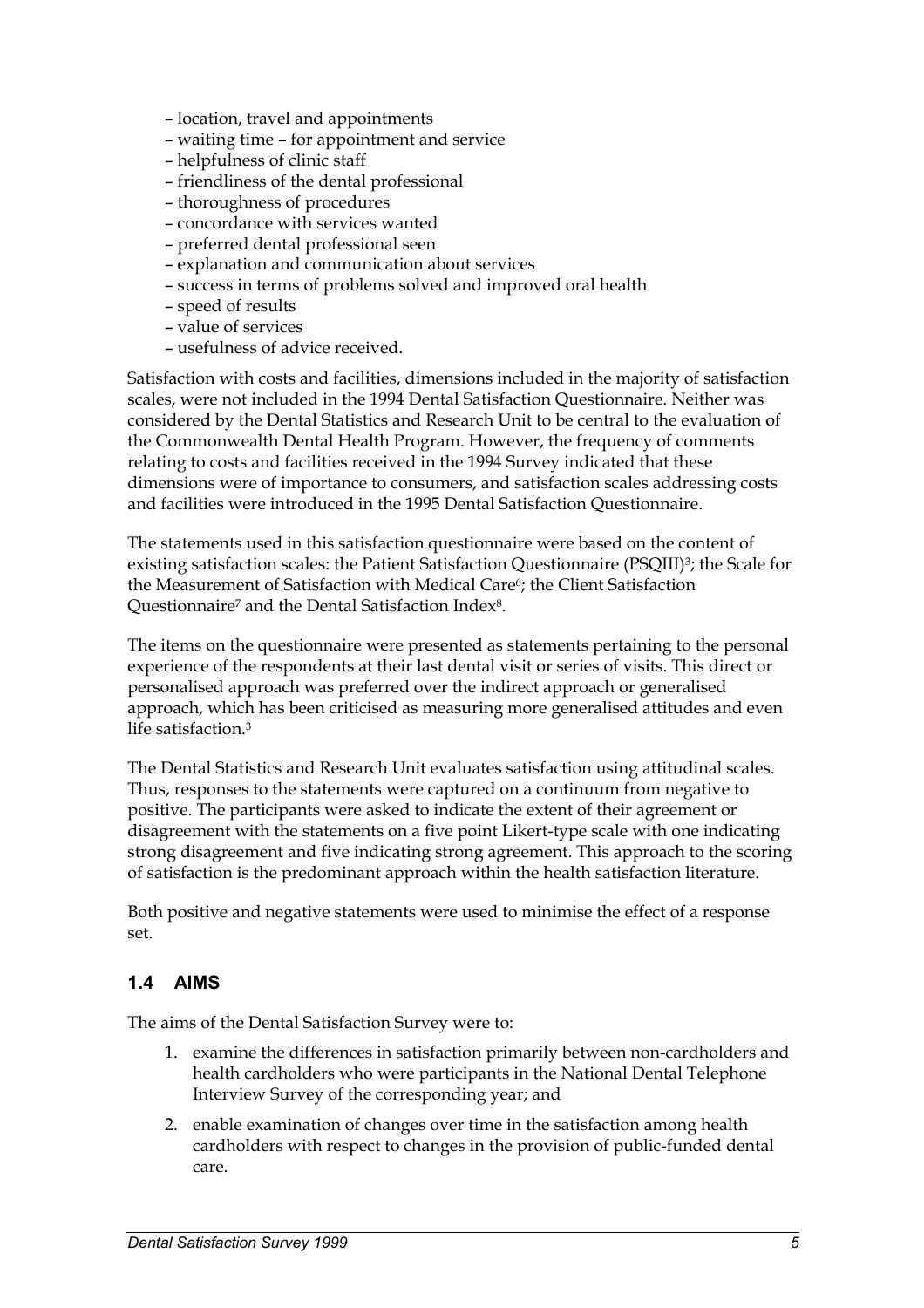– location, travel and appointments
– waiting time – for appointment and service
– helpfulness of clinic staff
– friendliness of the dental professional
– thoroughness of procedures
– concordance with services wanted
– preferred dental professional seen
– explanation and communication about services
– success in terms of problems solved and improved oral health
– speed of results
– value of services
– usefulness of advice received.

Satisfaction with costs and facilities, dimensions included in the majority of satisfaction scales, were not included in the 1994 Dental Satisfaction Questionnaire. Neither was considered by the Dental Statistics and Research Unit to be central to the evaluation of the Commonwealth Dental Health Program. However, the frequency of comments relating to costs and facilities received in the 1994 Survey indicated that these dimensions were of importance to consumers, and satisfaction scales addressing costs and facilities were introduced in the 1995 Dental Satisfaction Questionnaire.

The statements used in this satisfaction questionnaire were based on the content of existing satisfaction scales: the Patient Satisfaction Questionnaire (PSQIII)[3]; the Scale for the Measurement of Satisfaction with Medical Care[6]; the Client Satisfaction Questionnaire[7] and the Dental Satisfaction Index[8].

The items on the questionnaire were presented as statements pertaining to the personal experience of the respondents at their last dental visit or series of visits. This direct or personalised approach was preferred over the indirect approach or generalised approach, which has been criticised as measuring more generalised attitudes and even life satisfaction.[3]

The Dental Statistics and Research Unit evaluates satisfaction using attitudinal scales. Thus, responses to the statements were captured on a continuum from negative to positive. The participants were asked to indicate the extent of their agreement or disagreement with the statements on a five point Likert-type scale with one indicating strong disagreement and five indicating strong agreement. This approach to the scoring of satisfaction is the predominant approach within the health satisfaction literature.

Both positive and negative statements were used to minimise the effect of a response set.

## 1.4 AIMS

The aims of the Dental Satisfaction Survey were to:

1. examine the differences in satisfaction primarily between non-cardholders and health cardholders who were participants in the National Dental Telephone Interview Survey of the corresponding year; and
2. enable examination of changes over time in the satisfaction among health cardholders with respect to changes in the provision of public-funded dental care.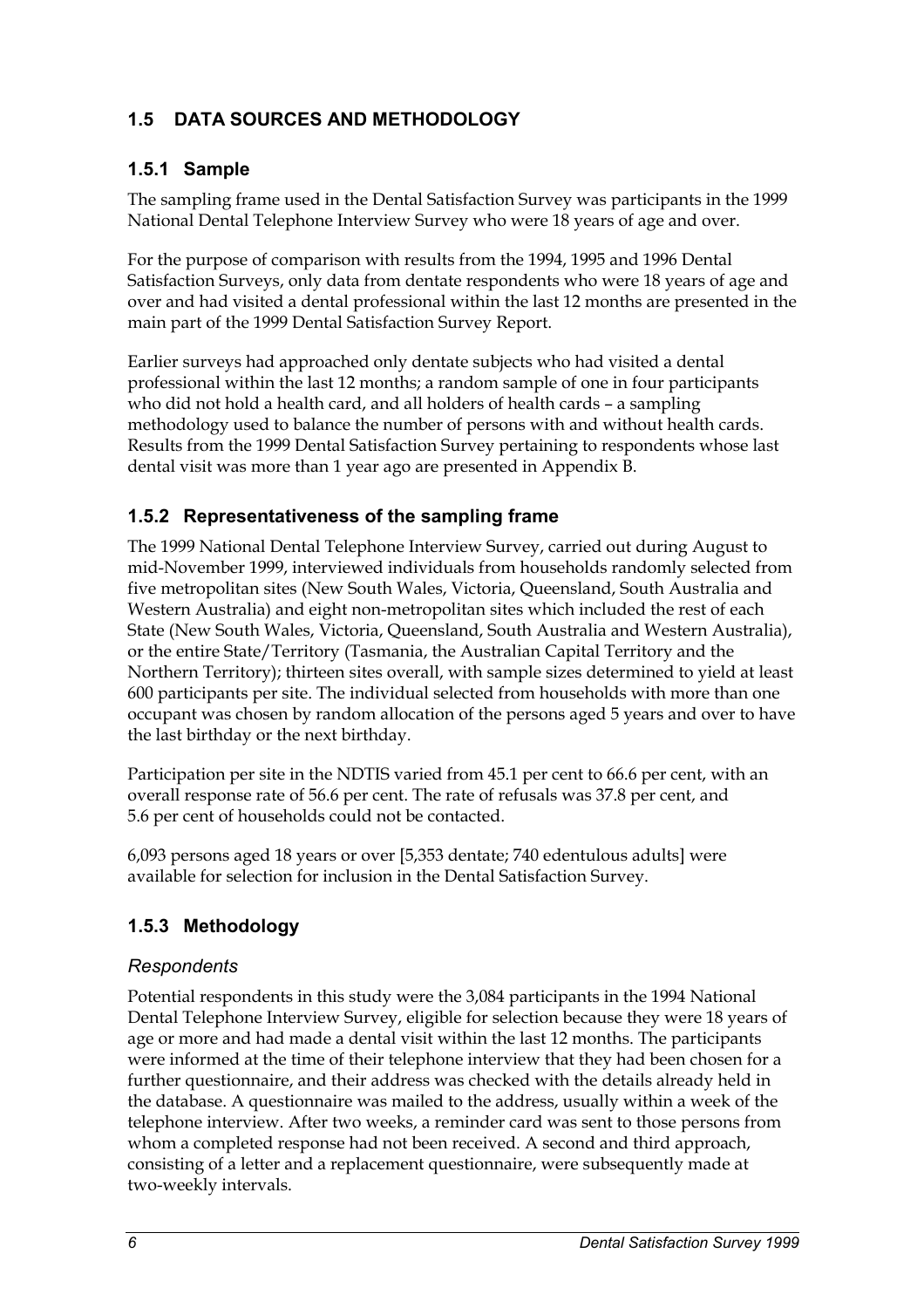## 1.5 DATA SOURCES AND METHODOLOGY

### 1.5.1 Sample

The sampling frame used in the Dental Satisfaction Survey was participants in the 1999 National Dental Telephone Interview Survey who were 18 years of age and over.

For the purpose of comparison with results from the 1994, 1995 and 1996 Dental Satisfaction Surveys, only data from dentate respondents who were 18 years of age and over and had visited a dental professional within the last 12 months are presented in the main part of the 1999 Dental Satisfaction Survey Report.

Earlier surveys had approached only dentate subjects who had visited a dental professional within the last 12 months; a random sample of one in four participants who did not hold a health card, and all holders of health cards – a sampling methodology used to balance the number of persons with and without health cards. Results from the 1999 Dental Satisfaction Survey pertaining to respondents whose last dental visit was more than 1 year ago are presented in Appendix B.

### 1.5.2 Representativeness of the sampling frame

The 1999 National Dental Telephone Interview Survey, carried out during August to mid-November 1999, interviewed individuals from households randomly selected from five metropolitan sites (New South Wales, Victoria, Queensland, South Australia and Western Australia) and eight non-metropolitan sites which included the rest of each State (New South Wales, Victoria, Queensland, South Australia and Western Australia), or the entire State/Territory (Tasmania, the Australian Capital Territory and the Northern Territory); thirteen sites overall, with sample sizes determined to yield at least 600 participants per site. The individual selected from households with more than one occupant was chosen by random allocation of the persons aged 5 years and over to have the last birthday or the next birthday.

Participation per site in the NDTIS varied from 45.1 per cent to 66.6 per cent, with an overall response rate of 56.6 per cent. The rate of refusals was 37.8 per cent, and 5.6 per cent of households could not be contacted.

6,093 persons aged 18 years or over [5,353 dentate; 740 edentulous adults] were available for selection for inclusion in the Dental Satisfaction Survey.

### 1.5.3 Methodology

#### *Respondents*

Potential respondents in this study were the 3,084 participants in the 1994 National Dental Telephone Interview Survey, eligible for selection because they were 18 years of age or more and had made a dental visit within the last 12 months. The participants were informed at the time of their telephone interview that they had been chosen for a further questionnaire, and their address was checked with the details already held in the database. A questionnaire was mailed to the address, usually within a week of the telephone interview. After two weeks, a reminder card was sent to those persons from whom a completed response had not been received. A second and third approach, consisting of a letter and a replacement questionnaire, were subsequently made at two-weekly intervals.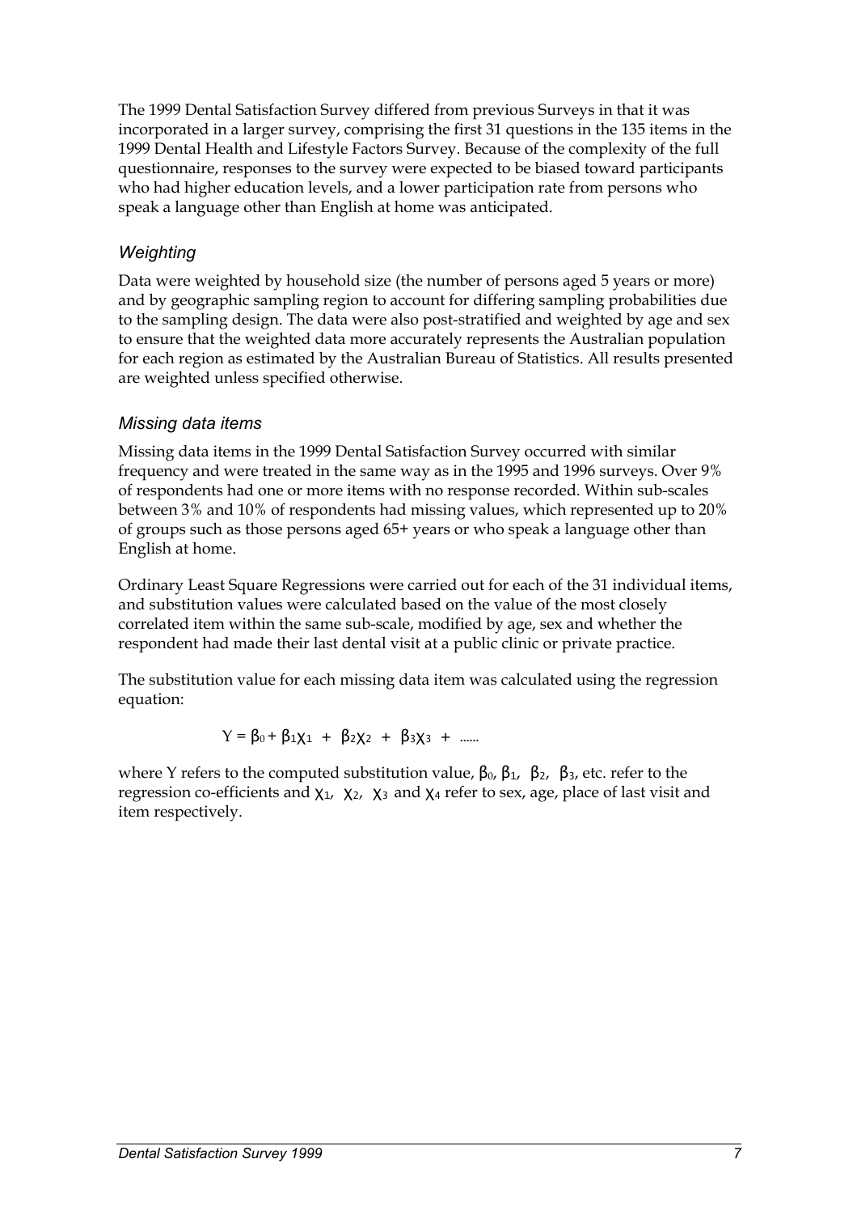The 1999 Dental Satisfaction Survey differed from previous Surveys in that it was incorporated in a larger survey, comprising the first 31 questions in the 135 items in the 1999 Dental Health and Lifestyle Factors Survey. Because of the complexity of the full questionnaire, responses to the survey were expected to be biased toward participants who had higher education levels, and a lower participation rate from persons who speak a language other than English at home was anticipated.

### *Weighting*

Data were weighted by household size (the number of persons aged 5 years or more) and by geographic sampling region to account for differing sampling probabilities due to the sampling design. The data were also post-stratified and weighted by age and sex to ensure that the weighted data more accurately represents the Australian population for each region as estimated by the Australian Bureau of Statistics. All results presented are weighted unless specified otherwise.

### *Missing data items*

Missing data items in the 1999 Dental Satisfaction Survey occurred with similar frequency and were treated in the same way as in the 1995 and 1996 surveys. Over 9% of respondents had one or more items with no response recorded. Within sub-scales between 3% and 10% of respondents had missing values, which represented up to 20% of groups such as those persons aged 65+ years or who speak a language other than English at home.

Ordinary Least Square Regressions were carried out for each of the 31 individual items, and substitution values were calculated based on the value of the most closely correlated item within the same sub-scale, modified by age, sex and whether the respondent had made their last dental visit at a public clinic or private practice.

The substitution value for each missing data item was calculated using the regression equation:

$$Y = \beta_0 + \beta_1\chi_1 + \beta_2\chi_2 + \beta_3\chi_3 + \ldots\ldots$$

where Y refers to the computed substitution value, $\beta_0$, $\beta_1$, $\beta_2$, $\beta_3$, etc. refer to the regression co-efficients and $\chi_1$, $\chi_2$, $\chi_3$ and $\chi_4$ refer to sex, age, place of last visit and item respectively.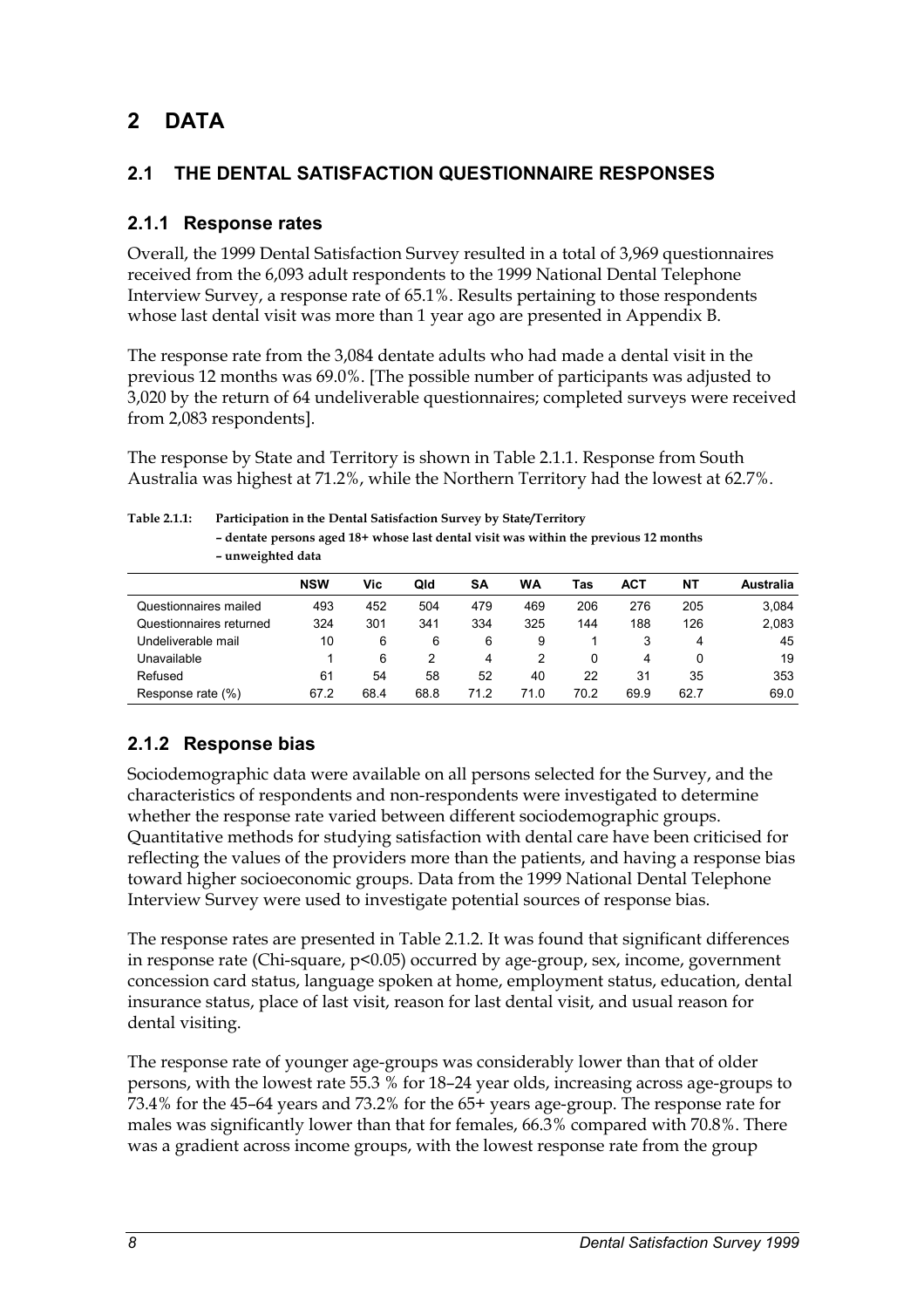# 2 DATA

## 2.1 THE DENTAL SATISFACTION QUESTIONNAIRE RESPONSES

### 2.1.1 Response rates

Overall, the 1999 Dental Satisfaction Survey resulted in a total of 3,969 questionnaires received from the 6,093 adult respondents to the 1999 National Dental Telephone Interview Survey, a response rate of 65.1%. Results pertaining to those respondents whose last dental visit was more than 1 year ago are presented in Appendix B.

The response rate from the 3,084 dentate adults who had made a dental visit in the previous 12 months was 69.0%. [The possible number of participants was adjusted to 3,020 by the return of 64 undeliverable questionnaires; completed surveys were received from 2,083 respondents].

The response by State and Territory is shown in Table 2.1.1. Response from South Australia was highest at 71.2%, while the Northern Territory had the lowest at 62.7%.

**Table 2.1.1: Participation in the Dental Satisfaction Survey by State/Territory – dentate persons aged 18+ whose last dental visit was within the previous 12 months – unweighted data**

| | NSW | Vic | Qld | SA | WA | Tas | ACT | NT | Australia |
|---|---|---|---|---|---|---|---|---|---|
| Questionnaires mailed | 493 | 452 | 504 | 479 | 469 | 206 | 276 | 205 | 3,084 |
| Questionnaires returned | 324 | 301 | 341 | 334 | 325 | 144 | 188 | 126 | 2,083 |
| Undeliverable mail | 10 | 6 | 6 | 6 | 9 | 1 | 3 | 4 | 45 |
| Unavailable | 1 | 6 | 2 | 4 | 2 | 0 | 4 | 0 | 19 |
| Refused | 61 | 54 | 58 | 52 | 40 | 22 | 31 | 35 | 353 |
| Response rate (%) | 67.2 | 68.4 | 68.8 | 71.2 | 71.0 | 70.2 | 69.9 | 62.7 | 69.0 |

### 2.1.2 Response bias

Sociodemographic data were available on all persons selected for the Survey, and the characteristics of respondents and non-respondents were investigated to determine whether the response rate varied between different sociodemographic groups. Quantitative methods for studying satisfaction with dental care have been criticised for reflecting the values of the providers more than the patients, and having a response bias toward higher socioeconomic groups. Data from the 1999 National Dental Telephone Interview Survey were used to investigate potential sources of response bias.

The response rates are presented in Table 2.1.2. It was found that significant differences in response rate (Chi-square, $p<0.05$) occurred by age-group, sex, income, government concession card status, language spoken at home, employment status, education, dental insurance status, place of last visit, reason for last dental visit, and usual reason for dental visiting.

The response rate of younger age-groups was considerably lower than that of older persons, with the lowest rate 55.3 % for 18–24 year olds, increasing across age-groups to 73.4% for the 45–64 years and 73.2% for the 65+ years age-group. The response rate for males was significantly lower than that for females, 66.3% compared with 70.8%. There was a gradient across income groups, with the lowest response rate from the group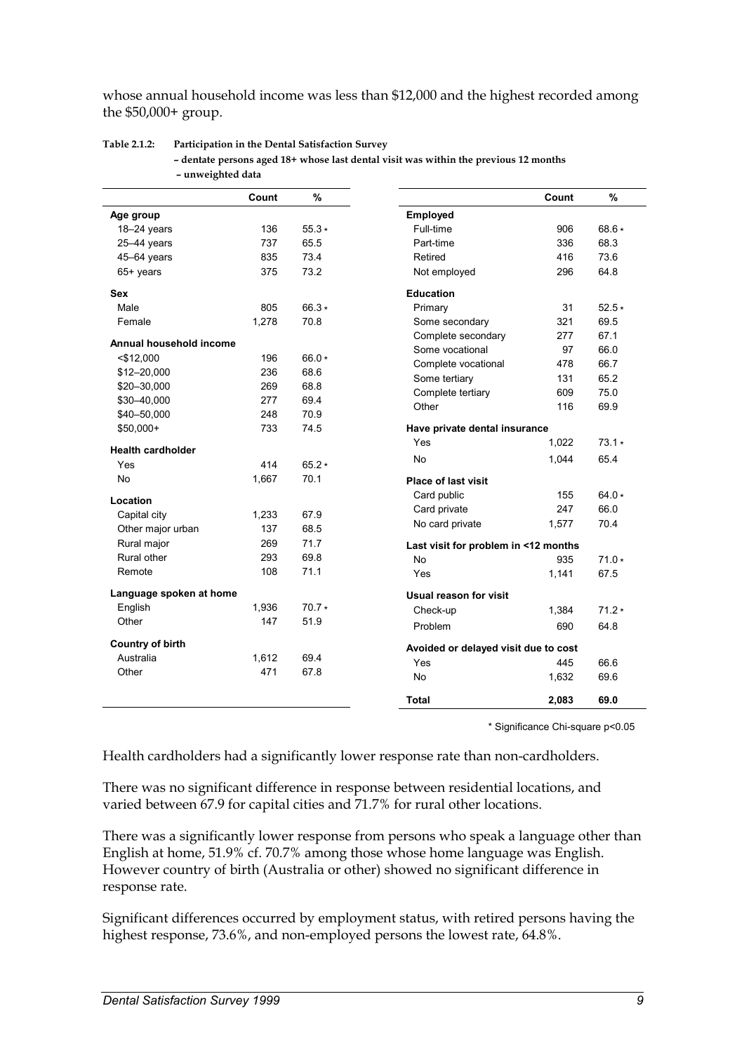whose annual household income was less than $12,000 and the highest recorded among the $50,000+ group.

**Table 2.1.2: Participation in the Dental Satisfaction Survey – dentate persons aged 18+ whose last dental visit was within the previous 12 months – unweighted data**

| | Count | % |
|---|---|---|
| **Age group** | | |
| 18–24 years | 136 | 55.3 * |
| 25–44 years | 737 | 65.5 |
| 45–64 years | 835 | 73.4 |
| 65+ years | 375 | 73.2 |
| **Sex** | | |
| Male | 805 | 66.3 * |
| Female | 1,278 | 70.8 |
| **Annual household income** | | |
| <$12,000 | 196 | 66.0 * |
| $12–20,000 | 236 | 68.6 |
| $20–30,000 | 269 | 68.8 |
| $30–40,000 | 277 | 69.4 |
| $40–50,000 | 248 | 70.9 |
| $50,000+ | 733 | 74.5 |
| **Health cardholder** | | |
| Yes | 414 | 65.2 * |
| No | 1,667 | 70.1 |
| **Location** | | |
| Capital city | 1,233 | 67.9 |
| Other major urban | 137 | 68.5 |
| Rural major | 269 | 71.7 |
| Rural other | 293 | 69.8 |
| Remote | 108 | 71.1 |
| **Language spoken at home** | | |
| English | 1,936 | 70.7 * |
| Other | 147 | 51.9 |
| **Country of birth** | | |
| Australia | 1,612 | 69.4 |
| Other | 471 | 67.8 |

| | Count | % |
|---|---|---|
| **Employed** | | |
| Full-time | 906 | 68.6 * |
| Part-time | 336 | 68.3 |
| Retired | 416 | 73.6 |
| Not employed | 296 | 64.8 |
| **Education** | | |
| Primary | 31 | 52.5 * |
| Some secondary | 321 | 69.5 |
| Complete secondary | 277 | 67.1 |
| Some vocational | 97 | 66.0 |
| Complete vocational | 478 | 66.7 |
| Some tertiary | 131 | 65.2 |
| Complete tertiary | 609 | 75.0 |
| Other | 116 | 69.9 |
| **Have private dental insurance** | | |
| Yes | 1,022 | 73.1 * |
| No | 1,044 | 65.4 |
| **Place of last visit** | | |
| Card public | 155 | 64.0 * |
| Card private | 247 | 66.0 |
| No card private | 1,577 | 70.4 |
| **Last visit for problem in <12 months** | | |
| No | 935 | 71.0 * |
| Yes | 1,141 | 67.5 |
| **Usual reason for visit** | | |
| Check-up | 1,384 | 71.2 * |
| Problem | 690 | 64.8 |
| **Avoided or delayed visit due to cost** | | |
| Yes | 445 | 66.6 |
| No | 1,632 | 69.6 |
| **Total** | **2,083** | **69.0** |

\* Significance Chi-square $p<0.05$

Health cardholders had a significantly lower response rate than non-cardholders.

There was no significant difference in response between residential locations, and varied between 67.9 for capital cities and 71.7% for rural other locations.

There was a significantly lower response from persons who speak a language other than English at home, 51.9% cf. 70.7% among those whose home language was English. However country of birth (Australia or other) showed no significant difference in response rate.

Significant differences occurred by employment status, with retired persons having the highest response, 73.6%, and non-employed persons the lowest rate, 64.8%.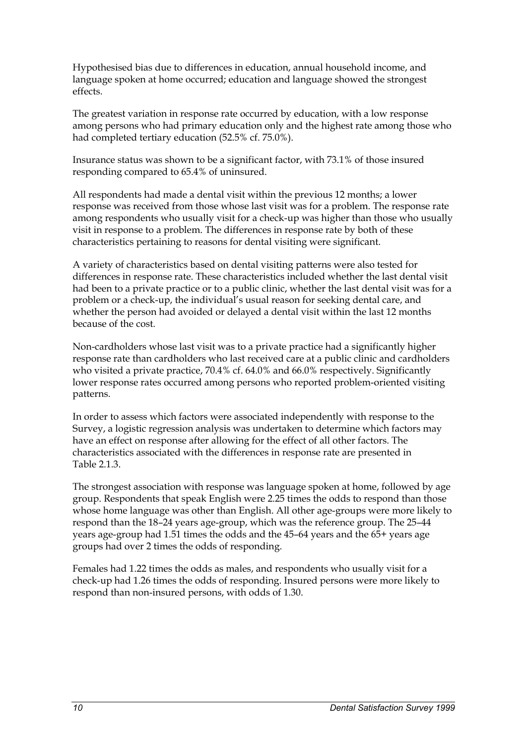Hypothesised bias due to differences in education, annual household income, and language spoken at home occurred; education and language showed the strongest effects.

The greatest variation in response rate occurred by education, with a low response among persons who had primary education only and the highest rate among those who had completed tertiary education (52.5% cf. 75.0%).

Insurance status was shown to be a significant factor, with 73.1% of those insured responding compared to 65.4% of uninsured.

All respondents had made a dental visit within the previous 12 months; a lower response was received from those whose last visit was for a problem. The response rate among respondents who usually visit for a check-up was higher than those who usually visit in response to a problem. The differences in response rate by both of these characteristics pertaining to reasons for dental visiting were significant.

A variety of characteristics based on dental visiting patterns were also tested for differences in response rate. These characteristics included whether the last dental visit had been to a private practice or to a public clinic, whether the last dental visit was for a problem or a check-up, the individual's usual reason for seeking dental care, and whether the person had avoided or delayed a dental visit within the last 12 months because of the cost.

Non-cardholders whose last visit was to a private practice had a significantly higher response rate than cardholders who last received care at a public clinic and cardholders who visited a private practice, 70.4% cf. 64.0% and 66.0% respectively. Significantly lower response rates occurred among persons who reported problem-oriented visiting patterns.

In order to assess which factors were associated independently with response to the Survey, a logistic regression analysis was undertaken to determine which factors may have an effect on response after allowing for the effect of all other factors. The characteristics associated with the differences in response rate are presented in Table 2.1.3.

The strongest association with response was language spoken at home, followed by age group. Respondents that speak English were 2.25 times the odds to respond than those whose home language was other than English. All other age-groups were more likely to respond than the 18–24 years age-group, which was the reference group. The 25–44 years age-group had 1.51 times the odds and the 45–64 years and the 65+ years age groups had over 2 times the odds of responding.

Females had 1.22 times the odds as males, and respondents who usually visit for a check-up had 1.26 times the odds of responding. Insured persons were more likely to respond than non-insured persons, with odds of 1.30.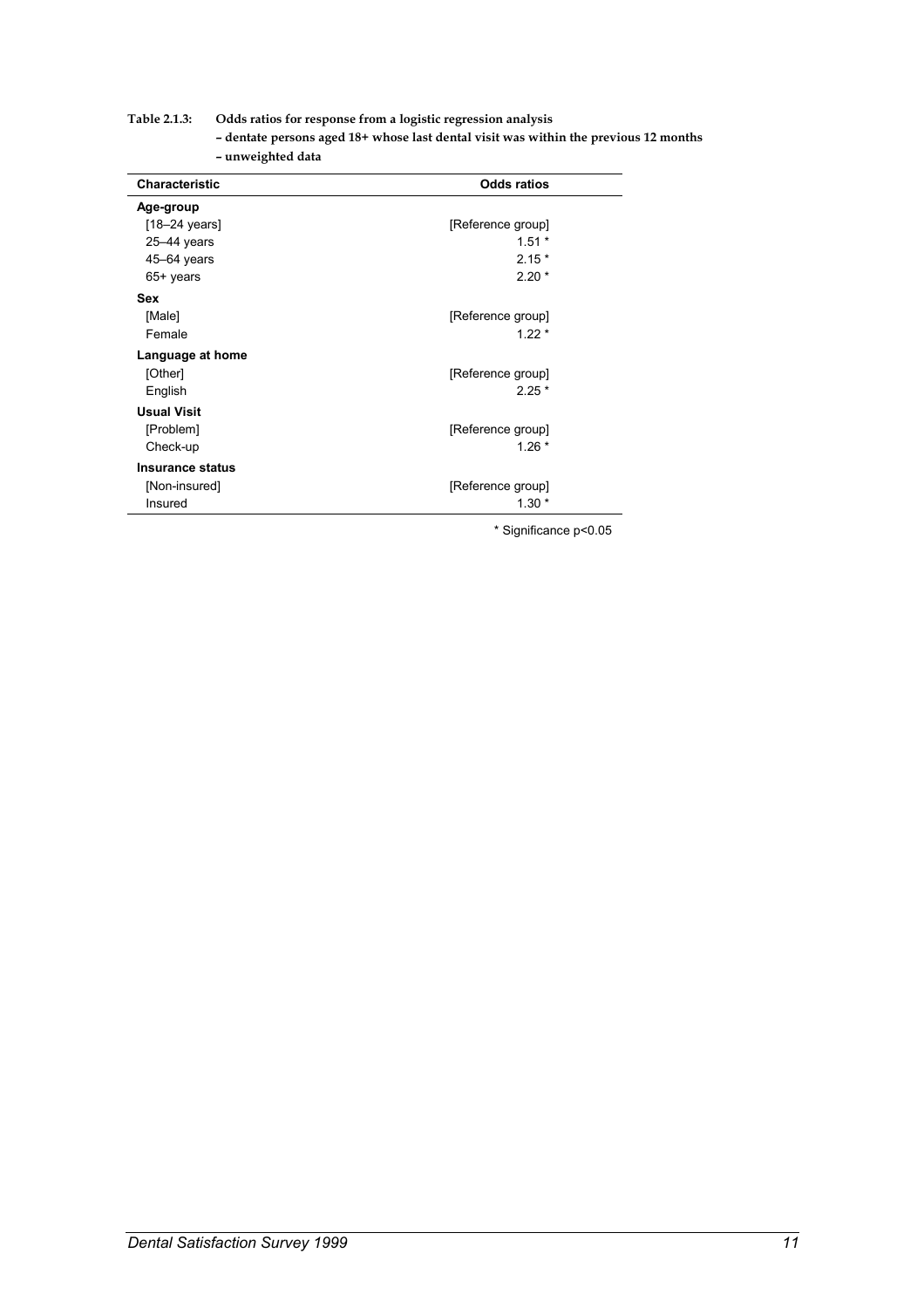**Table 2.1.3: Odds ratios for response from a logistic regression analysis – dentate persons aged 18+ whose last dental visit was within the previous 12 months – unweighted data**

| Characteristic | Odds ratios |
|---|---|
| **Age-group** | |
| [18–24 years] | [Reference group] |
| 25–44 years | 1.51 * |
| 45–64 years | 2.15 * |
| 65+ years | 2.20 * |
| **Sex** | |
| [Male] | [Reference group] |
| Female | 1.22 * |
| **Language at home** | |
| [Other] | [Reference group] |
| English | 2.25 * |
| **Usual Visit** | |
| [Problem] | [Reference group] |
| Check-up | 1.26 * |
| **Insurance status** | |
| [Non-insured] | [Reference group] |
| Insured | 1.30 * |

* Significance $p<0.05$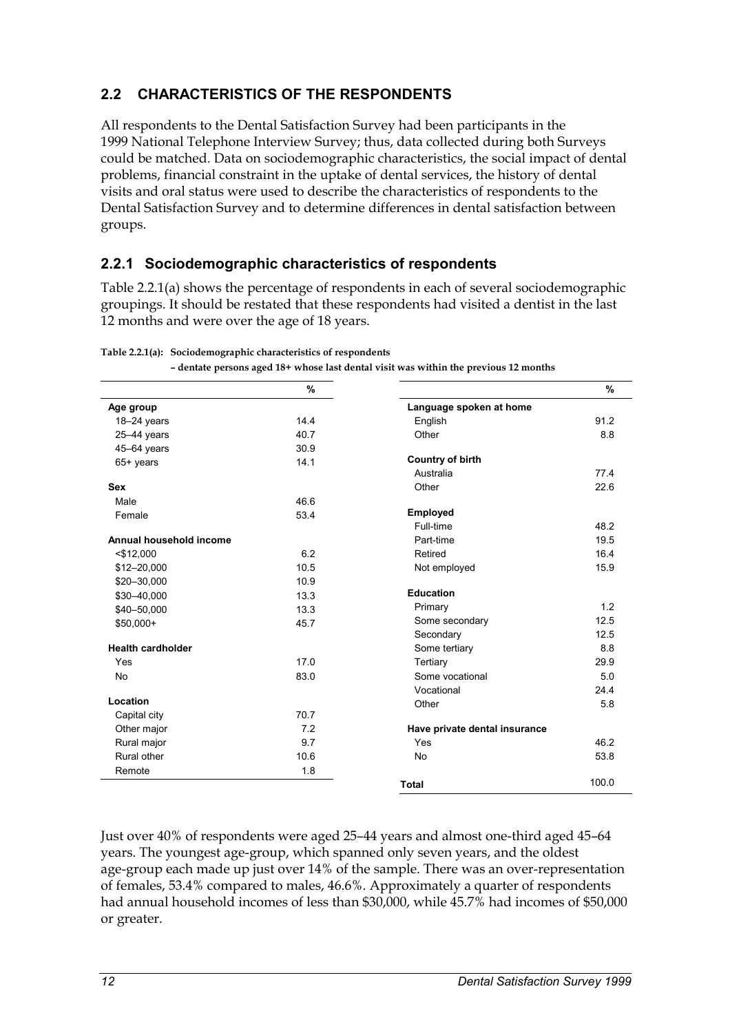## 2.2 CHARACTERISTICS OF THE RESPONDENTS

All respondents to the Dental Satisfaction Survey had been participants in the 1999 National Telephone Interview Survey; thus, data collected during both Surveys could be matched. Data on sociodemographic characteristics, the social impact of dental problems, financial constraint in the uptake of dental services, the history of dental visits and oral status were used to describe the characteristics of respondents to the Dental Satisfaction Survey and to determine differences in dental satisfaction between groups.

### 2.2.1 Sociodemographic characteristics of respondents

Table 2.2.1(a) shows the percentage of respondents in each of several sociodemographic groupings. It should be restated that these respondents had visited a dentist in the last 12 months and were over the age of 18 years.

**Table 2.2.1(a): Sociodemographic characteristics of respondents**
**– dentate persons aged 18+ whose last dental visit was within the previous 12 months**

| | % | | % |
|---|---|---|---|
| **Age group** | | **Language spoken at home** | |
| 18–24 years | 14.4 | English | 91.2 |
| 25–44 years | 40.7 | Other | 8.8 |
| 45–64 years | 30.9 | | |
| 65+ years | 14.1 | **Country of birth** | |
| | | Australia | 77.4 |
| **Sex** | | Other | 22.6 |
| Male | 46.6 | | |
| Female | 53.4 | **Employed** | |
| | | Full-time | 48.2 |
| **Annual household income** | | Part-time | 19.5 |
| <$12,000 | 6.2 | Retired | 16.4 |
| $12–20,000 | 10.5 | Not employed | 15.9 |
| $20–30,000 | 10.9 | | |
| $30–40,000 | 13.3 | **Education** | |
| $40–50,000 | 13.3 | Primary | 1.2 |
| $50,000+ | 45.7 | Some secondary | 12.5 |
| | | Secondary | 12.5 |
| **Health cardholder** | | Some tertiary | 8.8 |
| Yes | 17.0 | Tertiary | 29.9 |
| No | 83.0 | Some vocational | 5.0 |
| | | Vocational | 24.4 |
| **Location** | | Other | 5.8 |
| Capital city | 70.7 | | |
| Other major | 7.2 | **Have private dental insurance** | |
| Rural major | 9.7 | Yes | 46.2 |
| Rural other | 10.6 | No | 53.8 |
| Remote | 1.8 | | |
| | | **Total** | 100.0 |

Just over 40% of respondents were aged 25–44 years and almost one-third aged 45–64 years. The youngest age-group, which spanned only seven years, and the oldest age-group each made up just over 14% of the sample. There was an over-representation of females, 53.4% compared to males, 46.6%. Approximately a quarter of respondents had annual household incomes of less than $30,000, while 45.7% had incomes of $50,000 or greater.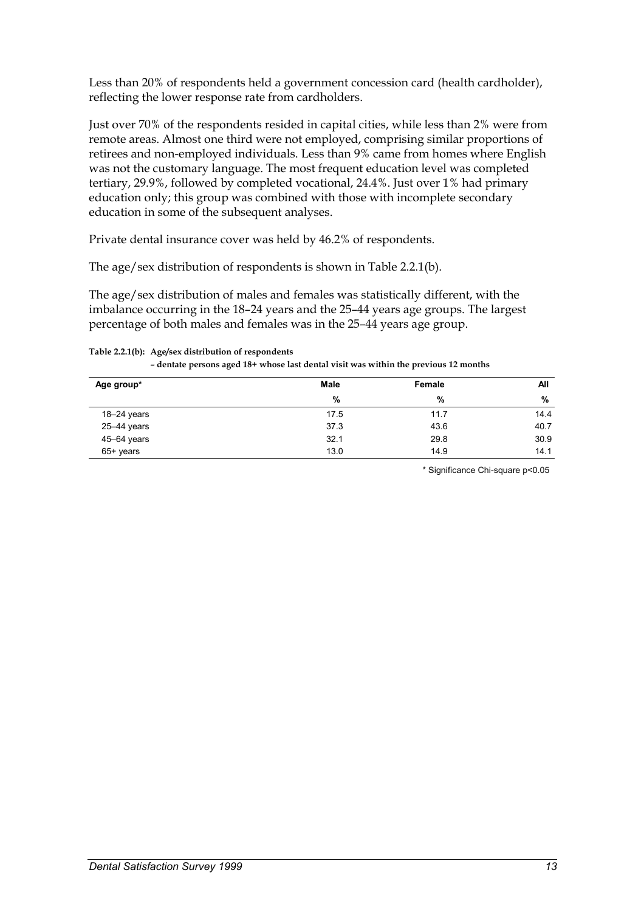Less than 20% of respondents held a government concession card (health cardholder), reflecting the lower response rate from cardholders.

Just over 70% of the respondents resided in capital cities, while less than 2% were from remote areas. Almost one third were not employed, comprising similar proportions of retirees and non-employed individuals. Less than 9% came from homes where English was not the customary language. The most frequent education level was completed tertiary, 29.9%, followed by completed vocational, 24.4%. Just over 1% had primary education only; this group was combined with those with incomplete secondary education in some of the subsequent analyses.

Private dental insurance cover was held by 46.2% of respondents.

The age/sex distribution of respondents is shown in Table 2.2.1(b).

The age/sex distribution of males and females was statistically different, with the imbalance occurring in the 18–24 years and the 25–44 years age groups. The largest percentage of both males and females was in the 25–44 years age group.

**Table 2.2.1(b): Age/sex distribution of respondents**
**– dentate persons aged 18+ whose last dental visit was within the previous 12 months**

| Age group* | Male | Female | All |
|---|---|---|---|
| | % | % | % |
| 18–24 years | 17.5 | 11.7 | 14.4 |
| 25–44 years | 37.3 | 43.6 | 40.7 |
| 45–64 years | 32.1 | 29.8 | 30.9 |
| 65+ years | 13.0 | 14.9 | 14.1 |

* Significance Chi-square $p<0.05$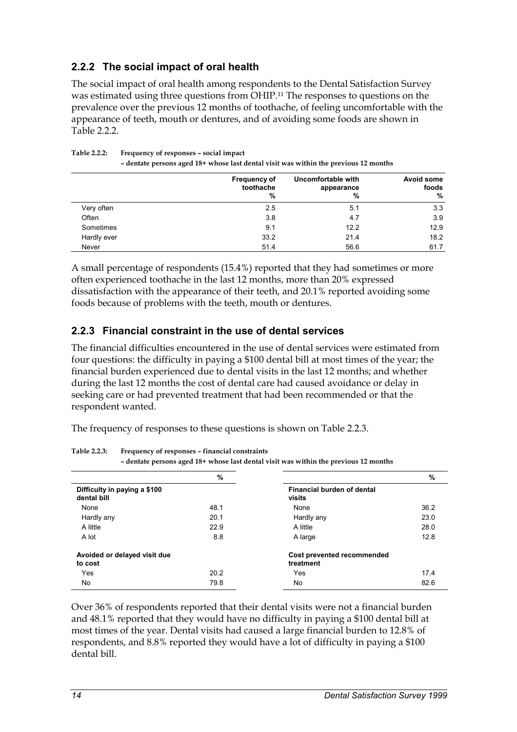### 2.2.2 The social impact of oral health

The social impact of oral health among respondents to the Dental Satisfaction Survey was estimated using three questions from OHIP.[11] The responses to questions on the prevalence over the previous 12 months of toothache, of feeling uncomfortable with the appearance of teeth, mouth or dentures, and of avoiding some foods are shown in Table 2.2.2.

**Table 2.2.2: Frequency of responses – social impact**
**– dentate persons aged 18+ whose last dental visit was within the previous 12 months**

| | Frequency of toothache % | Uncomfortable with appearance % | Avoid some foods % |
|---|---|---|---|
| Very often | 2.5 | 5.1 | 3.3 |
| Often | 3.8 | 4.7 | 3.9 |
| Sometimes | 9.1 | 12.2 | 12.9 |
| Hardly ever | 33.2 | 21.4 | 18.2 |
| Never | 51.4 | 56.6 | 61.7 |

A small percentage of respondents (15.4%) reported that they had sometimes or more often experienced toothache in the last 12 months, more than 20% expressed dissatisfaction with the appearance of their teeth, and 20.1% reported avoiding some foods because of problems with the teeth, mouth or dentures.

### 2.2.3 Financial constraint in the use of dental services

The financial difficulties encountered in the use of dental services were estimated from four questions: the difficulty in paying a $100 dental bill at most times of the year; the financial burden experienced due to dental visits in the last 12 months; and whether during the last 12 months the cost of dental care had caused avoidance or delay in seeking care or had prevented treatment that had been recommended or that the respondent wanted.

The frequency of responses to these questions is shown on Table 2.2.3.

**Table 2.2.3: Frequency of responses – financial constraints**
**– dentate persons aged 18+ whose last dental visit was within the previous 12 months**

| | % | | % |
|---|---|---|---|
| **Difficulty in paying a $100 dental bill** | | **Financial burden of dental visits** | |
| None | 48.1 | None | 36.2 |
| Hardly any | 20.1 | Hardly any | 23.0 |
| A little | 22.9 | A little | 28.0 |
| A lot | 8.8 | A large | 12.8 |
| **Avoided or delayed visit due to cost** | | **Cost prevented recommended treatment** | |
| Yes | 20.2 | Yes | 17.4 |
| No | 79.8 | No | 82.6 |

Over 36% of respondents reported that their dental visits were not a financial burden and 48.1% reported that they would have no difficulty in paying a $100 dental bill at most times of the year. Dental visits had caused a large financial burden to 12.8% of respondents, and 8.8% reported they would have a lot of difficulty in paying a $100 dental bill.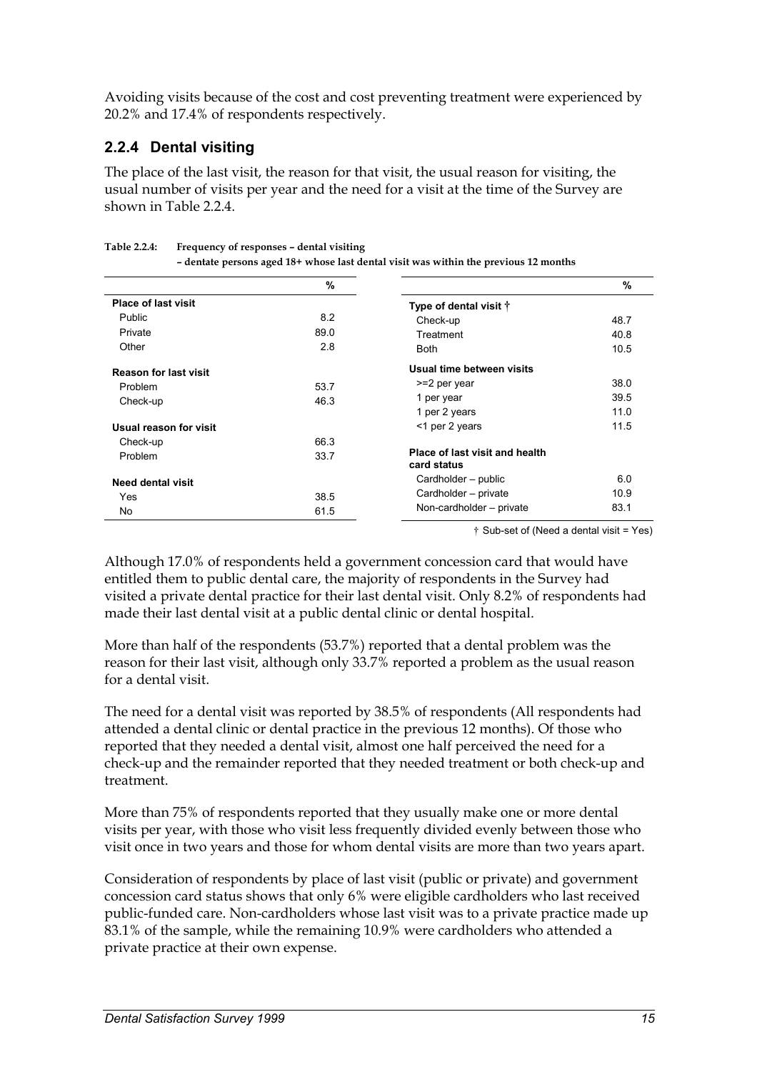Avoiding visits because of the cost and cost preventing treatment were experienced by 20.2% and 17.4% of respondents respectively.

### 2.2.4 Dental visiting

The place of the last visit, the reason for that visit, the usual reason for visiting, the usual number of visits per year and the need for a visit at the time of the Survey are shown in Table 2.2.4.

**Table 2.2.4: Frequency of responses – dental visiting – dentate persons aged 18+ whose last dental visit was within the previous 12 months**

| | % | | % |
|---|---|---|---|
| **Place of last visit** | | **Type of dental visit †** | |
| Public | 8.2 | Check-up | 48.7 |
| Private | 89.0 | Treatment | 40.8 |
| Other | 2.8 | Both | 10.5 |
| **Reason for last visit** | | **Usual time between visits** | |
| Problem | 53.7 | >=2 per year | 38.0 |
| Check-up | 46.3 | 1 per year | 39.5 |
| | | 1 per 2 years | 11.0 |
| **Usual reason for visit** | | <1 per 2 years | 11.5 |
| Check-up | 66.3 | | |
| Problem | 33.7 | **Place of last visit and health card status** | |
| **Need dental visit** | | Cardholder – public | 6.0 |
| Yes | 38.5 | Cardholder – private | 10.9 |
| No | 61.5 | Non-cardholder – private | 83.1 |

† Sub-set of (Need a dental visit = Yes)

Although 17.0% of respondents held a government concession card that would have entitled them to public dental care, the majority of respondents in the Survey had visited a private dental practice for their last dental visit. Only 8.2% of respondents had made their last dental visit at a public dental clinic or dental hospital.

More than half of the respondents (53.7%) reported that a dental problem was the reason for their last visit, although only 33.7% reported a problem as the usual reason for a dental visit.

The need for a dental visit was reported by 38.5% of respondents (All respondents had attended a dental clinic or dental practice in the previous 12 months). Of those who reported that they needed a dental visit, almost one half perceived the need for a check-up and the remainder reported that they needed treatment or both check-up and treatment.

More than 75% of respondents reported that they usually make one or more dental visits per year, with those who visit less frequently divided evenly between those who visit once in two years and those for whom dental visits are more than two years apart.

Consideration of respondents by place of last visit (public or private) and government concession card status shows that only 6% were eligible cardholders who last received public-funded care. Non-cardholders whose last visit was to a private practice made up 83.1% of the sample, while the remaining 10.9% were cardholders who attended a private practice at their own expense.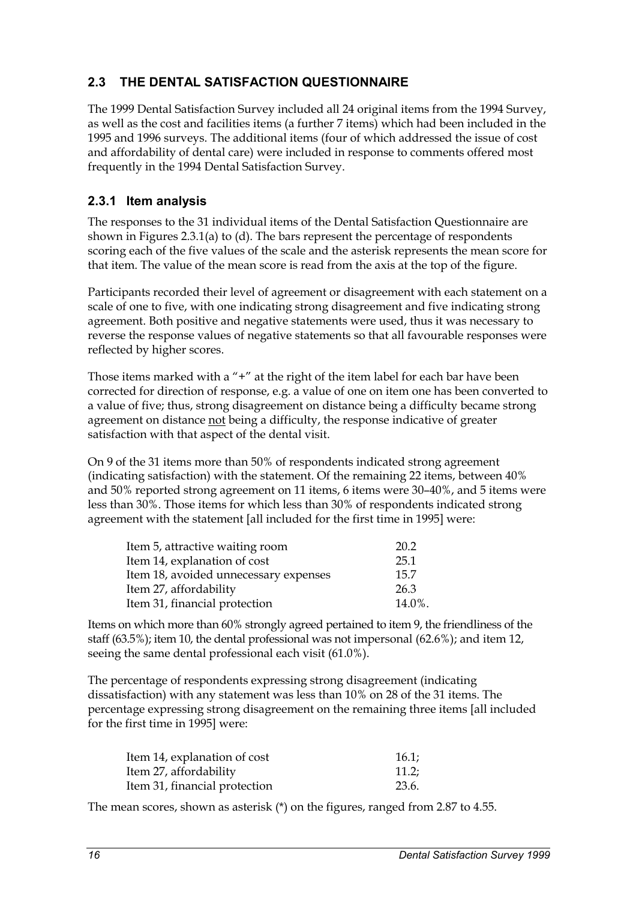## 2.3 THE DENTAL SATISFACTION QUESTIONNAIRE

The 1999 Dental Satisfaction Survey included all 24 original items from the 1994 Survey, as well as the cost and facilities items (a further 7 items) which had been included in the 1995 and 1996 surveys. The additional items (four of which addressed the issue of cost and affordability of dental care) were included in response to comments offered most frequently in the 1994 Dental Satisfaction Survey.

### 2.3.1 Item analysis

The responses to the 31 individual items of the Dental Satisfaction Questionnaire are shown in Figures 2.3.1(a) to (d). The bars represent the percentage of respondents scoring each of the five values of the scale and the asterisk represents the mean score for that item. The value of the mean score is read from the axis at the top of the figure.

Participants recorded their level of agreement or disagreement with each statement on a scale of one to five, with one indicating strong disagreement and five indicating strong agreement. Both positive and negative statements were used, thus it was necessary to reverse the response values of negative statements so that all favourable responses were reflected by higher scores.

Those items marked with a "+" at the right of the item label for each bar have been corrected for direction of response, e.g. a value of one on item one has been converted to a value of five; thus, strong disagreement on distance being a difficulty became strong agreement on distance <u>not</u> being a difficulty, the response indicative of greater satisfaction with that aspect of the dental visit.

On 9 of the 31 items more than 50% of respondents indicated strong agreement (indicating satisfaction) with the statement. Of the remaining 22 items, between 40% and 50% reported strong agreement on 11 items, 6 items were 30–40%, and 5 items were less than 30%. Those items for which less than 30% of respondents indicated strong agreement with the statement [all included for the first time in 1995] were:

| | |
|---|---|
| Item 5, attractive waiting room | 20.2 |
| Item 14, explanation of cost | 25.1 |
| Item 18, avoided unnecessary expenses | 15.7 |
| Item 27, affordability | 26.3 |
| Item 31, financial protection | 14.0%. |

Items on which more than 60% strongly agreed pertained to item 9, the friendliness of the staff (63.5%); item 10, the dental professional was not impersonal (62.6%); and item 12, seeing the same dental professional each visit (61.0%).

The percentage of respondents expressing strong disagreement (indicating dissatisfaction) with any statement was less than 10% on 28 of the 31 items. The percentage expressing strong disagreement on the remaining three items [all included for the first time in 1995] were:

| | |
|---|---|
| Item 14, explanation of cost | 16.1; |
| Item 27, affordability | 11.2; |
| Item 31, financial protection | 23.6. |

The mean scores, shown as asterisk (*) on the figures, ranged from 2.87 to 4.55.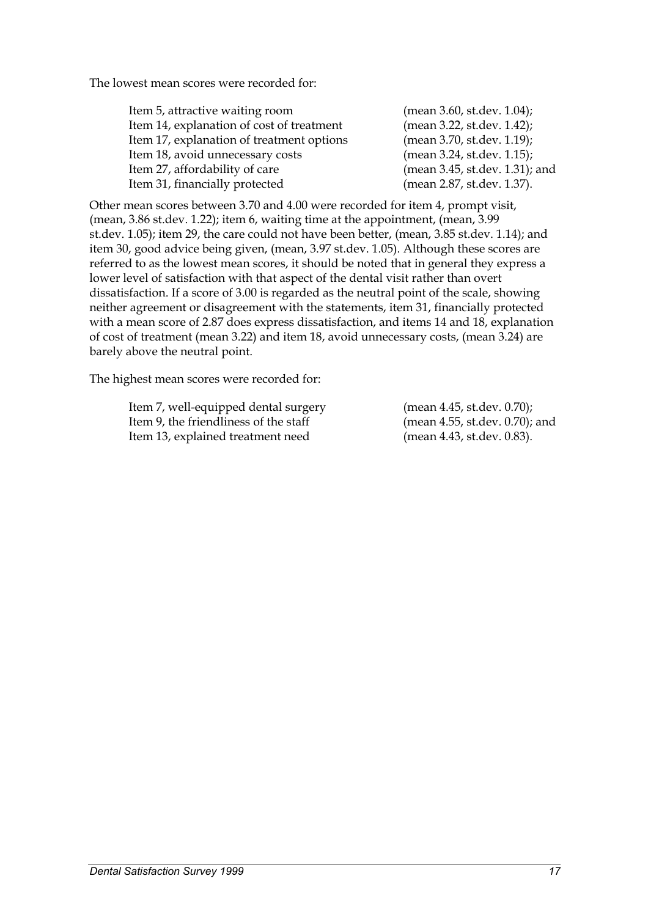The lowest mean scores were recorded for:

| | |
|---|---|
| Item 5, attractive waiting room | (mean 3.60, st.dev. 1.04); |
| Item 14, explanation of cost of treatment | (mean 3.22, st.dev. 1.42); |
| Item 17, explanation of treatment options | (mean 3.70, st.dev. 1.19); |
| Item 18, avoid unnecessary costs | (mean 3.24, st.dev. 1.15); |
| Item 27, affordability of care | (mean 3.45, st.dev. 1.31); and |
| Item 31, financially protected | (mean 2.87, st.dev. 1.37). |

Other mean scores between 3.70 and 4.00 were recorded for item 4, prompt visit, (mean, 3.86 st.dev. 1.22); item 6, waiting time at the appointment, (mean, 3.99 st.dev. 1.05); item 29, the care could not have been better, (mean, 3.85 st.dev. 1.14); and item 30, good advice being given, (mean, 3.97 st.dev. 1.05). Although these scores are referred to as the lowest mean scores, it should be noted that in general they express a lower level of satisfaction with that aspect of the dental visit rather than overt dissatisfaction. If a score of 3.00 is regarded as the neutral point of the scale, showing neither agreement or disagreement with the statements, item 31, financially protected with a mean score of 2.87 does express dissatisfaction, and items 14 and 18, explanation of cost of treatment (mean 3.22) and item 18, avoid unnecessary costs, (mean 3.24) are barely above the neutral point.

The highest mean scores were recorded for:

| | |
|---|---|
| Item 7, well-equipped dental surgery | (mean 4.45, st.dev. 0.70); |
| Item 9, the friendliness of the staff | (mean 4.55, st.dev. 0.70); and |
| Item 13, explained treatment need | (mean 4.43, st.dev. 0.83). |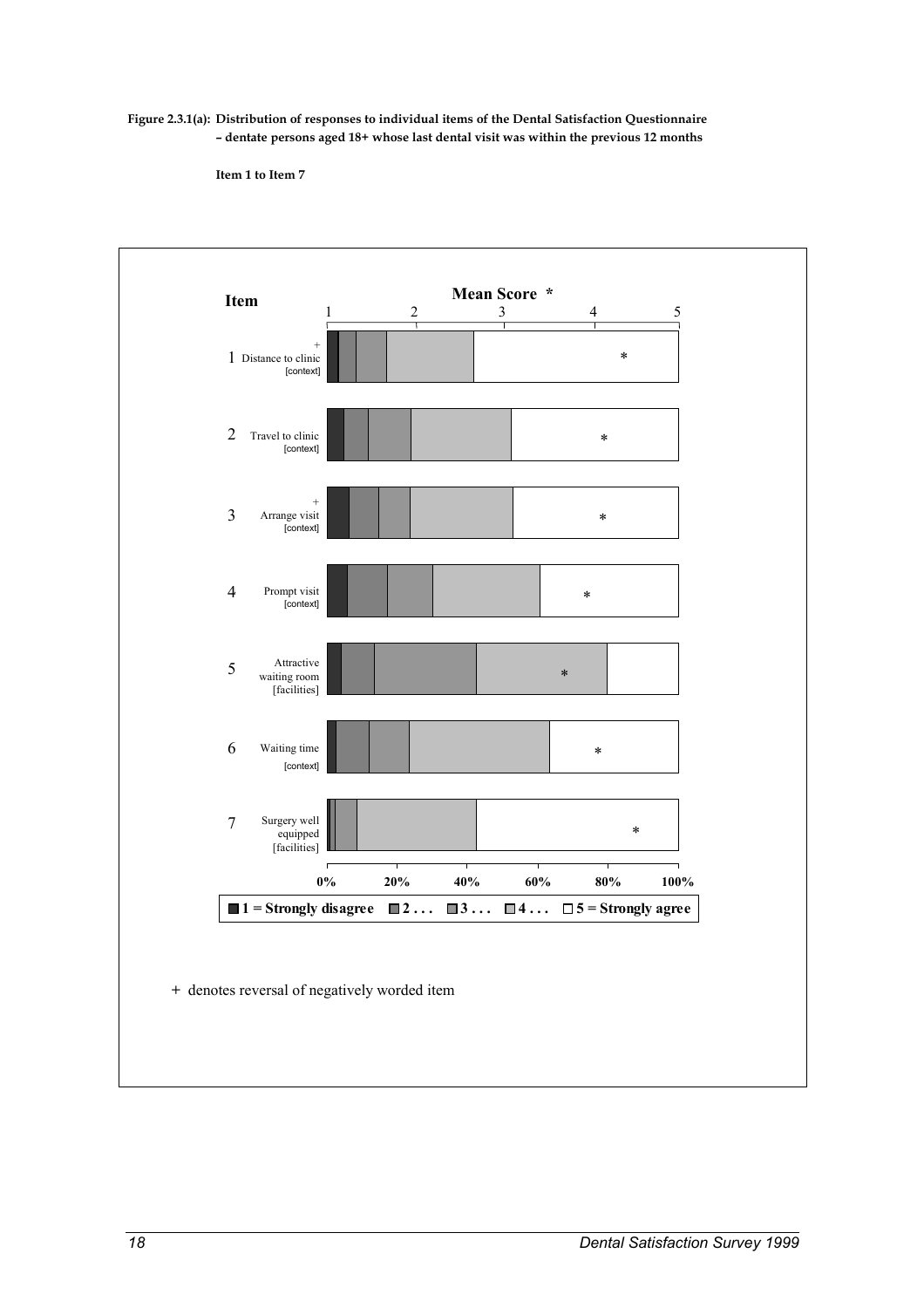**Figure 2.3.1(a): Distribution of responses to individual items of the Dental Satisfaction Questionnaire – dentate persons aged 18+ whose last dental visit was within the previous 12 months**

**Item 1 to Item 7**

**Item** | **Mean Score \***

1 + Distance to clinic [context]

2 Travel to clinic [context]

3 + Arrange visit [context]

4 Prompt visit [context]

5 Attractive waiting room [facilities]

6 Waiting time [context]

7 Surgery well equipped [facilities]

0% 20% 40% 60% 80% 100%

■ 1 = Strongly disagree ■ 2 . . . ■ 3 . . . ■ 4 . . . □ 5 = Strongly agree

\+ denotes reversal of negatively worded item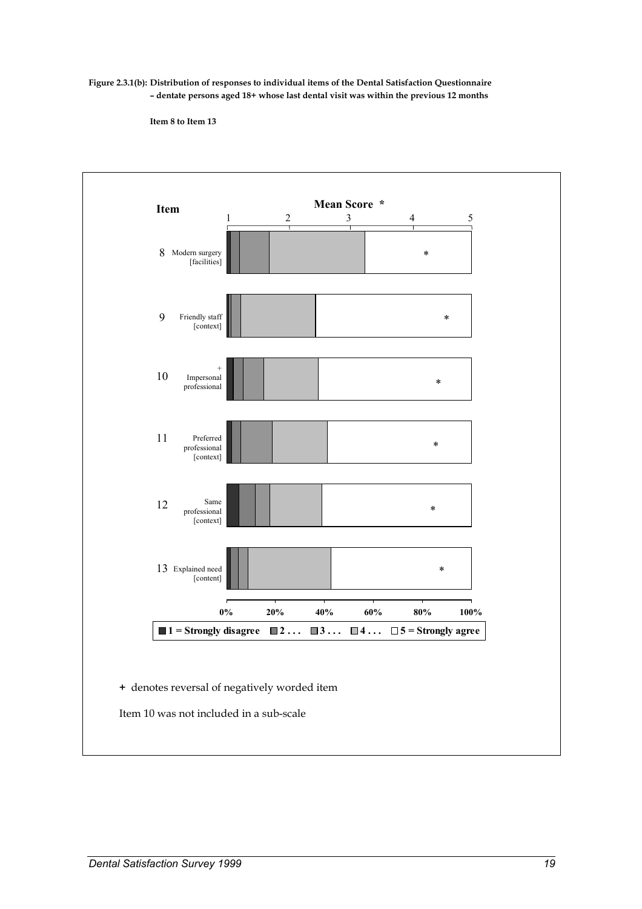**Figure 2.3.1(b): Distribution of responses to individual items of the Dental Satisfaction Questionnaire – dentate persons aged 18+ whose last dental visit was within the previous 12 months**

**Item 8 to Item 13**

| Item | Description |
|---|---|
| 8 | Modern surgery [facilities] |
| 9 | Friendly staff [context] |
| 10 | + Impersonal professional |
| 11 | Preferred professional [context] |
| 12 | Same professional [context] |
| 13 | Explained need [content] |

Mean Score * (scale 1 to 5)

0% 20% 40% 60% 80% 100%

1 = Strongly disagree  2 . . .  3 . . .  4 . . .  5 = Strongly agree

+ denotes reversal of negatively worded item

Item 10 was not included in a sub-scale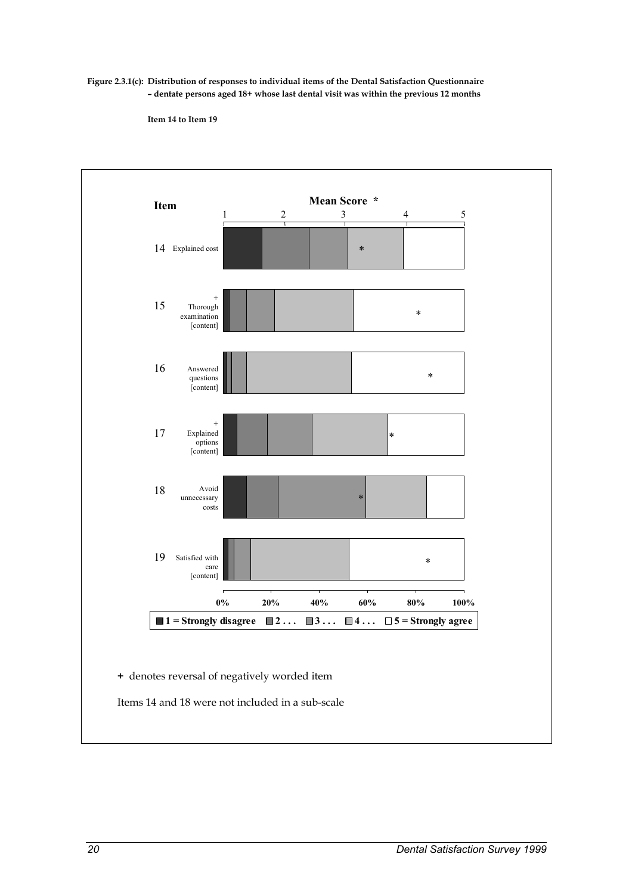**Figure 2.3.1(c): Distribution of responses to individual items of the Dental Satisfaction Questionnaire – dentate persons aged 18+ whose last dental visit was within the previous 12 months**

**Item 14 to Item 19**

**Item** | **Mean Score \***

| Item | |
|---|---|
| 14 | Explained cost |
| 15 | + Thorough examination [content] |
| 16 | Answered questions [content] |
| 17 | + Explained options [content] |
| 18 | Avoid unnecessary costs |
| 19 | Satisfied with care [content] |

■ 1 = Strongly disagree ■ 2 . . . ■ 3 . . . ■ 4 . . . □ 5 = Strongly agree

**+** denotes reversal of negatively worded item

Items 14 and 18 were not included in a sub-scale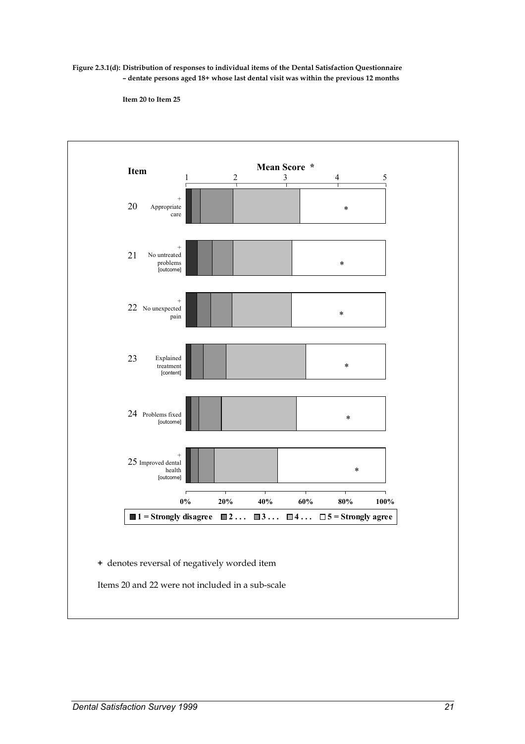**Figure 2.3.1(d): Distribution of responses to individual items of the Dental Satisfaction Questionnaire – dentate persons aged 18+ whose last dental visit was within the previous 12 months**

**Item 20 to Item 25**

**Item** | **Mean Score \***

- 20 + Appropriate care
- 21 + No untreated problems [outcome]
- 22 + No unexpected pain
- 23 Explained treatment [content]
- 24 Problems fixed [outcome]
- 25 + Improved dental health [outcome]

■ 1 = Strongly disagree ■ 2 . . . ■ 3 . . . ■ 4 . . . □ 5 = Strongly agree

**+** denotes reversal of negatively worded item

Items 20 and 22 were not included in a sub-scale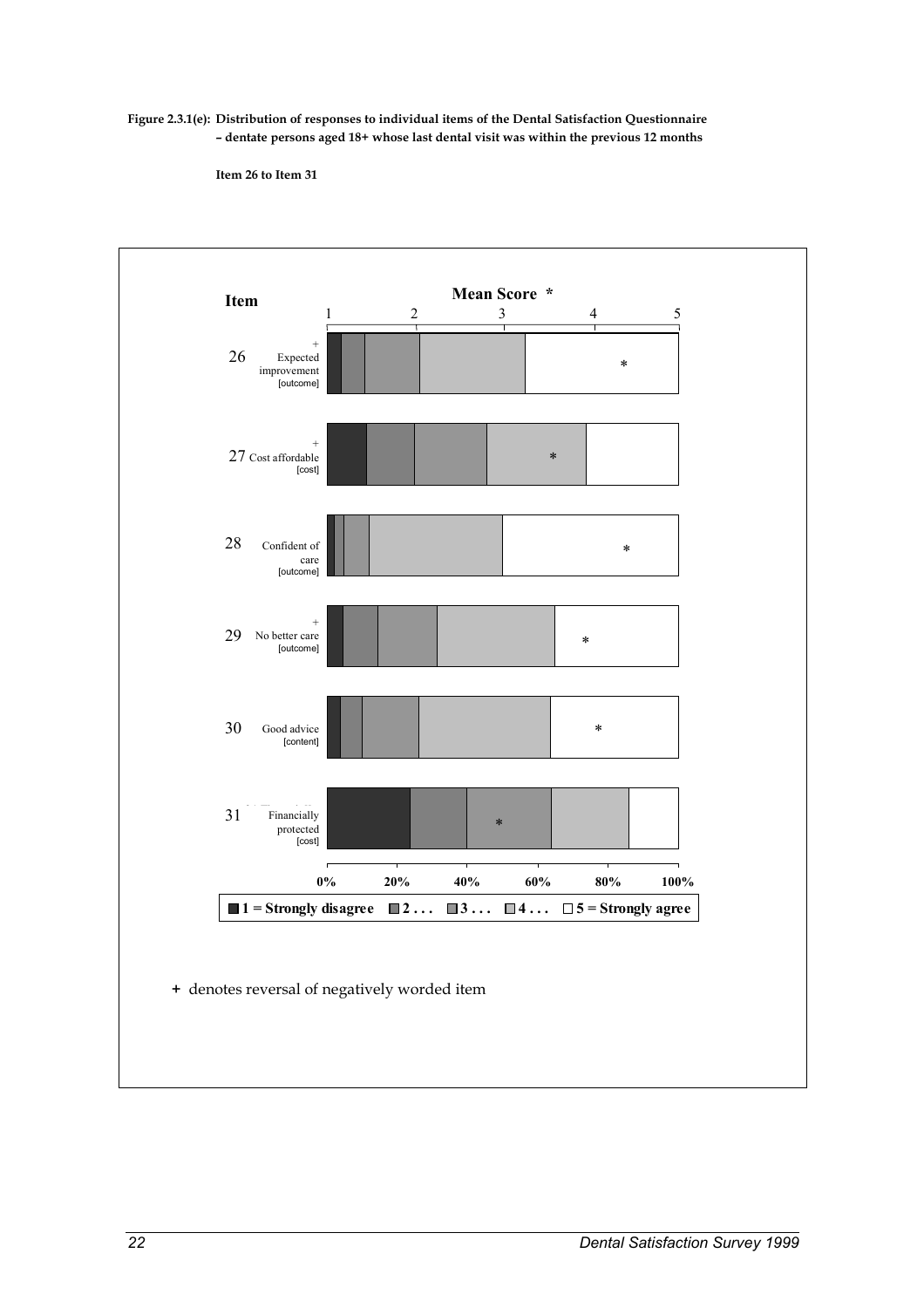**Figure 2.3.1(e): Distribution of responses to individual items of the Dental Satisfaction Questionnaire – dentate persons aged 18+ whose last dental visit was within the previous 12 months**

**Item 26 to Item 31**

**Item** | **Mean Score \***

| Item | Label |
|---|---|
| 26 | + Expected improvement [outcome] |
| 27 | + Cost affordable [cost] |
| 28 | Confident of care [outcome] |
| 29 | + No better care [outcome] |
| 30 | Good advice [content] |
| 31 | Financially protected [cost] |

0% 20% 40% 60% 80% 100%

■ 1 = Strongly disagree ■ 2 . . . ■ 3 . . . ■ 4 . . . □ 5 = Strongly agree

**+** denotes reversal of negatively worded item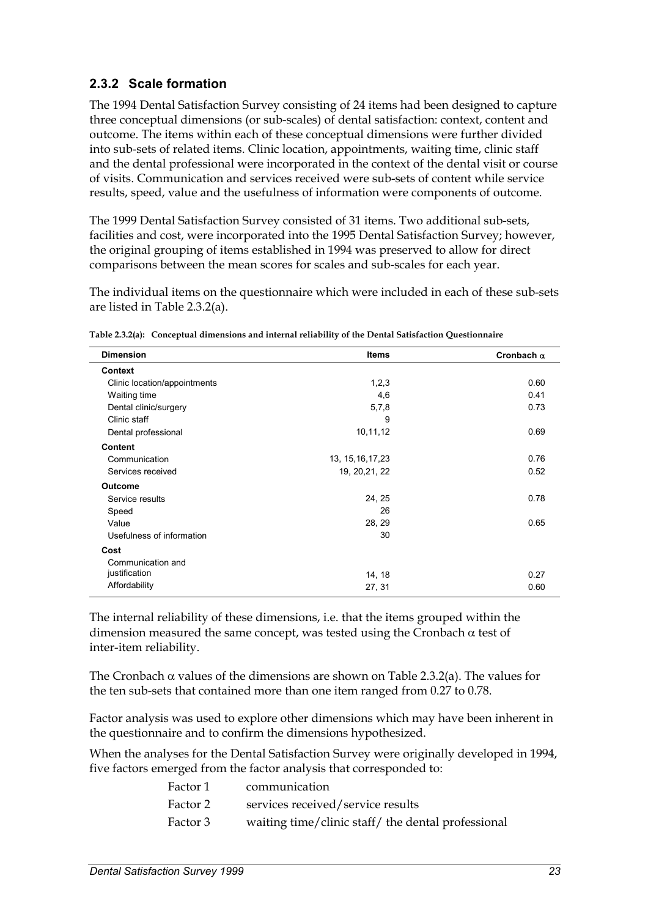### 2.3.2 Scale formation

The 1994 Dental Satisfaction Survey consisting of 24 items had been designed to capture three conceptual dimensions (or sub-scales) of dental satisfaction: context, content and outcome. The items within each of these conceptual dimensions were further divided into sub-sets of related items. Clinic location, appointments, waiting time, clinic staff and the dental professional were incorporated in the context of the dental visit or course of visits. Communication and services received were sub-sets of content while service results, speed, value and the usefulness of information were components of outcome.

The 1999 Dental Satisfaction Survey consisted of 31 items. Two additional sub-sets, facilities and cost, were incorporated into the 1995 Dental Satisfaction Survey; however, the original grouping of items established in 1994 was preserved to allow for direct comparisons between the mean scores for scales and sub-scales for each year.

The individual items on the questionnaire which were included in each of these sub-sets are listed in Table 2.3.2(a).

**Table 2.3.2(a): Conceptual dimensions and internal reliability of the Dental Satisfaction Questionnaire**

| Dimension | Items | Cronbach $\alpha$ |
|---|---|---|
| **Context** | | |
| Clinic location/appointments | 1,2,3 | 0.60 |
| Waiting time | 4,6 | 0.41 |
| Dental clinic/surgery | 5,7,8 | 0.73 |
| Clinic staff | 9 | |
| Dental professional | 10,11,12 | 0.69 |
| **Content** | | |
| Communication | 13, 15,16,17,23 | 0.76 |
| Services received | 19, 20,21, 22 | 0.52 |
| **Outcome** | | |
| Service results | 24, 25 | 0.78 |
| Speed | 26 | |
| Value | 28, 29 | 0.65 |
| Usefulness of information | 30 | |
| **Cost** | | |
| Communication and justification | 14, 18 | 0.27 |
| Affordability | 27, 31 | 0.60 |

The internal reliability of these dimensions, i.e. that the items grouped within the dimension measured the same concept, was tested using the Cronbach $\alpha$ test of inter-item reliability.

The Cronbach $\alpha$ values of the dimensions are shown on Table 2.3.2(a). The values for the ten sub-sets that contained more than one item ranged from 0.27 to 0.78.

Factor analysis was used to explore other dimensions which may have been inherent in the questionnaire and to confirm the dimensions hypothesized.

When the analyses for the Dental Satisfaction Survey were originally developed in 1994, five factors emerged from the factor analysis that corresponded to:

| | |
|---|---|
| Factor 1 | communication |
| Factor 2 | services received/service results |
| Factor 3 | waiting time/clinic staff/ the dental professional |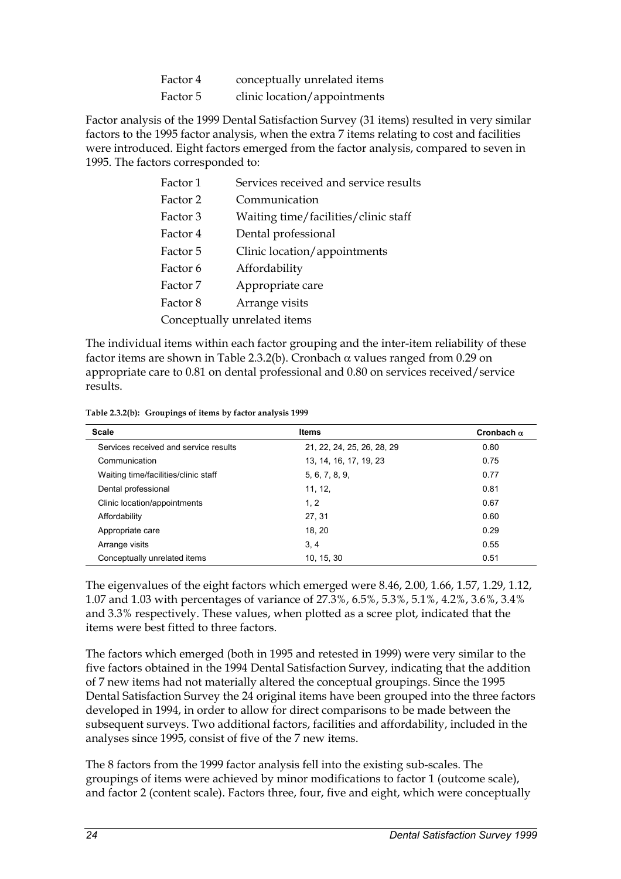| | |
|---|---|
| Factor 4 | conceptually unrelated items |
| Factor 5 | clinic location/appointments |

Factor analysis of the 1999 Dental Satisfaction Survey (31 items) resulted in very similar factors to the 1995 factor analysis, when the extra 7 items relating to cost and facilities were introduced. Eight factors emerged from the factor analysis, compared to seven in 1995. The factors corresponded to:

| | |
|---|---|
| Factor 1 | Services received and service results |
| Factor 2 | Communication |
| Factor 3 | Waiting time/facilities/clinic staff |
| Factor 4 | Dental professional |
| Factor 5 | Clinic location/appointments |
| Factor 6 | Affordability |
| Factor 7 | Appropriate care |
| Factor 8 | Arrange visits |
| Conceptually unrelated items | |

The individual items within each factor grouping and the inter-item reliability of these factor items are shown in Table 2.3.2(b). Cronbach $\alpha$ values ranged from 0.29 on appropriate care to 0.81 on dental professional and 0.80 on services received/service results.

**Table 2.3.2(b): Groupings of items by factor analysis 1999**

| Scale | Items | Cronbach $\alpha$ |
|---|---|---|
| Services received and service results | 21, 22, 24, 25, 26, 28, 29 | 0.80 |
| Communication | 13, 14, 16, 17, 19, 23 | 0.75 |
| Waiting time/facilities/clinic staff | 5, 6, 7, 8, 9, | 0.77 |
| Dental professional | 11, 12, | 0.81 |
| Clinic location/appointments | 1, 2 | 0.67 |
| Affordability | 27, 31 | 0.60 |
| Appropriate care | 18, 20 | 0.29 |
| Arrange visits | 3, 4 | 0.55 |
| Conceptually unrelated items | 10, 15, 30 | 0.51 |

The eigenvalues of the eight factors which emerged were 8.46, 2.00, 1.66, 1.57, 1.29, 1.12, 1.07 and 1.03 with percentages of variance of 27.3%, 6.5%, 5.3%, 5.1%, 4.2%, 3.6%, 3.4% and 3.3% respectively. These values, when plotted as a scree plot, indicated that the items were best fitted to three factors.

The factors which emerged (both in 1995 and retested in 1999) were very similar to the five factors obtained in the 1994 Dental Satisfaction Survey, indicating that the addition of 7 new items had not materially altered the conceptual groupings. Since the 1995 Dental Satisfaction Survey the 24 original items have been grouped into the three factors developed in 1994, in order to allow for direct comparisons to be made between the subsequent surveys. Two additional factors, facilities and affordability, included in the analyses since 1995, consist of five of the 7 new items.

The 8 factors from the 1999 factor analysis fell into the existing sub-scales. The groupings of items were achieved by minor modifications to factor 1 (outcome scale), and factor 2 (content scale). Factors three, four, five and eight, which were conceptually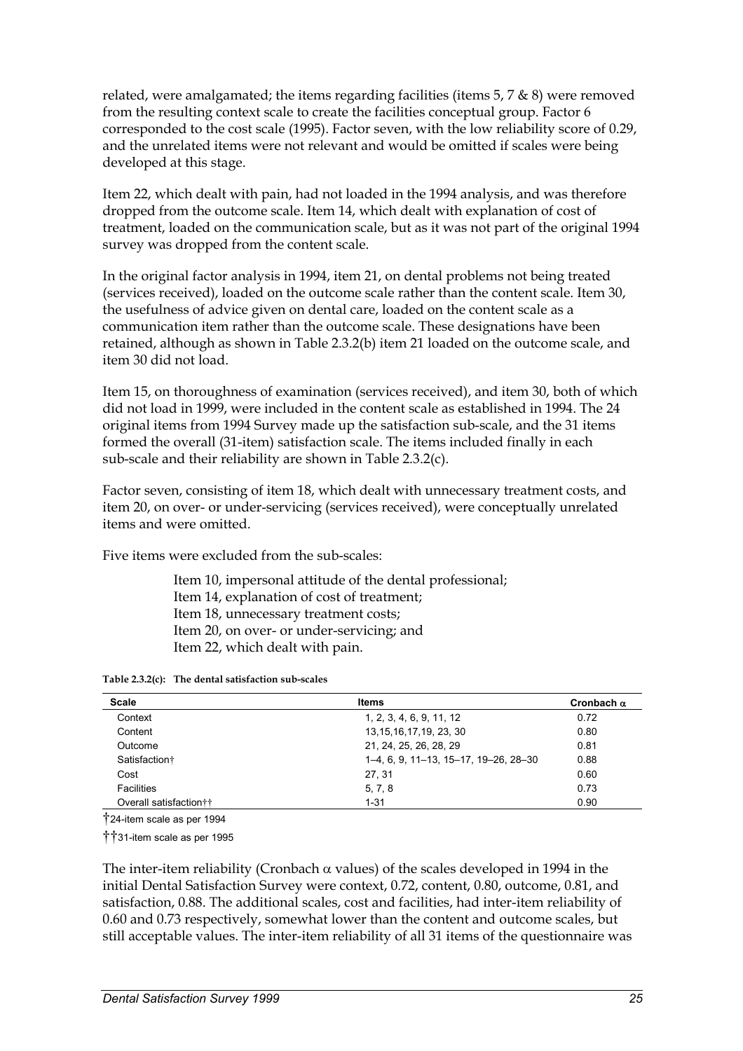related, were amalgamated; the items regarding facilities (items 5, 7 & 8) were removed from the resulting context scale to create the facilities conceptual group. Factor 6 corresponded to the cost scale (1995). Factor seven, with the low reliability score of 0.29, and the unrelated items were not relevant and would be omitted if scales were being developed at this stage.

Item 22, which dealt with pain, had not loaded in the 1994 analysis, and was therefore dropped from the outcome scale. Item 14, which dealt with explanation of cost of treatment, loaded on the communication scale, but as it was not part of the original 1994 survey was dropped from the content scale.

In the original factor analysis in 1994, item 21, on dental problems not being treated (services received), loaded on the outcome scale rather than the content scale. Item 30, the usefulness of advice given on dental care, loaded on the content scale as a communication item rather than the outcome scale. These designations have been retained, although as shown in Table 2.3.2(b) item 21 loaded on the outcome scale, and item 30 did not load.

Item 15, on thoroughness of examination (services received), and item 30, both of which did not load in 1999, were included in the content scale as established in 1994. The 24 original items from 1994 Survey made up the satisfaction sub-scale, and the 31 items formed the overall (31-item) satisfaction scale. The items included finally in each sub-scale and their reliability are shown in Table 2.3.2(c).

Factor seven, consisting of item 18, which dealt with unnecessary treatment costs, and item 20, on over- or under-servicing (services received), were conceptually unrelated items and were omitted.

Five items were excluded from the sub-scales:

Item 10, impersonal attitude of the dental professional;
Item 14, explanation of cost of treatment;
Item 18, unnecessary treatment costs;
Item 20, on over- or under-servicing; and
Item 22, which dealt with pain.

**Table 2.3.2(c): The dental satisfaction sub-scales**

| Scale | Items | Cronbach $\alpha$ |
|---|---|---|
| Context | 1, 2, 3, 4, 6, 9, 11, 12 | 0.72 |
| Content | 13,15,16,17,19, 23, 30 | 0.80 |
| Outcome | 21, 24, 25, 26, 28, 29 | 0.81 |
| Satisfaction† | 1–4, 6, 9, 11–13, 15–17, 19–26, 28–30 | 0.88 |
| Cost | 27, 31 | 0.60 |
| Facilities | 5, 7, 8 | 0.73 |
| Overall satisfaction†† | 1-31 | 0.90 |

†24-item scale as per 1994

††31-item scale as per 1995

The inter-item reliability (Cronbach $\alpha$ values) of the scales developed in 1994 in the initial Dental Satisfaction Survey were context, 0.72, content, 0.80, outcome, 0.81, and satisfaction, 0.88. The additional scales, cost and facilities, had inter-item reliability of 0.60 and 0.73 respectively, somewhat lower than the content and outcome scales, but still acceptable values. The inter-item reliability of all 31 items of the questionnaire was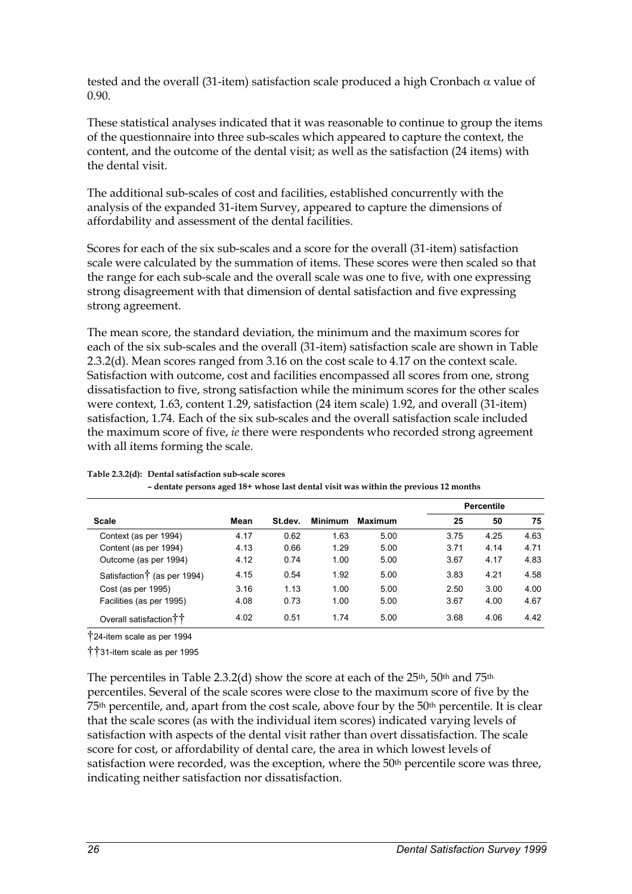tested and the overall (31-item) satisfaction scale produced a high Cronbach $\alpha$ value of 0.90.

These statistical analyses indicated that it was reasonable to continue to group the items of the questionnaire into three sub-scales which appeared to capture the context, the content, and the outcome of the dental visit; as well as the satisfaction (24 items) with the dental visit.

The additional sub-scales of cost and facilities, established concurrently with the analysis of the expanded 31-item Survey, appeared to capture the dimensions of affordability and assessment of the dental facilities.

Scores for each of the six sub-scales and a score for the overall (31-item) satisfaction scale were calculated by the summation of items. These scores were then scaled so that the range for each sub-scale and the overall scale was one to five, with one expressing strong disagreement with that dimension of dental satisfaction and five expressing strong agreement.

The mean score, the standard deviation, the minimum and the maximum scores for each of the six sub-scales and the overall (31-item) satisfaction scale are shown in Table 2.3.2(d). Mean scores ranged from 3.16 on the cost scale to 4.17 on the context scale. Satisfaction with outcome, cost and facilities encompassed all scores from one, strong dissatisfaction to five, strong satisfaction while the minimum scores for the other scales were context, 1.63, content 1.29, satisfaction (24 item scale) 1.92, and overall (31-item) satisfaction, 1.74. Each of the six sub-scales and the overall satisfaction scale included the maximum score of five, *ie* there were respondents who recorded strong agreement with all items forming the scale.

**Table 2.3.2(d): Dental satisfaction sub-scale scores**
**– dentate persons aged 18+ whose last dental visit was within the previous 12 months**

| | | | | | Percentile | | |
|---|---|---|---|---|---|---|---|
| **Scale** | **Mean** | **St.dev.** | **Minimum** | **Maximum** | **25** | **50** | **75** |
| Context (as per 1994) | 4.17 | 0.62 | 1.63 | 5.00 | 3.75 | 4.25 | 4.63 |
| Content (as per 1994) | 4.13 | 0.66 | 1.29 | 5.00 | 3.71 | 4.14 | 4.71 |
| Outcome (as per 1994) | 4.12 | 0.74 | 1.00 | 5.00 | 3.67 | 4.17 | 4.83 |
| Satisfaction† (as per 1994) | 4.15 | 0.54 | 1.92 | 5.00 | 3.83 | 4.21 | 4.58 |
| Cost (as per 1995) | 3.16 | 1.13 | 1.00 | 5.00 | 2.50 | 3.00 | 4.00 |
| Facilities (as per 1995) | 4.08 | 0.73 | 1.00 | 5.00 | 3.67 | 4.00 | 4.67 |
| Overall satisfaction†† | 4.02 | 0.51 | 1.74 | 5.00 | 3.68 | 4.06 | 4.42 |

†24-item scale as per 1994

††31-item scale as per 1995

The percentiles in Table 2.3.2(d) show the score at each of the 25th, 50th and 75th percentiles. Several of the scale scores were close to the maximum score of five by the 75th percentile, and, apart from the cost scale, above four by the 50th percentile. It is clear that the scale scores (as with the individual item scores) indicated varying levels of satisfaction with aspects of the dental visit rather than overt dissatisfaction. The scale score for cost, or affordability of dental care, the area in which lowest levels of satisfaction were recorded, was the exception, where the 50th percentile score was three, indicating neither satisfaction nor dissatisfaction.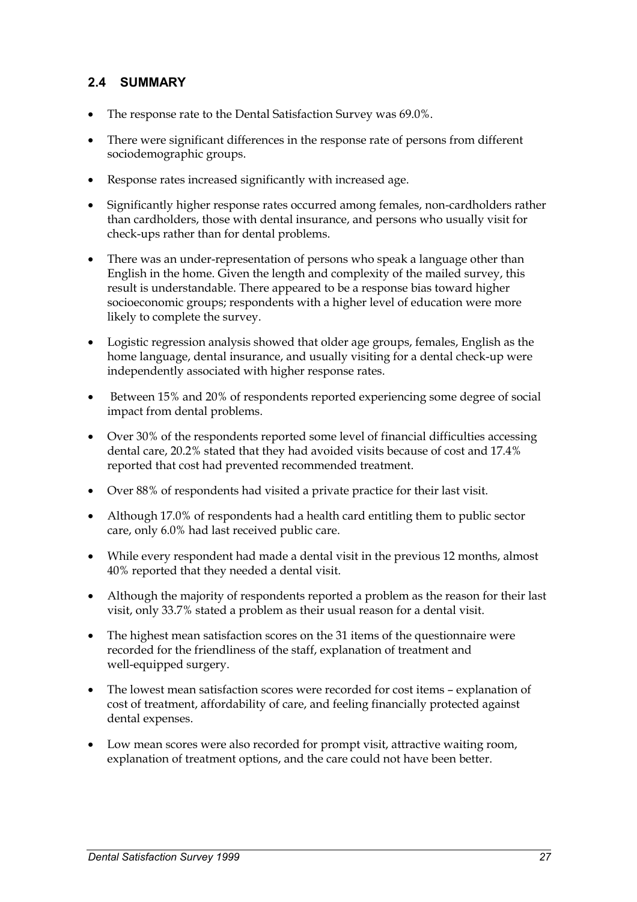## 2.4 SUMMARY

- The response rate to the Dental Satisfaction Survey was 69.0%.
- There were significant differences in the response rate of persons from different sociodemographic groups.
- Response rates increased significantly with increased age.
- Significantly higher response rates occurred among females, non-cardholders rather than cardholders, those with dental insurance, and persons who usually visit for check-ups rather than for dental problems.
- There was an under-representation of persons who speak a language other than English in the home. Given the length and complexity of the mailed survey, this result is understandable. There appeared to be a response bias toward higher socioeconomic groups; respondents with a higher level of education were more likely to complete the survey.
- Logistic regression analysis showed that older age groups, females, English as the home language, dental insurance, and usually visiting for a dental check-up were independently associated with higher response rates.
- Between 15% and 20% of respondents reported experiencing some degree of social impact from dental problems.
- Over 30% of the respondents reported some level of financial difficulties accessing dental care, 20.2% stated that they had avoided visits because of cost and 17.4% reported that cost had prevented recommended treatment.
- Over 88% of respondents had visited a private practice for their last visit.
- Although 17.0% of respondents had a health card entitling them to public sector care, only 6.0% had last received public care.
- While every respondent had made a dental visit in the previous 12 months, almost 40% reported that they needed a dental visit.
- Although the majority of respondents reported a problem as the reason for their last visit, only 33.7% stated a problem as their usual reason for a dental visit.
- The highest mean satisfaction scores on the 31 items of the questionnaire were recorded for the friendliness of the staff, explanation of treatment and well-equipped surgery.
- The lowest mean satisfaction scores were recorded for cost items – explanation of cost of treatment, affordability of care, and feeling financially protected against dental expenses.
- Low mean scores were also recorded for prompt visit, attractive waiting room, explanation of treatment options, and the care could not have been better.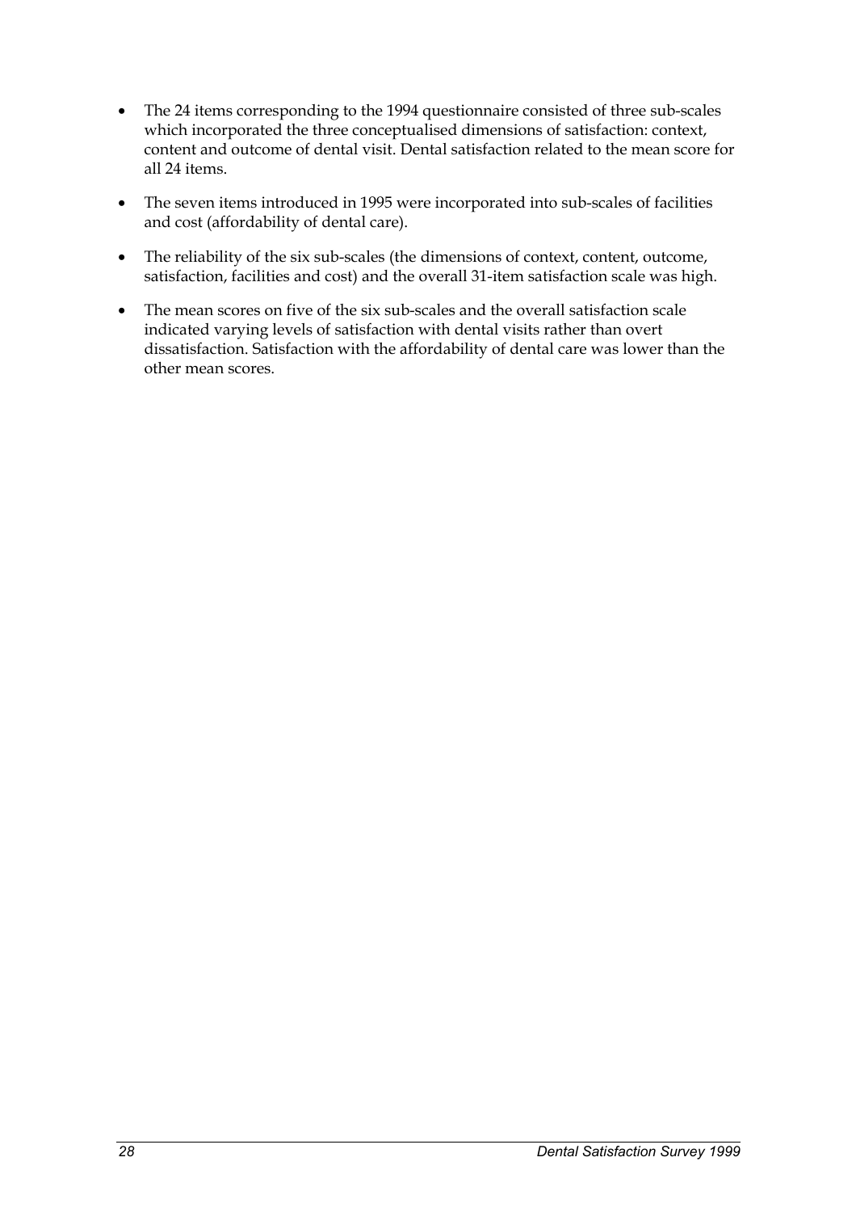- The 24 items corresponding to the 1994 questionnaire consisted of three sub-scales which incorporated the three conceptualised dimensions of satisfaction: context, content and outcome of dental visit. Dental satisfaction related to the mean score for all 24 items.
- The seven items introduced in 1995 were incorporated into sub-scales of facilities and cost (affordability of dental care).
- The reliability of the six sub-scales (the dimensions of context, content, outcome, satisfaction, facilities and cost) and the overall 31-item satisfaction scale was high.
- The mean scores on five of the six sub-scales and the overall satisfaction scale indicated varying levels of satisfaction with dental visits rather than overt dissatisfaction. Satisfaction with the affordability of dental care was lower than the other mean scores.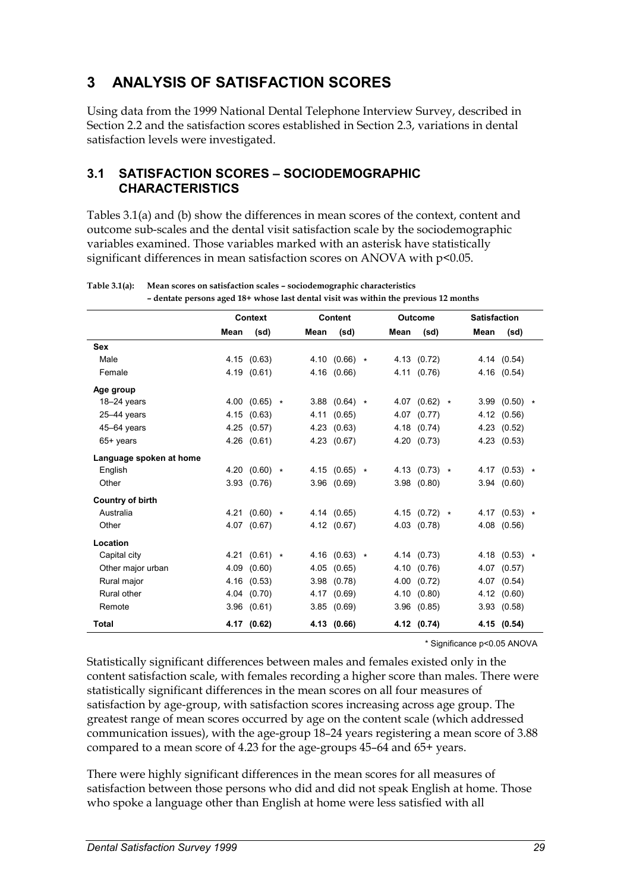# 3 ANALYSIS OF SATISFACTION SCORES

Using data from the 1999 National Dental Telephone Interview Survey, described in Section 2.2 and the satisfaction scores established in Section 2.3, variations in dental satisfaction levels were investigated.

## 3.1 SATISFACTION SCORES – SOCIODEMOGRAPHIC CHARACTERISTICS

Tables 3.1(a) and (b) show the differences in mean scores of the context, content and outcome sub-scales and the dental visit satisfaction scale by the sociodemographic variables examined. Those variables marked with an asterisk have statistically significant differences in mean satisfaction scores on ANOVA with p<0.05.

**Table 3.1(a): Mean scores on satisfaction scales – sociodemographic characteristics – dentate persons aged 18+ whose last dental visit was within the previous 12 months**

| | Context | | | Content | | | Outcome | | | Satisfaction | | |
|---|---|---|---|---|---|---|---|---|---|---|---|---|
| | Mean | (sd) | | Mean | (sd) | | Mean | (sd) | | Mean | (sd) | |
| **Sex** | | | | | | | | | | | | |
| Male | 4.15 | (0.63) | | 4.10 | (0.66) | * | 4.13 | (0.72) | | 4.14 | (0.54) | |
| Female | 4.19 | (0.61) | | 4.16 | (0.66) | | 4.11 | (0.76) | | 4.16 | (0.54) | |
| **Age group** | | | | | | | | | | | | |
| 18–24 years | 4.00 | (0.65) | * | 3.88 | (0.64) | * | 4.07 | (0.62) | * | 3.99 | (0.50) | * |
| 25–44 years | 4.15 | (0.63) | | 4.11 | (0.65) | | 4.07 | (0.77) | | 4.12 | (0.56) | |
| 45–64 years | 4.25 | (0.57) | | 4.23 | (0.63) | | 4.18 | (0.74) | | 4.23 | (0.52) | |
| 65+ years | 4.26 | (0.61) | | 4.23 | (0.67) | | 4.20 | (0.73) | | 4.23 | (0.53) | |
| **Language spoken at home** | | | | | | | | | | | | |
| English | 4.20 | (0.60) | * | 4.15 | (0.65) | * | 4.13 | (0.73) | * | 4.17 | (0.53) | * |
| Other | 3.93 | (0.76) | | 3.96 | (0.69) | | 3.98 | (0.80) | | 3.94 | (0.60) | |
| **Country of birth** | | | | | | | | | | | | |
| Australia | 4.21 | (0.60) | * | 4.14 | (0.65) | | 4.15 | (0.72) | * | 4.17 | (0.53) | * |
| Other | 4.07 | (0.67) | | 4.12 | (0.67) | | 4.03 | (0.78) | | 4.08 | (0.56) | |
| **Location** | | | | | | | | | | | | |
| Capital city | 4.21 | (0.61) | * | 4.16 | (0.63) | * | 4.14 | (0.73) | | 4.18 | (0.53) | * |
| Other major urban | 4.09 | (0.60) | | 4.05 | (0.65) | | 4.10 | (0.76) | | 4.07 | (0.57) | |
| Rural major | 4.16 | (0.53) | | 3.98 | (0.78) | | 4.00 | (0.72) | | 4.07 | (0.54) | |
| Rural other | 4.04 | (0.70) | | 4.17 | (0.69) | | 4.10 | (0.80) | | 4.12 | (0.60) | |
| Remote | 3.96 | (0.61) | | 3.85 | (0.69) | | 3.96 | (0.85) | | 3.93 | (0.58) | |
| **Total** | **4.17** | **(0.62)** | | **4.13** | **(0.66)** | | **4.12** | **(0.74)** | | **4.15** | **(0.54)** | |

\* Significance p<0.05 ANOVA

Statistically significant differences between males and females existed only in the content satisfaction scale, with females recording a higher score than males. There were statistically significant differences in the mean scores on all four measures of satisfaction by age-group, with satisfaction scores increasing across age group. The greatest range of mean scores occurred by age on the content scale (which addressed communication issues), with the age-group 18–24 years registering a mean score of 3.88 compared to a mean score of 4.23 for the age-groups 45–64 and 65+ years.

There were highly significant differences in the mean scores for all measures of satisfaction between those persons who did and did not speak English at home. Those who spoke a language other than English at home were less satisfied with all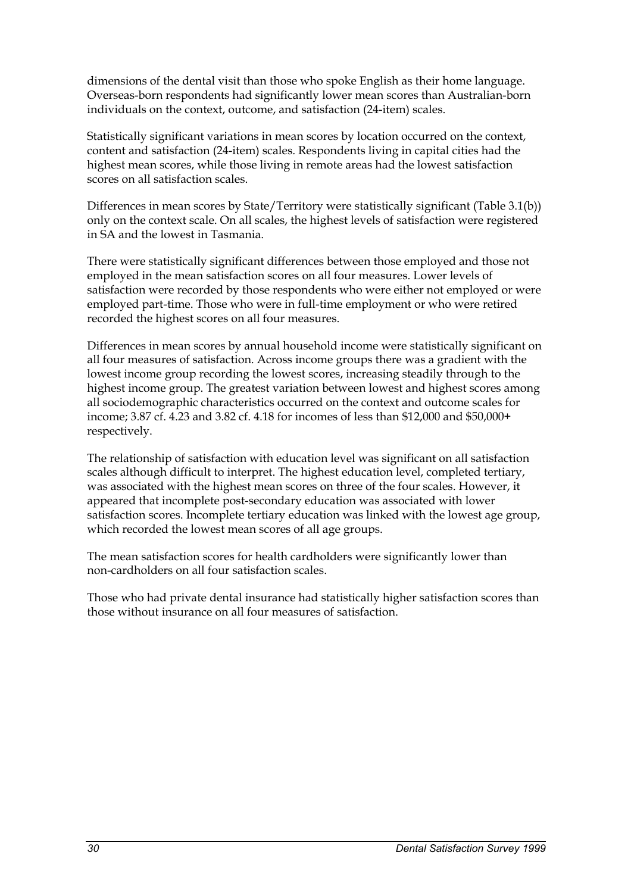dimensions of the dental visit than those who spoke English as their home language. Overseas-born respondents had significantly lower mean scores than Australian-born individuals on the context, outcome, and satisfaction (24-item) scales.

Statistically significant variations in mean scores by location occurred on the context, content and satisfaction (24-item) scales. Respondents living in capital cities had the highest mean scores, while those living in remote areas had the lowest satisfaction scores on all satisfaction scales.

Differences in mean scores by State/Territory were statistically significant (Table 3.1(b)) only on the context scale. On all scales, the highest levels of satisfaction were registered in SA and the lowest in Tasmania.

There were statistically significant differences between those employed and those not employed in the mean satisfaction scores on all four measures. Lower levels of satisfaction were recorded by those respondents who were either not employed or were employed part-time. Those who were in full-time employment or who were retired recorded the highest scores on all four measures.

Differences in mean scores by annual household income were statistically significant on all four measures of satisfaction. Across income groups there was a gradient with the lowest income group recording the lowest scores, increasing steadily through to the highest income group. The greatest variation between lowest and highest scores among all sociodemographic characteristics occurred on the context and outcome scales for income; 3.87 cf. 4.23 and 3.82 cf. 4.18 for incomes of less than $12,000 and $50,000+ respectively.

The relationship of satisfaction with education level was significant on all satisfaction scales although difficult to interpret. The highest education level, completed tertiary, was associated with the highest mean scores on three of the four scales. However, it appeared that incomplete post-secondary education was associated with lower satisfaction scores. Incomplete tertiary education was linked with the lowest age group, which recorded the lowest mean scores of all age groups.

The mean satisfaction scores for health cardholders were significantly lower than non-cardholders on all four satisfaction scales.

Those who had private dental insurance had statistically higher satisfaction scores than those without insurance on all four measures of satisfaction.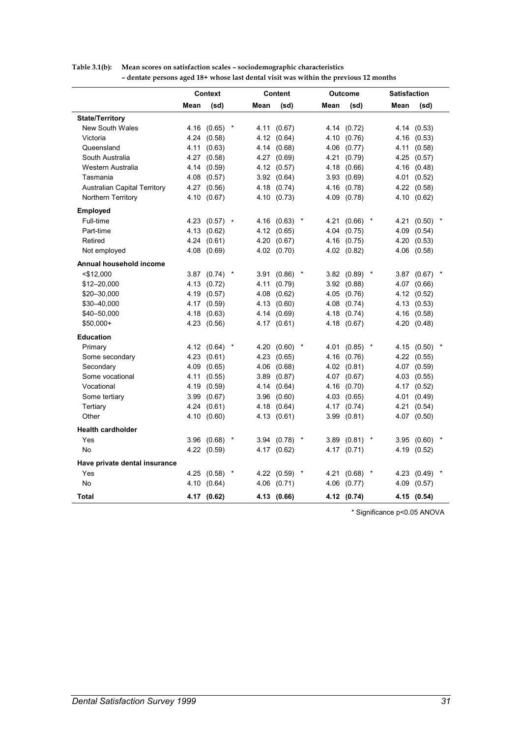**Table 3.1(b): Mean scores on satisfaction scales – sociodemographic characteristics – dentate persons aged 18+ whose last dental visit was within the previous 12 months**

| | Context | | | Content | | | Outcome | | | Satisfaction | | |
|---|---|---|---|---|---|---|---|---|---|---|---|---|
| | Mean | (sd) | | Mean | (sd) | | Mean | (sd) | | Mean | (sd) | |
| **State/Territory** | | | | | | | | | | | | |
| New South Wales | 4.16 | (0.65) | * | 4.11 | (0.67) | | 4.14 | (0.72) | | 4.14 | (0.53) | |
| Victoria | 4.24 | (0.58) | | 4.12 | (0.64) | | 4.10 | (0.76) | | 4.16 | (0.53) | |
| Queensland | 4.11 | (0.63) | | 4.14 | (0.68) | | 4.06 | (0.77) | | 4.11 | (0.58) | |
| South Australia | 4.27 | (0.58) | | 4.27 | (0.69) | | 4.21 | (0.79) | | 4.25 | (0.57) | |
| Western Australia | 4.14 | (0.59) | | 4.12 | (0.57) | | 4.18 | (0.66) | | 4.16 | (0.48) | |
| Tasmania | 4.08 | (0.57) | | 3.92 | (0.64) | | 3.93 | (0.69) | | 4.01 | (0.52) | |
| Australian Capital Territory | 4.27 | (0.56) | | 4.18 | (0.74) | | 4.16 | (0.78) | | 4.22 | (0.58) | |
| Northern Territory | 4.10 | (0.67) | | 4.10 | (0.73) | | 4.09 | (0.78) | | 4.10 | (0.62) | |
| **Employed** | | | | | | | | | | | | |
| Full-time | 4.23 | (0.57) | * | 4.16 | (0.63) | * | 4.21 | (0.66) | * | 4.21 | (0.50) | * |
| Part-time | 4.13 | (0.62) | | 4.12 | (0.65) | | 4.04 | (0.75) | | 4.09 | (0.54) | |
| Retired | 4.24 | (0.61) | | 4.20 | (0.67) | | 4.16 | (0.75) | | 4.20 | (0.53) | |
| Not employed | 4.08 | (0.69) | | 4.02 | (0.70) | | 4.02 | (0.82) | | 4.06 | (0.58) | |
| **Annual household income** | | | | | | | | | | | | |
| <$12,000 | 3.87 | (0.74) | * | 3.91 | (0.86) | * | 3.82 | (0.89) | * | 3.87 | (0.67) | * |
| $12–20,000 | 4.13 | (0.72) | | 4.11 | (0.79) | | 3.92 | (0.88) | | 4.07 | (0.66) | |
| $20–30,000 | 4.19 | (0.57) | | 4.08 | (0.62) | | 4.05 | (0.76) | | 4.12 | (0.52) | |
| $30–40,000 | 4.17 | (0.59) | | 4.13 | (0.60) | | 4.08 | (0.74) | | 4.13 | (0.53) | |
| $40–50,000 | 4.18 | (0.63) | | 4.14 | (0.69) | | 4.18 | (0.74) | | 4.16 | (0.58) | |
| $50,000+ | 4.23 | (0.56) | | 4.17 | (0.61) | | 4.18 | (0.67) | | 4.20 | (0.48) | |
| **Education** | | | | | | | | | | | | |
| Primary | 4.12 | (0.64) | * | 4.20 | (0.60) | * | 4.01 | (0.85) | * | 4.15 | (0.50) | * |
| Some secondary | 4.23 | (0.61) | | 4.23 | (0.65) | | 4.16 | (0.76) | | 4.22 | (0.55) | |
| Secondary | 4.09 | (0.65) | | 4.06 | (0.68) | | 4.02 | (0.81) | | 4.07 | (0.59) | |
| Some vocational | 4.11 | (0.55) | | 3.89 | (0.87) | | 4.07 | (0.67) | | 4.03 | (0.55) | |
| Vocational | 4.19 | (0.59) | | 4.14 | (0.64) | | 4.16 | (0.70) | | 4.17 | (0.52) | |
| Some tertiary | 3.99 | (0.67) | | 3.96 | (0.60) | | 4.03 | (0.65) | | 4.01 | (0.49) | |
| Tertiary | 4.24 | (0.61) | | 4.18 | (0.64) | | 4.17 | (0.74) | | 4.21 | (0.54) | |
| Other | 4.10 | (0.60) | | 4.13 | (0.61) | | 3.99 | (0.81) | | 4.07 | (0.50) | |
| **Health cardholder** | | | | | | | | | | | | |
| Yes | 3.96 | (0.68) | * | 3.94 | (0.78) | * | 3.89 | (0.81) | * | 3.95 | (0.60) | * |
| No | 4.22 | (0.59) | | 4.17 | (0.62) | | 4.17 | (0.71) | | 4.19 | (0.52) | |
| **Have private dental insurance** | | | | | | | | | | | | |
| Yes | 4.25 | (0.58) | * | 4.22 | (0.59) | * | 4.21 | (0.68) | * | 4.23 | (0.49) | * |
| No | 4.10 | (0.64) | | 4.06 | (0.71) | | 4.06 | (0.77) | | 4.09 | (0.57) | |
| **Total** | **4.17** | **(0.62)** | | **4.13** | **(0.66)** | | **4.12** | **(0.74)** | | **4.15** | **(0.54)** | |

\* Significance p<0.05 ANOVA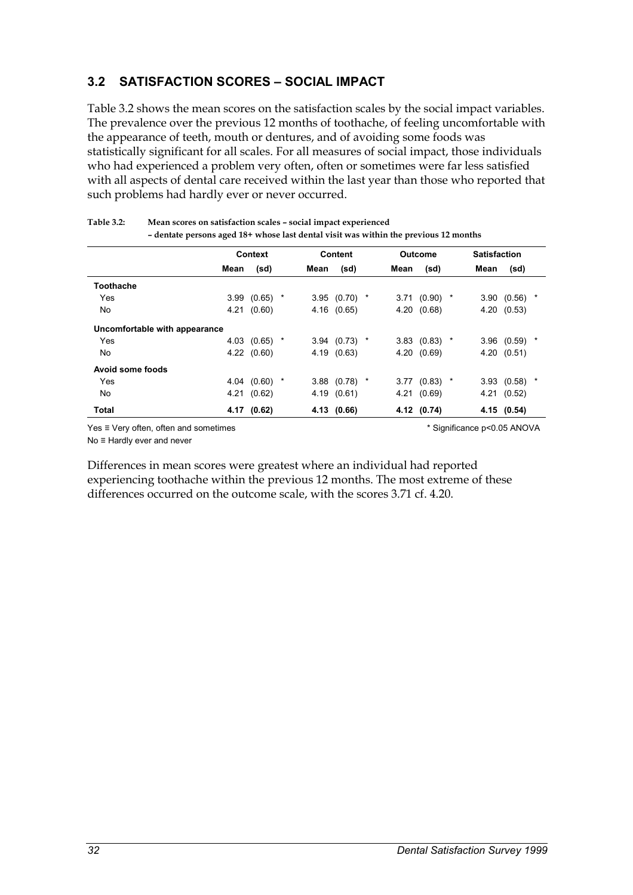## 3.2 SATISFACTION SCORES – SOCIAL IMPACT

Table 3.2 shows the mean scores on the satisfaction scales by the social impact variables. The prevalence over the previous 12 months of toothache, of feeling uncomfortable with the appearance of teeth, mouth or dentures, and of avoiding some foods was statistically significant for all scales. For all measures of social impact, those individuals who had experienced a problem very often, often or sometimes were far less satisfied with all aspects of dental care received within the last year than those who reported that such problems had hardly ever or never occurred.

**Table 3.2: Mean scores on satisfaction scales – social impact experienced – dentate persons aged 18+ whose last dental visit was within the previous 12 months**

| | Context | | | Content | | | Outcome | | | Satisfaction | | |
|---|---|---|---|---|---|---|---|---|---|---|---|---|
| | Mean | (sd) | | Mean | (sd) | | Mean | (sd) | | Mean | (sd) | |
| **Toothache** | | | | | | | | | | | | |
| Yes | 3.99 | (0.65) | * | 3.95 | (0.70) | * | 3.71 | (0.90) | * | 3.90 | (0.56) | * |
| No | 4.21 | (0.60) | | 4.16 | (0.65) | | 4.20 | (0.68) | | 4.20 | (0.53) | |
| **Uncomfortable with appearance** | | | | | | | | | | | | |
| Yes | 4.03 | (0.65) | * | 3.94 | (0.73) | * | 3.83 | (0.83) | * | 3.96 | (0.59) | * |
| No | 4.22 | (0.60) | | 4.19 | (0.63) | | 4.20 | (0.69) | | 4.20 | (0.51) | |
| **Avoid some foods** | | | | | | | | | | | | |
| Yes | 4.04 | (0.60) | * | 3.88 | (0.78) | * | 3.77 | (0.83) | * | 3.93 | (0.58) | * |
| No | 4.21 | (0.62) | | 4.19 | (0.61) | | 4.21 | (0.69) | | 4.21 | (0.52) | |
| **Total** | **4.17** | **(0.62)** | | **4.13** | **(0.66)** | | **4.12** | **(0.74)** | | **4.15** | **(0.54)** | |

Yes ≡ Very often, often and sometimes

No ≡ Hardly ever and never

* Significance p<0.05 ANOVA

Differences in mean scores were greatest where an individual had reported experiencing toothache within the previous 12 months. The most extreme of these differences occurred on the outcome scale, with the scores 3.71 cf. 4.20.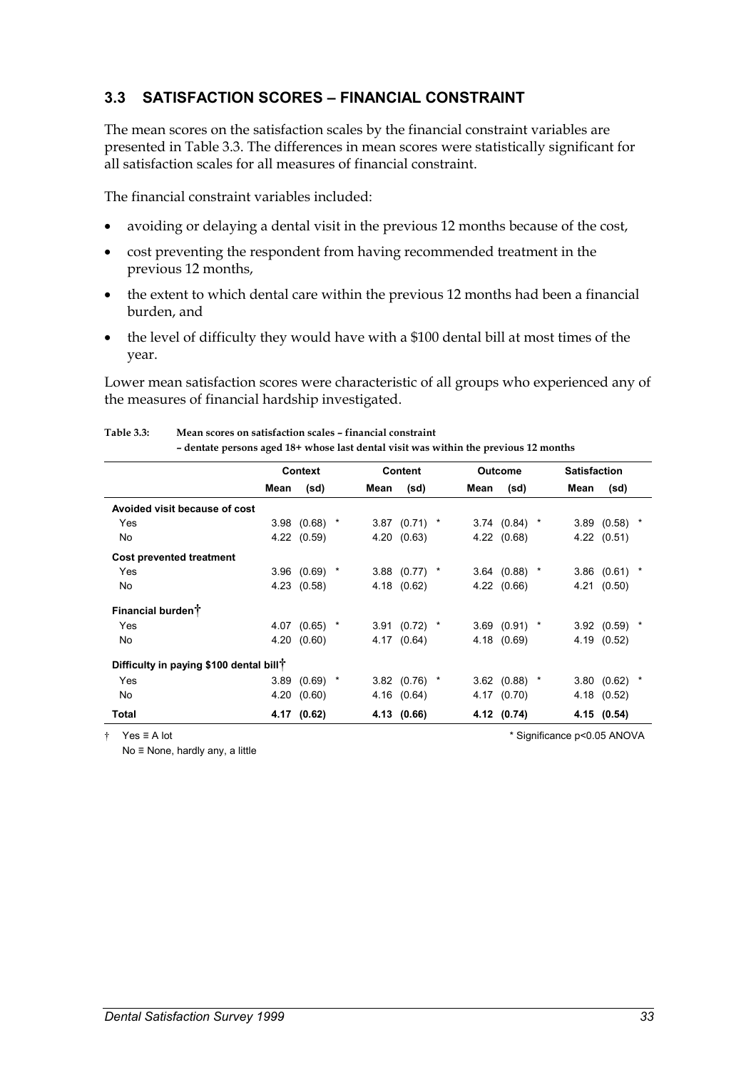## 3.3 SATISFACTION SCORES – FINANCIAL CONSTRAINT

The mean scores on the satisfaction scales by the financial constraint variables are presented in Table 3.3. The differences in mean scores were statistically significant for all satisfaction scales for all measures of financial constraint.

The financial constraint variables included:

- avoiding or delaying a dental visit in the previous 12 months because of the cost,
- cost preventing the respondent from having recommended treatment in the previous 12 months,
- the extent to which dental care within the previous 12 months had been a financial burden, and
- the level of difficulty they would have with a $100 dental bill at most times of the year.

Lower mean satisfaction scores were characteristic of all groups who experienced any of the measures of financial hardship investigated.

**Table 3.3: Mean scores on satisfaction scales – financial constraint – dentate persons aged 18+ whose last dental visit was within the previous 12 months**

| | Context | | | Content | | | Outcome | | | Satisfaction | | |
|---|---|---|---|---|---|---|---|---|---|---|---|---|
| | Mean | (sd) | | Mean | (sd) | | Mean | (sd) | | Mean | (sd) | |
| **Avoided visit because of cost** | | | | | | | | | | | | |
| Yes | 3.98 | (0.68) | * | 3.87 | (0.71) | * | 3.74 | (0.84) | * | 3.89 | (0.58) | * |
| No | 4.22 | (0.59) | | 4.20 | (0.63) | | 4.22 | (0.68) | | 4.22 | (0.51) | |
| **Cost prevented treatment** | | | | | | | | | | | | |
| Yes | 3.96 | (0.69) | * | 3.88 | (0.77) | * | 3.64 | (0.88) | * | 3.86 | (0.61) | * |
| No | 4.23 | (0.58) | | 4.18 | (0.62) | | 4.22 | (0.66) | | 4.21 | (0.50) | |
| **Financial burden†** | | | | | | | | | | | | |
| Yes | 4.07 | (0.65) | * | 3.91 | (0.72) | * | 3.69 | (0.91) | * | 3.92 | (0.59) | * |
| No | 4.20 | (0.60) | | 4.17 | (0.64) | | 4.18 | (0.69) | | 4.19 | (0.52) | |
| **Difficulty in paying $100 dental bill†** | | | | | | | | | | | | |
| Yes | 3.89 | (0.69) | * | 3.82 | (0.76) | * | 3.62 | (0.88) | * | 3.80 | (0.62) | * |
| No | 4.20 | (0.60) | | 4.16 | (0.64) | | 4.17 | (0.70) | | 4.18 | (0.52) | |
| **Total** | **4.17** | **(0.62)** | | **4.13** | **(0.66)** | | **4.12** | **(0.74)** | | **4.15** | **(0.54)** | |

† Yes ≡ A lot
No ≡ None, hardly any, a little

* Significance $p<0.05$ ANOVA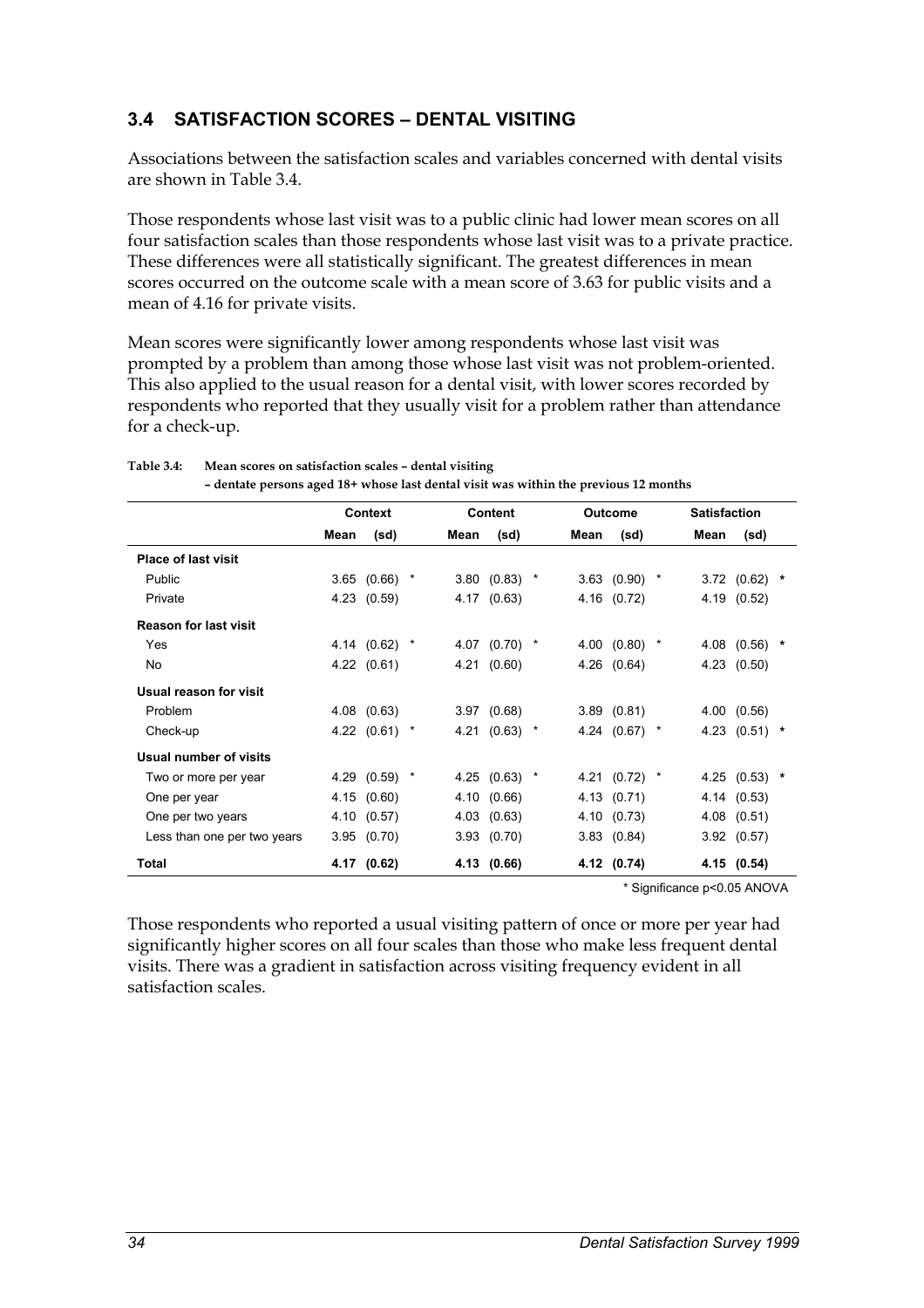## 3.4 SATISFACTION SCORES – DENTAL VISITING

Associations between the satisfaction scales and variables concerned with dental visits are shown in Table 3.4.

Those respondents whose last visit was to a public clinic had lower mean scores on all four satisfaction scales than those respondents whose last visit was to a private practice. These differences were all statistically significant. The greatest differences in mean scores occurred on the outcome scale with a mean score of 3.63 for public visits and a mean of 4.16 for private visits.

Mean scores were significantly lower among respondents whose last visit was prompted by a problem than among those whose last visit was not problem-oriented. This also applied to the usual reason for a dental visit, with lower scores recorded by respondents who reported that they usually visit for a problem rather than attendance for a check-up.

**Table 3.4: Mean scores on satisfaction scales – dental visiting – dentate persons aged 18+ whose last dental visit was within the previous 12 months**

| | Context | | | Content | | | Outcome | | | Satisfaction | | |
|---|---|---|---|---|---|---|---|---|---|---|---|---|
| | Mean | (sd) | | Mean | (sd) | | Mean | (sd) | | Mean | (sd) | |
| **Place of last visit** | | | | | | | | | | | | |
| Public | 3.65 | (0.66) | * | 3.80 | (0.83) | * | 3.63 | (0.90) | * | 3.72 | (0.62) | * |
| Private | 4.23 | (0.59) | | 4.17 | (0.63) | | 4.16 | (0.72) | | 4.19 | (0.52) | |
| **Reason for last visit** | | | | | | | | | | | | |
| Yes | 4.14 | (0.62) | * | 4.07 | (0.70) | * | 4.00 | (0.80) | * | 4.08 | (0.56) | * |
| No | 4.22 | (0.61) | | 4.21 | (0.60) | | 4.26 | (0.64) | | 4.23 | (0.50) | |
| **Usual reason for visit** | | | | | | | | | | | | |
| Problem | 4.08 | (0.63) | | 3.97 | (0.68) | | 3.89 | (0.81) | | 4.00 | (0.56) | |
| Check-up | 4.22 | (0.61) | * | 4.21 | (0.63) | * | 4.24 | (0.67) | * | 4.23 | (0.51) | * |
| **Usual number of visits** | | | | | | | | | | | | |
| Two or more per year | 4.29 | (0.59) | * | 4.25 | (0.63) | * | 4.21 | (0.72) | * | 4.25 | (0.53) | * |
| One per year | 4.15 | (0.60) | | 4.10 | (0.66) | | 4.13 | (0.71) | | 4.14 | (0.53) | |
| One per two years | 4.10 | (0.57) | | 4.03 | (0.63) | | 4.10 | (0.73) | | 4.08 | (0.51) | |
| Less than one per two years | 3.95 | (0.70) | | 3.93 | (0.70) | | 3.83 | (0.84) | | 3.92 | (0.57) | |
| **Total** | **4.17** | **(0.62)** | | **4.13** | **(0.66)** | | **4.12** | **(0.74)** | | **4.15** | **(0.54)** | |

\* Significance $p<0.05$ ANOVA

Those respondents who reported a usual visiting pattern of once or more per year had significantly higher scores on all four scales than those who make less frequent dental visits. There was a gradient in satisfaction across visiting frequency evident in all satisfaction scales.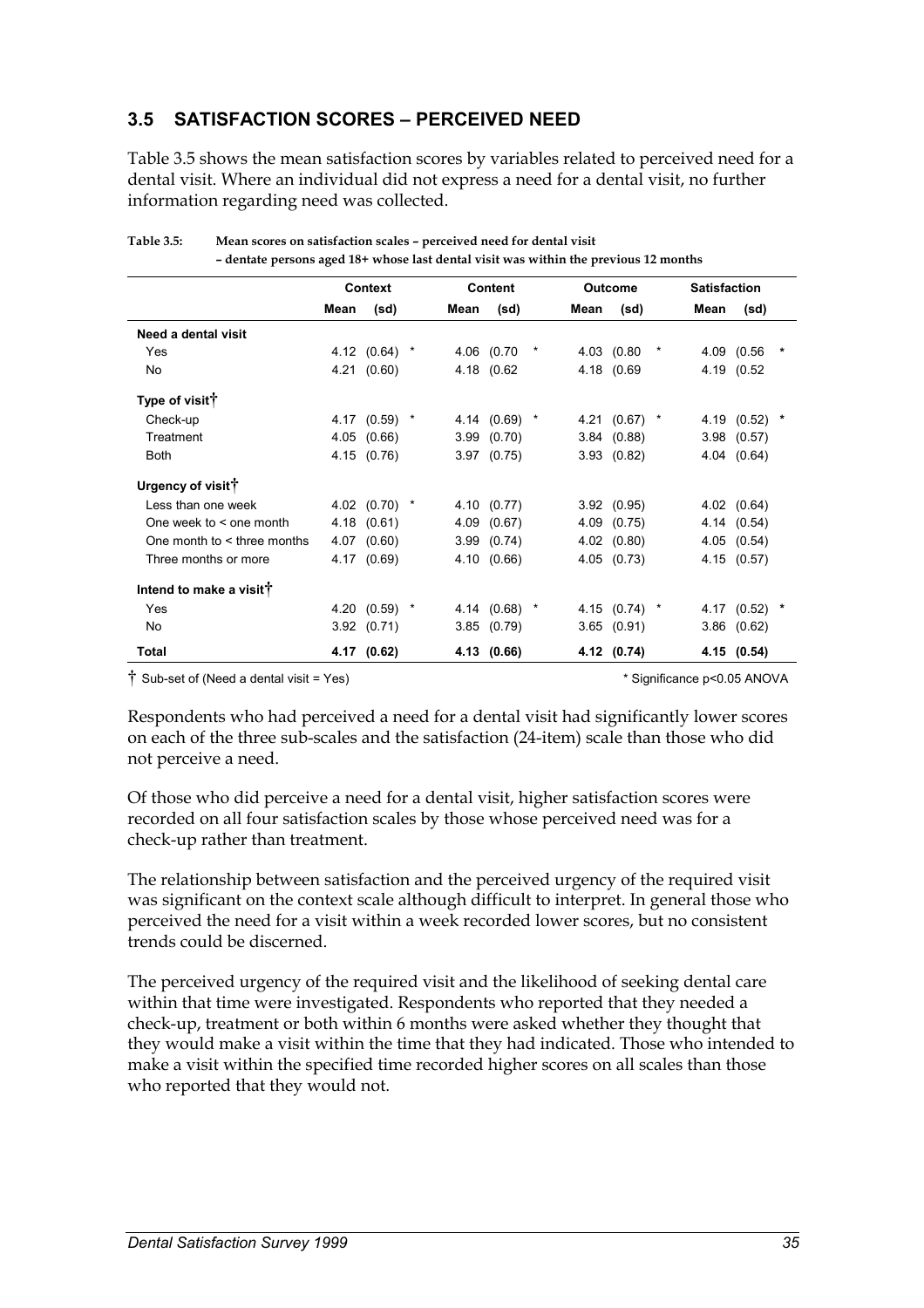## 3.5 SATISFACTION SCORES – PERCEIVED NEED

Table 3.5 shows the mean satisfaction scores by variables related to perceived need for a dental visit. Where an individual did not express a need for a dental visit, no further information regarding need was collected.

**Table 3.5: Mean scores on satisfaction scales – perceived need for dental visit – dentate persons aged 18+ whose last dental visit was within the previous 12 months**

| | Context | | | Content | | | Outcome | | | Satisfaction | | |
|---|---|---|---|---|---|---|---|---|---|---|---|---|
| | Mean | (sd) | | Mean | (sd) | | Mean | (sd) | | Mean | (sd) | |
| **Need a dental visit** | | | | | | | | | | | | |
| Yes | 4.12 | (0.64) | * | 4.06 | (0.70 | * | 4.03 | (0.80 | * | 4.09 | (0.56 | * |
| No | 4.21 | (0.60) | | 4.18 | (0.62 | | 4.18 | (0.69 | | 4.19 | (0.52 | |
| **Type of visit†** | | | | | | | | | | | | |
| Check-up | 4.17 | (0.59) | * | 4.14 | (0.69) | * | 4.21 | (0.67) | * | 4.19 | (0.52) | * |
| Treatment | 4.05 | (0.66) | | 3.99 | (0.70) | | 3.84 | (0.88) | | 3.98 | (0.57) | |
| Both | 4.15 | (0.76) | | 3.97 | (0.75) | | 3.93 | (0.82) | | 4.04 | (0.64) | |
| **Urgency of visit†** | | | | | | | | | | | | |
| Less than one week | 4.02 | (0.70) | * | 4.10 | (0.77) | | 3.92 | (0.95) | | 4.02 | (0.64) | |
| One week to < one month | 4.18 | (0.61) | | 4.09 | (0.67) | | 4.09 | (0.75) | | 4.14 | (0.54) | |
| One month to < three months | 4.07 | (0.60) | | 3.99 | (0.74) | | 4.02 | (0.80) | | 4.05 | (0.54) | |
| Three months or more | 4.17 | (0.69) | | 4.10 | (0.66) | | 4.05 | (0.73) | | 4.15 | (0.57) | |
| **Intend to make a visit†** | | | | | | | | | | | | |
| Yes | 4.20 | (0.59) | * | 4.14 | (0.68) | * | 4.15 | (0.74) | * | 4.17 | (0.52) | * |
| No | 3.92 | (0.71) | | 3.85 | (0.79) | | 3.65 | (0.91) | | 3.86 | (0.62) | |
| **Total** | **4.17** | **(0.62)** | | **4.13** | **(0.66)** | | **4.12** | **(0.74)** | | **4.15** | **(0.54)** | |

† Sub-set of (Need a dental visit = Yes)

\* Significance p<0.05 ANOVA

Respondents who had perceived a need for a dental visit had significantly lower scores on each of the three sub-scales and the satisfaction (24-item) scale than those who did not perceive a need.

Of those who did perceive a need for a dental visit, higher satisfaction scores were recorded on all four satisfaction scales by those whose perceived need was for a check-up rather than treatment.

The relationship between satisfaction and the perceived urgency of the required visit was significant on the context scale although difficult to interpret. In general those who perceived the need for a visit within a week recorded lower scores, but no consistent trends could be discerned.

The perceived urgency of the required visit and the likelihood of seeking dental care within that time were investigated. Respondents who reported that they needed a check-up, treatment or both within 6 months were asked whether they thought that they would make a visit within the time that they had indicated. Those who intended to make a visit within the specified time recorded higher scores on all scales than those who reported that they would not.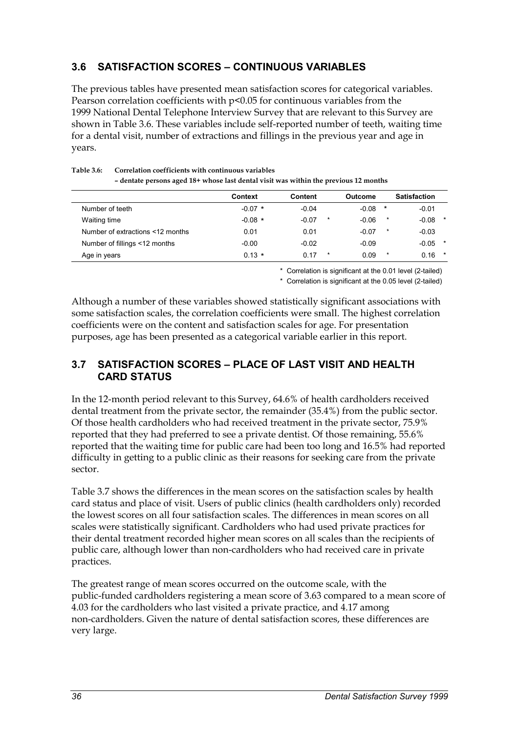## 3.6 SATISFACTION SCORES – CONTINUOUS VARIABLES

The previous tables have presented mean satisfaction scores for categorical variables. Pearson correlation coefficients with $p<0.05$ for continuous variables from the 1999 National Dental Telephone Interview Survey that are relevant to this Survey are shown in Table 3.6. These variables include self-reported number of teeth, waiting time for a dental visit, number of extractions and fillings in the previous year and age in years.

**Table 3.6: Correlation coefficients with continuous variables – dentate persons aged 18+ whose last dental visit was within the previous 12 months**

| | Context | Content | Outcome | Satisfaction |
|---|---|---|---|---|
| Number of teeth | -0.07 * | -0.04 | -0.08 * | -0.01 |
| Waiting time | -0.08 * | -0.07 * | -0.06 * | -0.08 * |
| Number of extractions <12 months | 0.01 | 0.01 | -0.07 * | -0.03 |
| Number of fillings <12 months | -0.00 | -0.02 | -0.09 | -0.05 * |
| Age in years | 0.13 * | 0.17 * | 0.09 * | 0.16 * |

\* Correlation is significant at the 0.01 level (2-tailed)

\* Correlation is significant at the 0.05 level (2-tailed)

Although a number of these variables showed statistically significant associations with some satisfaction scales, the correlation coefficients were small. The highest correlation coefficients were on the content and satisfaction scales for age. For presentation purposes, age has been presented as a categorical variable earlier in this report.

## 3.7 SATISFACTION SCORES – PLACE OF LAST VISIT AND HEALTH CARD STATUS

In the 12-month period relevant to this Survey, 64.6% of health cardholders received dental treatment from the private sector, the remainder (35.4%) from the public sector. Of those health cardholders who had received treatment in the private sector, 75.9% reported that they had preferred to see a private dentist. Of those remaining, 55.6% reported that the waiting time for public care had been too long and 16.5% had reported difficulty in getting to a public clinic as their reasons for seeking care from the private sector.

Table 3.7 shows the differences in the mean scores on the satisfaction scales by health card status and place of visit. Users of public clinics (health cardholders only) recorded the lowest scores on all four satisfaction scales. The differences in mean scores on all scales were statistically significant. Cardholders who had used private practices for their dental treatment recorded higher mean scores on all scales than the recipients of public care, although lower than non-cardholders who had received care in private practices.

The greatest range of mean scores occurred on the outcome scale, with the public-funded cardholders registering a mean score of 3.63 compared to a mean score of 4.03 for the cardholders who last visited a private practice, and 4.17 among non-cardholders. Given the nature of dental satisfaction scores, these differences are very large.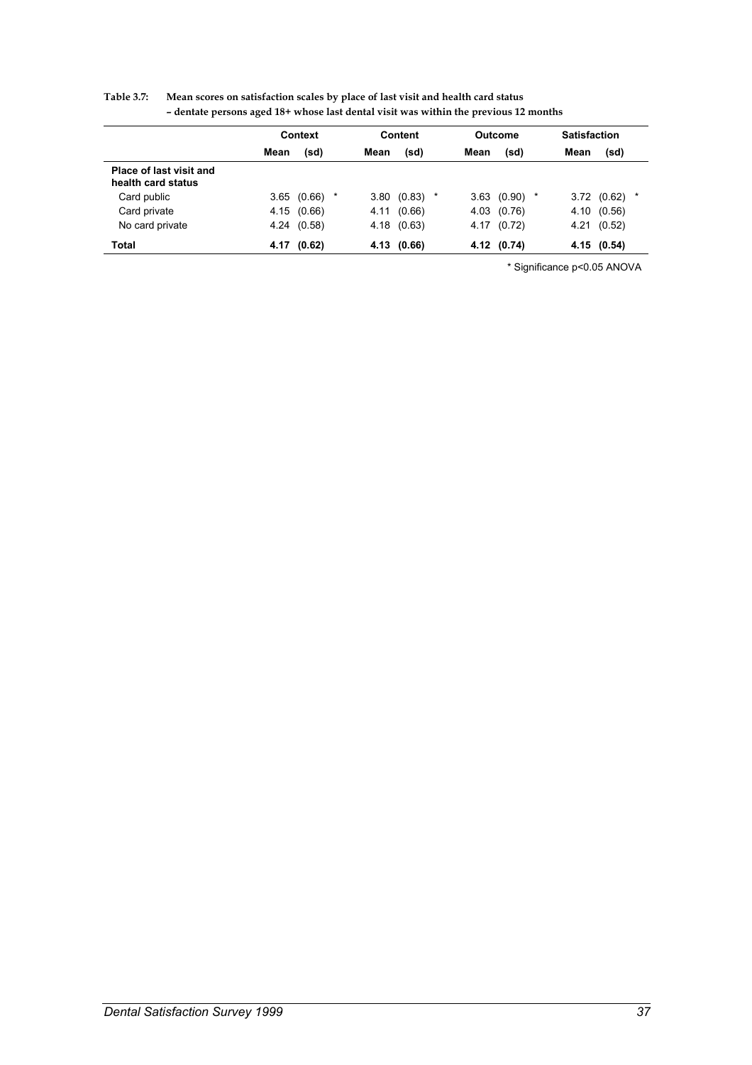**Table 3.7: Mean scores on satisfaction scales by place of last visit and health card status – dentate persons aged 18+ whose last dental visit was within the previous 12 months**

| | Context | | | Content | | | Outcome | | | Satisfaction | | |
|---|---|---|---|---|---|---|---|---|---|---|---|---|
| | **Mean** | **(sd)** | | **Mean** | **(sd)** | | **Mean** | **(sd)** | | **Mean** | **(sd)** | |
| **Place of last visit and health card status** | | | | | | | | | | | | |
| Card public | 3.65 | (0.66) | * | 3.80 | (0.83) | * | 3.63 | (0.90) | * | 3.72 | (0.62) | * |
| Card private | 4.15 | (0.66) | | 4.11 | (0.66) | | 4.03 | (0.76) | | 4.10 | (0.56) | |
| No card private | 4.24 | (0.58) | | 4.18 | (0.63) | | 4.17 | (0.72) | | 4.21 | (0.52) | |
| **Total** | **4.17** | **(0.62)** | | **4.13** | **(0.66)** | | **4.12** | **(0.74)** | | **4.15** | **(0.54)** | |

* Significance $p<0.05$ ANOVA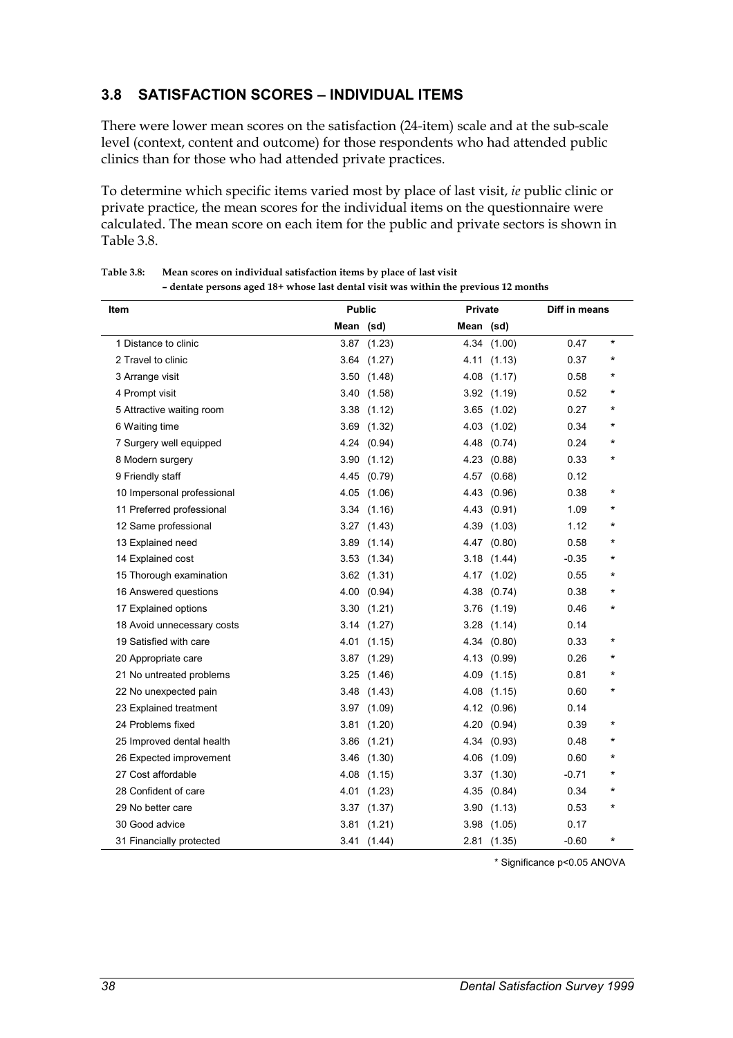## 3.8 SATISFACTION SCORES – INDIVIDUAL ITEMS

There were lower mean scores on the satisfaction (24-item) scale and at the sub-scale level (context, content and outcome) for those respondents who had attended public clinics than for those who had attended private practices.

To determine which specific items varied most by place of last visit, *ie* public clinic or private practice, the mean scores for the individual items on the questionnaire were calculated. The mean score on each item for the public and private sectors is shown in Table 3.8.

**Table 3.8: Mean scores on individual satisfaction items by place of last visit – dentate persons aged 18+ whose last dental visit was within the previous 12 months**

| Item | Public | | Private | | Diff in means | |
|---|---|---|---|---|---|---|
| | Mean | (sd) | Mean | (sd) | | |
| 1 Distance to clinic | 3.87 | (1.23) | 4.34 | (1.00) | 0.47 | * |
| 2 Travel to clinic | 3.64 | (1.27) | 4.11 | (1.13) | 0.37 | * |
| 3 Arrange visit | 3.50 | (1.48) | 4.08 | (1.17) | 0.58 | * |
| 4 Prompt visit | 3.40 | (1.58) | 3.92 | (1.19) | 0.52 | * |
| 5 Attractive waiting room | 3.38 | (1.12) | 3.65 | (1.02) | 0.27 | * |
| 6 Waiting time | 3.69 | (1.32) | 4.03 | (1.02) | 0.34 | * |
| 7 Surgery well equipped | 4.24 | (0.94) | 4.48 | (0.74) | 0.24 | * |
| 8 Modern surgery | 3.90 | (1.12) | 4.23 | (0.88) | 0.33 | * |
| 9 Friendly staff | 4.45 | (0.79) | 4.57 | (0.68) | 0.12 | |
| 10 Impersonal professional | 4.05 | (1.06) | 4.43 | (0.96) | 0.38 | * |
| 11 Preferred professional | 3.34 | (1.16) | 4.43 | (0.91) | 1.09 | * |
| 12 Same professional | 3.27 | (1.43) | 4.39 | (1.03) | 1.12 | * |
| 13 Explained need | 3.89 | (1.14) | 4.47 | (0.80) | 0.58 | * |
| 14 Explained cost | 3.53 | (1.34) | 3.18 | (1.44) | -0.35 | * |
| 15 Thorough examination | 3.62 | (1.31) | 4.17 | (1.02) | 0.55 | * |
| 16 Answered questions | 4.00 | (0.94) | 4.38 | (0.74) | 0.38 | * |
| 17 Explained options | 3.30 | (1.21) | 3.76 | (1.19) | 0.46 | * |
| 18 Avoid unnecessary costs | 3.14 | (1.27) | 3.28 | (1.14) | 0.14 | |
| 19 Satisfied with care | 4.01 | (1.15) | 4.34 | (0.80) | 0.33 | * |
| 20 Appropriate care | 3.87 | (1.29) | 4.13 | (0.99) | 0.26 | * |
| 21 No untreated problems | 3.25 | (1.46) | 4.09 | (1.15) | 0.81 | * |
| 22 No unexpected pain | 3.48 | (1.43) | 4.08 | (1.15) | 0.60 | * |
| 23 Explained treatment | 3.97 | (1.09) | 4.12 | (0.96) | 0.14 | |
| 24 Problems fixed | 3.81 | (1.20) | 4.20 | (0.94) | 0.39 | * |
| 25 Improved dental health | 3.86 | (1.21) | 4.34 | (0.93) | 0.48 | * |
| 26 Expected improvement | 3.46 | (1.30) | 4.06 | (1.09) | 0.60 | * |
| 27 Cost affordable | 4.08 | (1.15) | 3.37 | (1.30) | -0.71 | * |
| 28 Confident of care | 4.01 | (1.23) | 4.35 | (0.84) | 0.34 | * |
| 29 No better care | 3.37 | (1.37) | 3.90 | (1.13) | 0.53 | * |
| 30 Good advice | 3.81 | (1.21) | 3.98 | (1.05) | 0.17 | |
| 31 Financially protected | 3.41 | (1.44) | 2.81 | (1.35) | -0.60 | * |

\* Significance $p<0.05$ ANOVA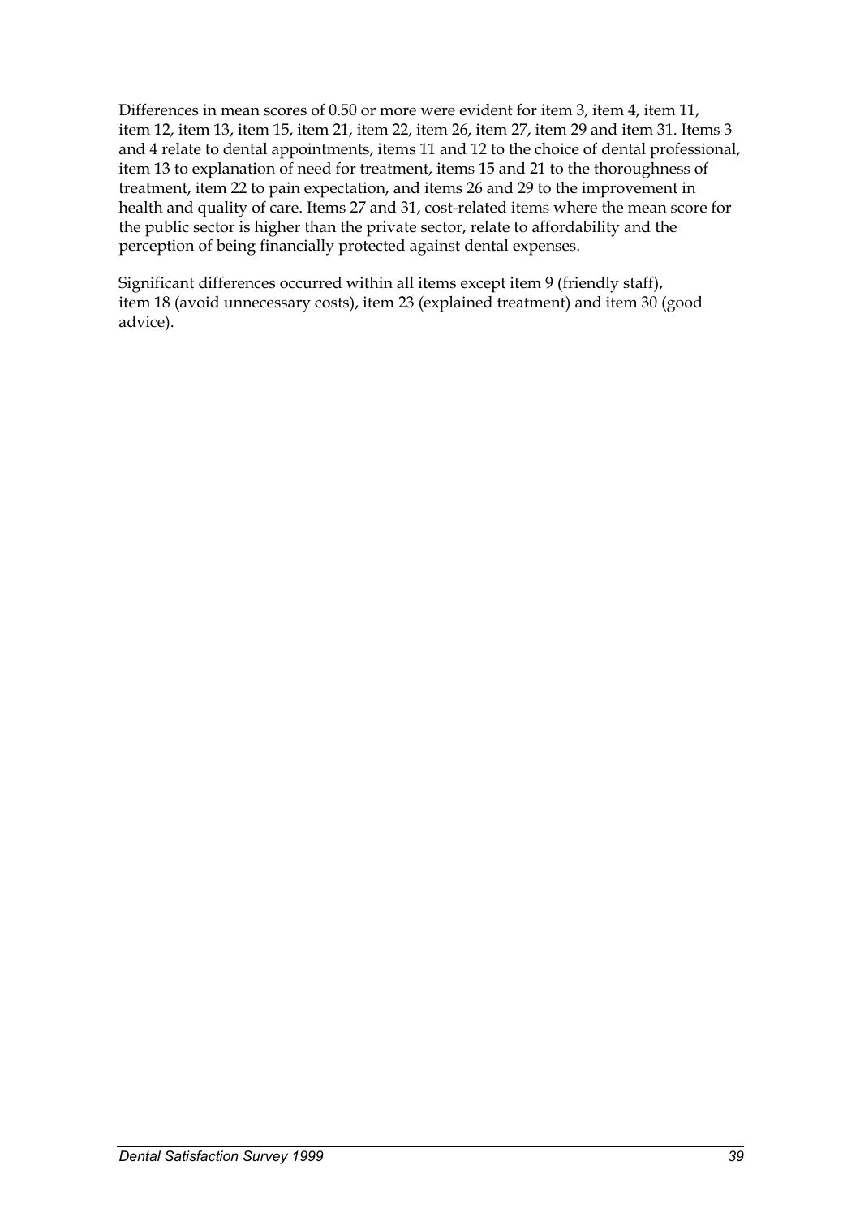Differences in mean scores of 0.50 or more were evident for item 3, item 4, item 11, item 12, item 13, item 15, item 21, item 22, item 26, item 27, item 29 and item 31. Items 3 and 4 relate to dental appointments, items 11 and 12 to the choice of dental professional, item 13 to explanation of need for treatment, items 15 and 21 to the thoroughness of treatment, item 22 to pain expectation, and items 26 and 29 to the improvement in health and quality of care. Items 27 and 31, cost-related items where the mean score for the public sector is higher than the private sector, relate to affordability and the perception of being financially protected against dental expenses.

Significant differences occurred within all items except item 9 (friendly staff), item 18 (avoid unnecessary costs), item 23 (explained treatment) and item 30 (good advice).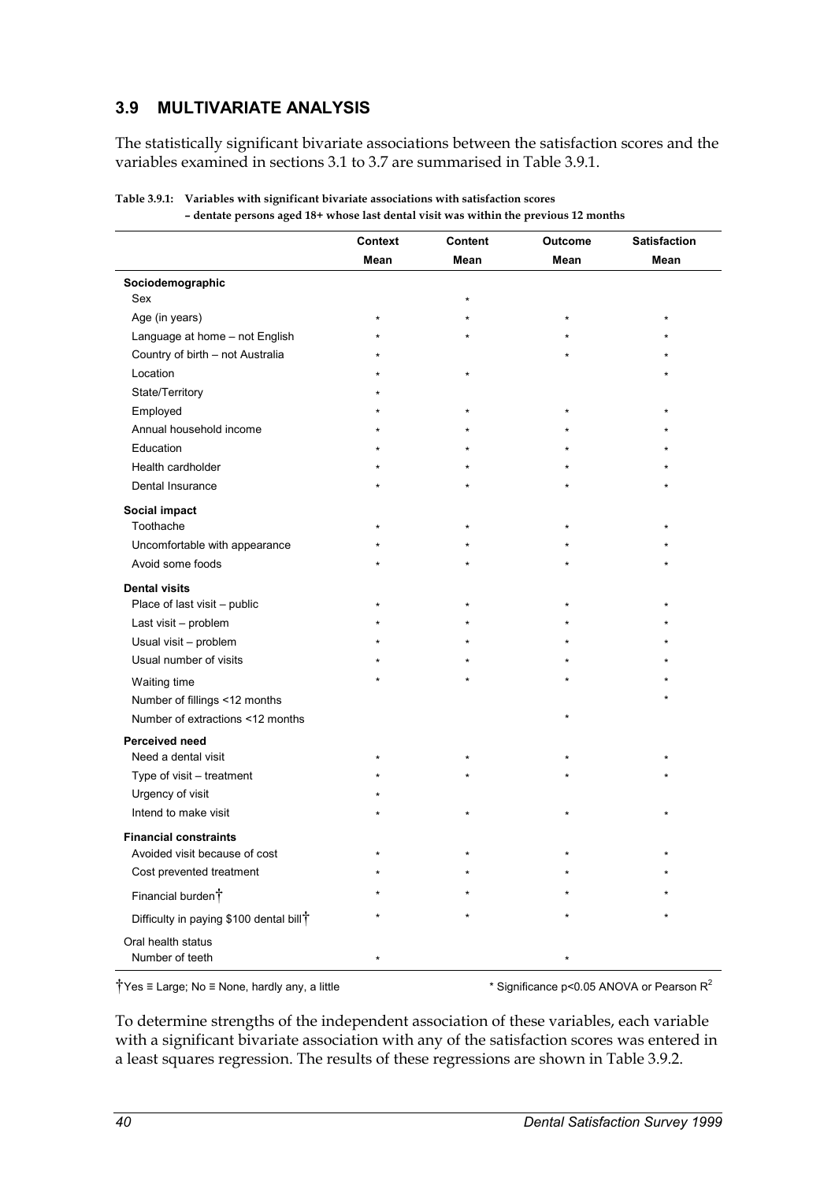## 3.9 MULTIVARIATE ANALYSIS

The statistically significant bivariate associations between the satisfaction scores and the variables examined in sections 3.1 to 3.7 are summarised in Table 3.9.1.

**Table 3.9.1: Variables with significant bivariate associations with satisfaction scores – dentate persons aged 18+ whose last dental visit was within the previous 12 months**

| | Context Mean | Content Mean | Outcome Mean | Satisfaction Mean |
|---|---|---|---|---|
| **Sociodemographic** | | | | |
| Sex | | * | | |
| Age (in years) | * | * | * | * |
| Language at home – not English | * | * | * | * |
| Country of birth – not Australia | * | | * | * |
| Location | * | * | | * |
| State/Territory | * | | | |
| Employed | * | * | * | * |
| Annual household income | * | * | * | * |
| Education | * | * | * | * |
| Health cardholder | * | * | * | * |
| Dental Insurance | * | * | * | * |
| **Social impact** | | | | |
| Toothache | * | * | * | * |
| Uncomfortable with appearance | * | * | * | * |
| Avoid some foods | * | * | * | * |
| **Dental visits** | | | | |
| Place of last visit – public | * | * | * | * |
| Last visit – problem | * | * | * | * |
| Usual visit – problem | * | * | * | * |
| Usual number of visits | * | * | * | * |
| Waiting time | * | * | * | * |
| Number of fillings <12 months | | | | * |
| Number of extractions <12 months | | | * | |
| **Perceived need** | | | | |
| Need a dental visit | * | * | * | * |
| Type of visit – treatment | * | * | * | * |
| Urgency of visit | * | | | |
| Intend to make visit | * | * | * | * |
| **Financial constraints** | | | | |
| Avoided visit because of cost | * | * | * | * |
| Cost prevented treatment | * | * | * | * |
| Financial burden† | * | * | * | * |
| Difficulty in paying $100 dental bill† | * | * | * | * |
| Oral health status | | | | |
| Number of teeth | * | | * | |

†Yes ≡ Large; No ≡ None, hardly any, a little

* Significance $p<0.05$ ANOVA or Pearson $R^2$

To determine strengths of the independent association of these variables, each variable with a significant bivariate association with any of the satisfaction scores was entered in a least squares regression. The results of these regressions are shown in Table 3.9.2.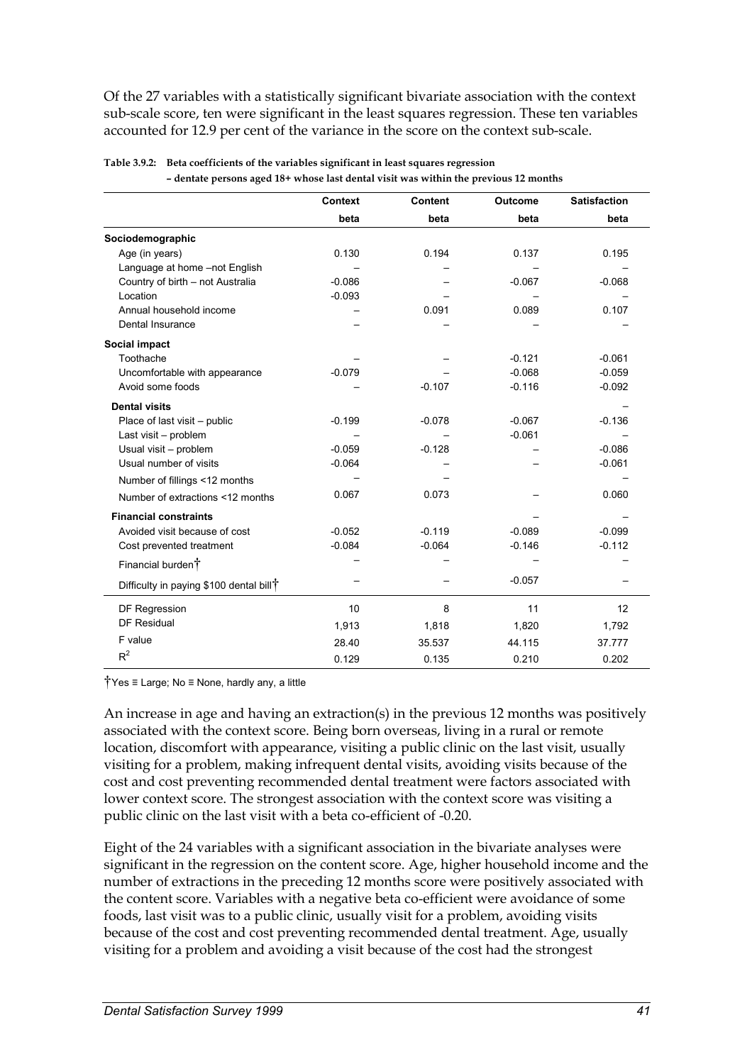Of the 27 variables with a statistically significant bivariate association with the context sub-scale score, ten were significant in the least squares regression. These ten variables accounted for 12.9 per cent of the variance in the score on the context sub-scale.

**Table 3.9.2: Beta coefficients of the variables significant in least squares regression – dentate persons aged 18+ whose last dental visit was within the previous 12 months**

| | Context | Content | Outcome | Satisfaction |
|---|---|---|---|---|
| | beta | beta | beta | beta |
| **Sociodemographic** | | | | |
| Age (in years) | 0.130 | 0.194 | 0.137 | 0.195 |
| Language at home –not English | – | – | – | – |
| Country of birth – not Australia | -0.086 | – | -0.067 | -0.068 |
| Location | -0.093 | – | – | – |
| Annual household income | – | 0.091 | 0.089 | 0.107 |
| Dental Insurance | – | – | – | – |
| **Social impact** | | | | |
| Toothache | – | – | -0.121 | -0.061 |
| Uncomfortable with appearance | -0.079 | – | -0.068 | -0.059 |
| Avoid some foods | – | -0.107 | -0.116 | -0.092 |
| **Dental visits** | | | | – |
| Place of last visit – public | -0.199 | -0.078 | -0.067 | -0.136 |
| Last visit – problem | – | – | -0.061 | – |
| Usual visit – problem | -0.059 | -0.128 | – | -0.086 |
| Usual number of visits | -0.064 | – | – | -0.061 |
| Number of fillings <12 months | – | – | | – |
| Number of extractions <12 months | 0.067 | 0.073 | – | 0.060 |
| **Financial constraints** | | | – | – |
| Avoided visit because of cost | -0.052 | -0.119 | -0.089 | -0.099 |
| Cost prevented treatment | -0.084 | -0.064 | -0.146 | -0.112 |
| Financial burden† | – | – | – | – |
| Difficulty in paying $100 dental bill† | – | – | -0.057 | – |
| DF Regression | 10 | 8 | 11 | 12 |
| DF Residual | 1,913 | 1,818 | 1,820 | 1,792 |
| F value | 28.40 | 35.537 | 44.115 | 37.777 |
| $R^2$ | 0.129 | 0.135 | 0.210 | 0.202 |

†Yes ≡ Large; No ≡ None, hardly any, a little

An increase in age and having an extraction(s) in the previous 12 months was positively associated with the context score. Being born overseas, living in a rural or remote location, discomfort with appearance, visiting a public clinic on the last visit, usually visiting for a problem, making infrequent dental visits, avoiding visits because of the cost and cost preventing recommended dental treatment were factors associated with lower context score. The strongest association with the context score was visiting a public clinic on the last visit with a beta co-efficient of -0.20.

Eight of the 24 variables with a significant association in the bivariate analyses were significant in the regression on the content score. Age, higher household income and the number of extractions in the preceding 12 months score were positively associated with the content score. Variables with a negative beta co-efficient were avoidance of some foods, last visit was to a public clinic, usually visit for a problem, avoiding visits because of the cost and cost preventing recommended dental treatment. Age, usually visiting for a problem and avoiding a visit because of the cost had the strongest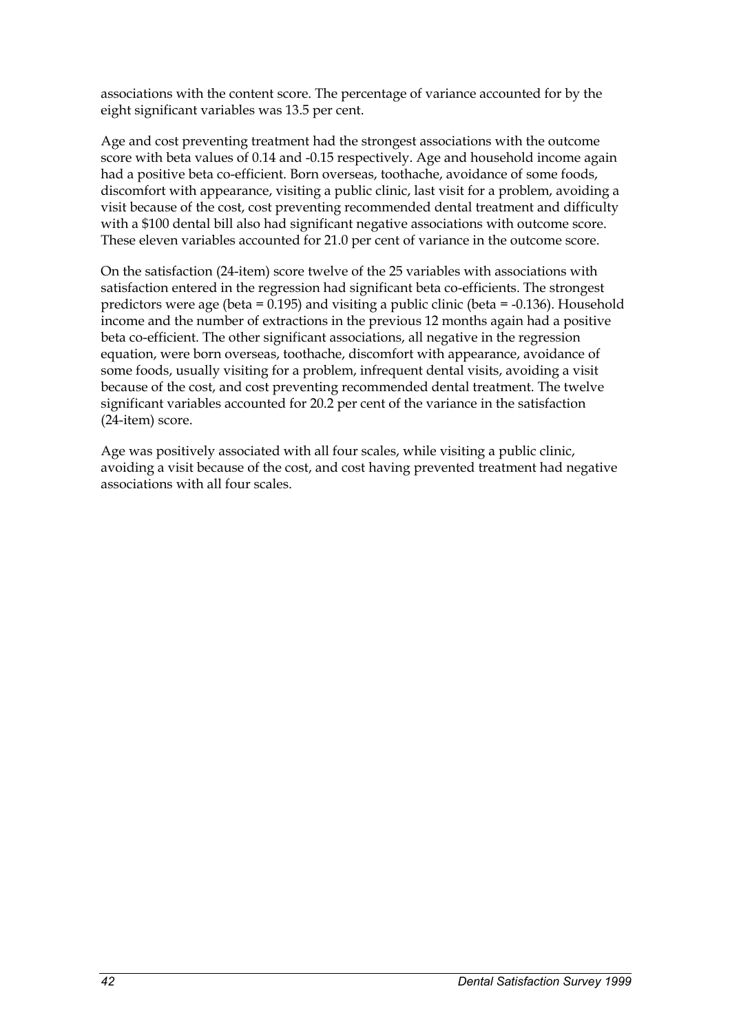associations with the content score. The percentage of variance accounted for by the eight significant variables was 13.5 per cent.

Age and cost preventing treatment had the strongest associations with the outcome score with beta values of 0.14 and -0.15 respectively. Age and household income again had a positive beta co-efficient. Born overseas, toothache, avoidance of some foods, discomfort with appearance, visiting a public clinic, last visit for a problem, avoiding a visit because of the cost, cost preventing recommended dental treatment and difficulty with a $100 dental bill also had significant negative associations with outcome score. These eleven variables accounted for 21.0 per cent of variance in the outcome score.

On the satisfaction (24-item) score twelve of the 25 variables with associations with satisfaction entered in the regression had significant beta co-efficients. The strongest predictors were age (beta = 0.195) and visiting a public clinic (beta = -0.136). Household income and the number of extractions in the previous 12 months again had a positive beta co-efficient. The other significant associations, all negative in the regression equation, were born overseas, toothache, discomfort with appearance, avoidance of some foods, usually visiting for a problem, infrequent dental visits, avoiding a visit because of the cost, and cost preventing recommended dental treatment. The twelve significant variables accounted for 20.2 per cent of the variance in the satisfaction (24-item) score.

Age was positively associated with all four scales, while visiting a public clinic, avoiding a visit because of the cost, and cost having prevented treatment had negative associations with all four scales.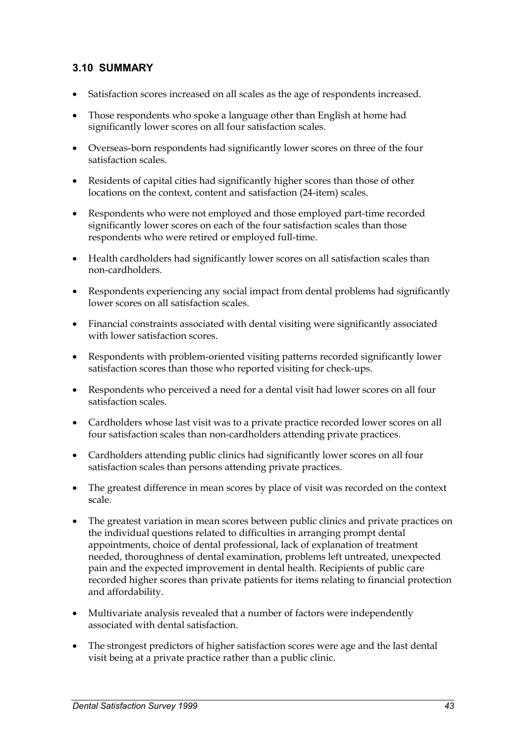### 3.10 SUMMARY

- Satisfaction scores increased on all scales as the age of respondents increased.
- Those respondents who spoke a language other than English at home had significantly lower scores on all four satisfaction scales.
- Overseas-born respondents had significantly lower scores on three of the four satisfaction scales.
- Residents of capital cities had significantly higher scores than those of other locations on the context, content and satisfaction (24-item) scales.
- Respondents who were not employed and those employed part-time recorded significantly lower scores on each of the four satisfaction scales than those respondents who were retired or employed full-time.
- Health cardholders had significantly lower scores on all satisfaction scales than non-cardholders.
- Respondents experiencing any social impact from dental problems had significantly lower scores on all satisfaction scales.
- Financial constraints associated with dental visiting were significantly associated with lower satisfaction scores.
- Respondents with problem-oriented visiting patterns recorded significantly lower satisfaction scores than those who reported visiting for check-ups.
- Respondents who perceived a need for a dental visit had lower scores on all four satisfaction scales.
- Cardholders whose last visit was to a private practice recorded lower scores on all four satisfaction scales than non-cardholders attending private practices.
- Cardholders attending public clinics had significantly lower scores on all four satisfaction scales than persons attending private practices.
- The greatest difference in mean scores by place of visit was recorded on the context scale.
- The greatest variation in mean scores between public clinics and private practices on the individual questions related to difficulties in arranging prompt dental appointments, choice of dental professional, lack of explanation of treatment needed, thoroughness of dental examination, problems left untreated, unexpected pain and the expected improvement in dental health. Recipients of public care recorded higher scores than private patients for items relating to financial protection and affordability.
- Multivariate analysis revealed that a number of factors were independently associated with dental satisfaction.
- The strongest predictors of higher satisfaction scores were age and the last dental visit being at a private practice rather than a public clinic.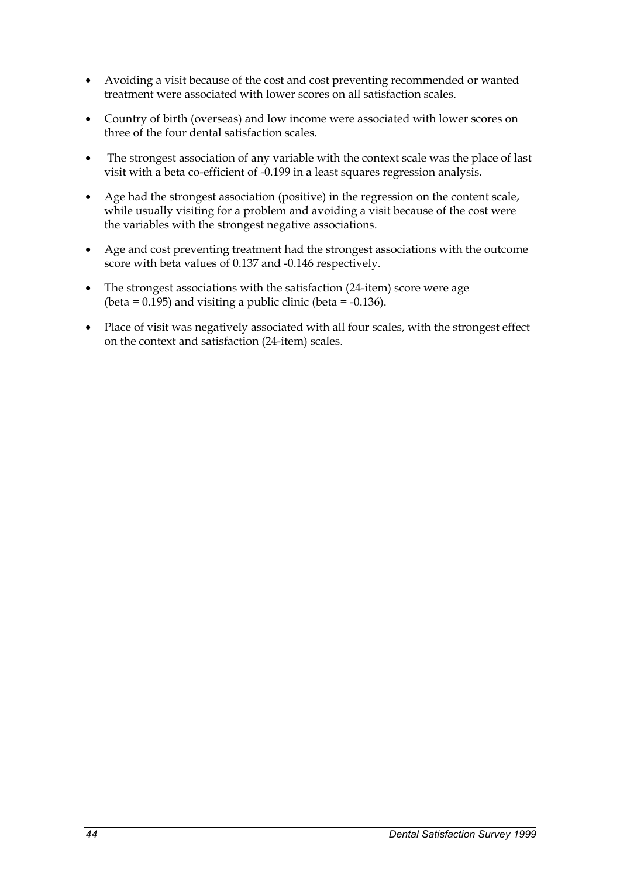- Avoiding a visit because of the cost and cost preventing recommended or wanted treatment were associated with lower scores on all satisfaction scales.
- Country of birth (overseas) and low income were associated with lower scores on three of the four dental satisfaction scales.
- The strongest association of any variable with the context scale was the place of last visit with a beta co-efficient of -0.199 in a least squares regression analysis.
- Age had the strongest association (positive) in the regression on the content scale, while usually visiting for a problem and avoiding a visit because of the cost were the variables with the strongest negative associations.
- Age and cost preventing treatment had the strongest associations with the outcome score with beta values of 0.137 and -0.146 respectively.
- The strongest associations with the satisfaction (24-item) score were age (beta = 0.195) and visiting a public clinic (beta = -0.136).
- Place of visit was negatively associated with all four scales, with the strongest effect on the context and satisfaction (24-item) scales.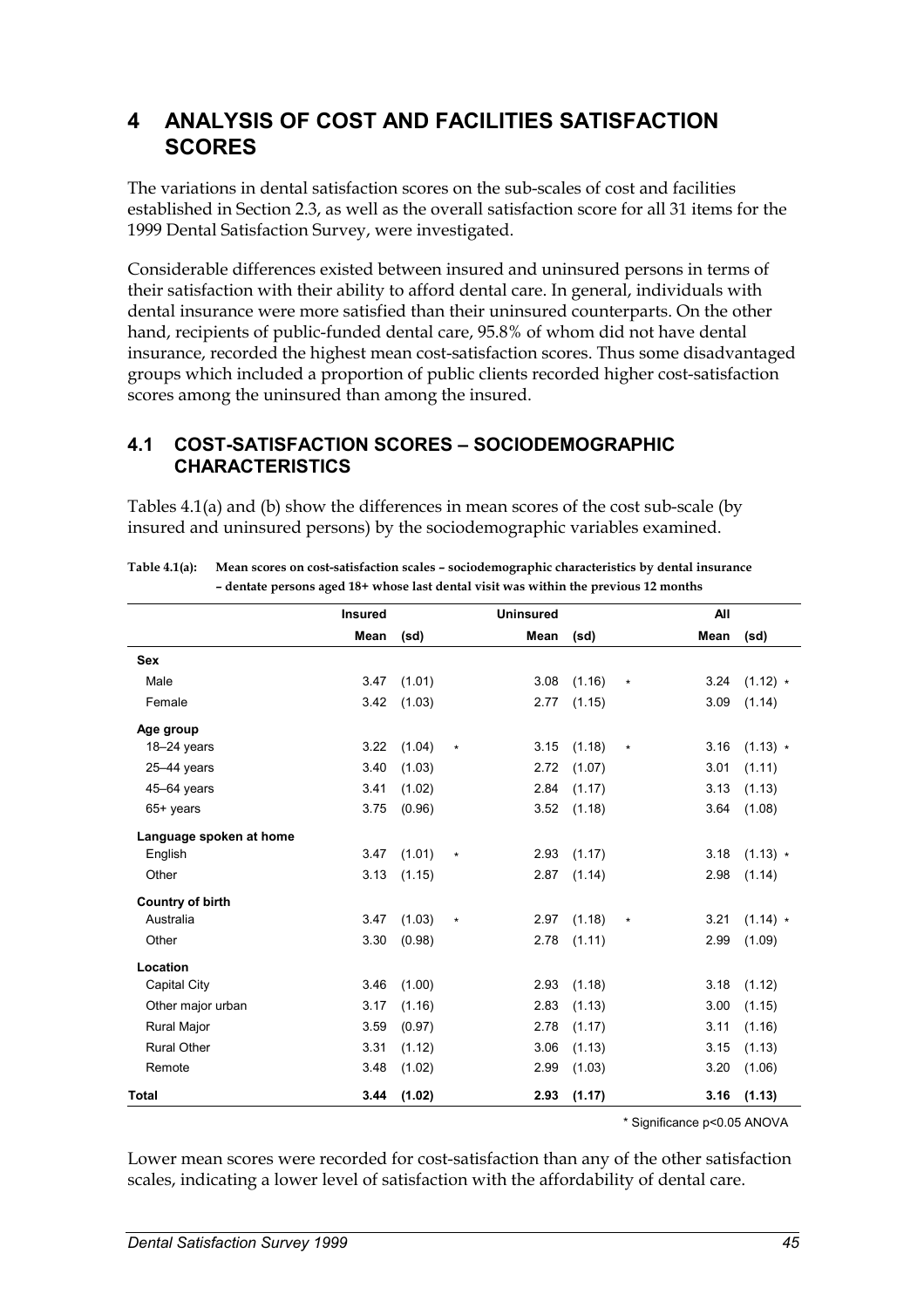# 4 ANALYSIS OF COST AND FACILITIES SATISFACTION SCORES

The variations in dental satisfaction scores on the sub-scales of cost and facilities established in Section 2.3, as well as the overall satisfaction score for all 31 items for the 1999 Dental Satisfaction Survey, were investigated.

Considerable differences existed between insured and uninsured persons in terms of their satisfaction with their ability to afford dental care. In general, individuals with dental insurance were more satisfied than their uninsured counterparts. On the other hand, recipients of public-funded dental care, 95.8% of whom did not have dental insurance, recorded the highest mean cost-satisfaction scores. Thus some disadvantaged groups which included a proportion of public clients recorded higher cost-satisfaction scores among the uninsured than among the insured.

## 4.1 COST-SATISFACTION SCORES – SOCIODEMOGRAPHIC CHARACTERISTICS

Tables 4.1(a) and (b) show the differences in mean scores of the cost sub-scale (by insured and uninsured persons) by the sociodemographic variables examined.

**Table 4.1(a): Mean scores on cost-satisfaction scales – sociodemographic characteristics by dental insurance – dentate persons aged 18+ whose last dental visit was within the previous 12 months**

| | Insured | | | Uninsured | | | All | | |
|---|---|---|---|---|---|---|---|---|---|
| | Mean | (sd) | | Mean | (sd) | | Mean | (sd) | |
| **Sex** | | | | | | | | | |
| Male | 3.47 | (1.01) | | 3.08 | (1.16) | * | 3.24 | (1.12) | * |
| Female | 3.42 | (1.03) | | 2.77 | (1.15) | | 3.09 | (1.14) | |
| **Age group** | | | | | | | | | |
| 18–24 years | 3.22 | (1.04) | * | 3.15 | (1.18) | * | 3.16 | (1.13) | * |
| 25–44 years | 3.40 | (1.03) | | 2.72 | (1.07) | | 3.01 | (1.11) | |
| 45–64 years | 3.41 | (1.02) | | 2.84 | (1.17) | | 3.13 | (1.13) | |
| 65+ years | 3.75 | (0.96) | | 3.52 | (1.18) | | 3.64 | (1.08) | |
| **Language spoken at home** | | | | | | | | | |
| English | 3.47 | (1.01) | * | 2.93 | (1.17) | | 3.18 | (1.13) | * |
| Other | 3.13 | (1.15) | | 2.87 | (1.14) | | 2.98 | (1.14) | |
| **Country of birth** | | | | | | | | | |
| Australia | 3.47 | (1.03) | * | 2.97 | (1.18) | * | 3.21 | (1.14) | * |
| Other | 3.30 | (0.98) | | 2.78 | (1.11) | | 2.99 | (1.09) | |
| **Location** | | | | | | | | | |
| Capital City | 3.46 | (1.00) | | 2.93 | (1.18) | | 3.18 | (1.12) | |
| Other major urban | 3.17 | (1.16) | | 2.83 | (1.13) | | 3.00 | (1.15) | |
| Rural Major | 3.59 | (0.97) | | 2.78 | (1.17) | | 3.11 | (1.16) | |
| Rural Other | 3.31 | (1.12) | | 3.06 | (1.13) | | 3.15 | (1.13) | |
| Remote | 3.48 | (1.02) | | 2.99 | (1.03) | | 3.20 | (1.06) | |
| **Total** | **3.44** | **(1.02)** | | **2.93** | **(1.17)** | | **3.16** | **(1.13)** | |

\* Significance $p<0.05$ ANOVA

Lower mean scores were recorded for cost-satisfaction than any of the other satisfaction scales, indicating a lower level of satisfaction with the affordability of dental care.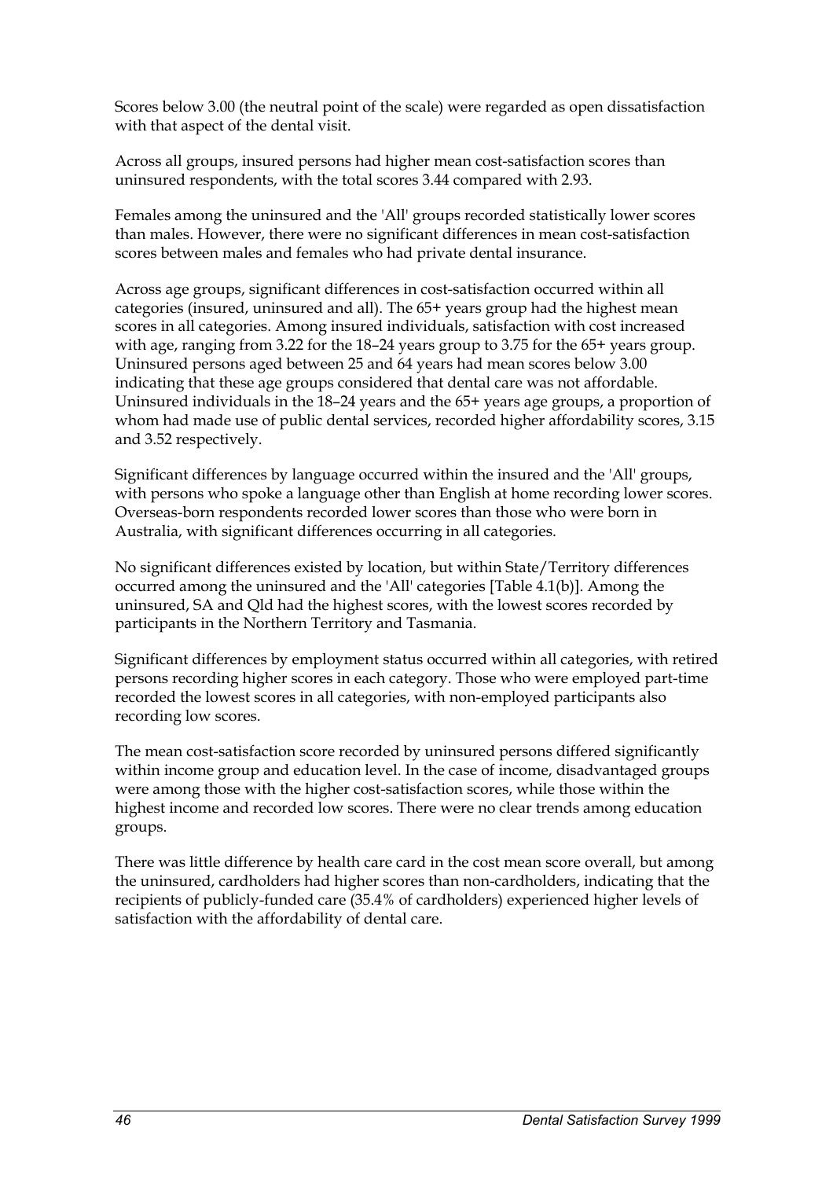Scores below 3.00 (the neutral point of the scale) were regarded as open dissatisfaction with that aspect of the dental visit.

Across all groups, insured persons had higher mean cost-satisfaction scores than uninsured respondents, with the total scores 3.44 compared with 2.93.

Females among the uninsured and the 'All' groups recorded statistically lower scores than males. However, there were no significant differences in mean cost-satisfaction scores between males and females who had private dental insurance.

Across age groups, significant differences in cost-satisfaction occurred within all categories (insured, uninsured and all). The 65+ years group had the highest mean scores in all categories. Among insured individuals, satisfaction with cost increased with age, ranging from 3.22 for the 18–24 years group to 3.75 for the 65+ years group. Uninsured persons aged between 25 and 64 years had mean scores below 3.00 indicating that these age groups considered that dental care was not affordable. Uninsured individuals in the 18–24 years and the 65+ years age groups, a proportion of whom had made use of public dental services, recorded higher affordability scores, 3.15 and 3.52 respectively.

Significant differences by language occurred within the insured and the 'All' groups, with persons who spoke a language other than English at home recording lower scores. Overseas-born respondents recorded lower scores than those who were born in Australia, with significant differences occurring in all categories.

No significant differences existed by location, but within State/Territory differences occurred among the uninsured and the 'All' categories [Table 4.1(b)]. Among the uninsured, SA and Qld had the highest scores, with the lowest scores recorded by participants in the Northern Territory and Tasmania.

Significant differences by employment status occurred within all categories, with retired persons recording higher scores in each category. Those who were employed part-time recorded the lowest scores in all categories, with non-employed participants also recording low scores.

The mean cost-satisfaction score recorded by uninsured persons differed significantly within income group and education level. In the case of income, disadvantaged groups were among those with the higher cost-satisfaction scores, while those within the highest income and recorded low scores. There were no clear trends among education groups.

There was little difference by health care card in the cost mean score overall, but among the uninsured, cardholders had higher scores than non-cardholders, indicating that the recipients of publicly-funded care (35.4% of cardholders) experienced higher levels of satisfaction with the affordability of dental care.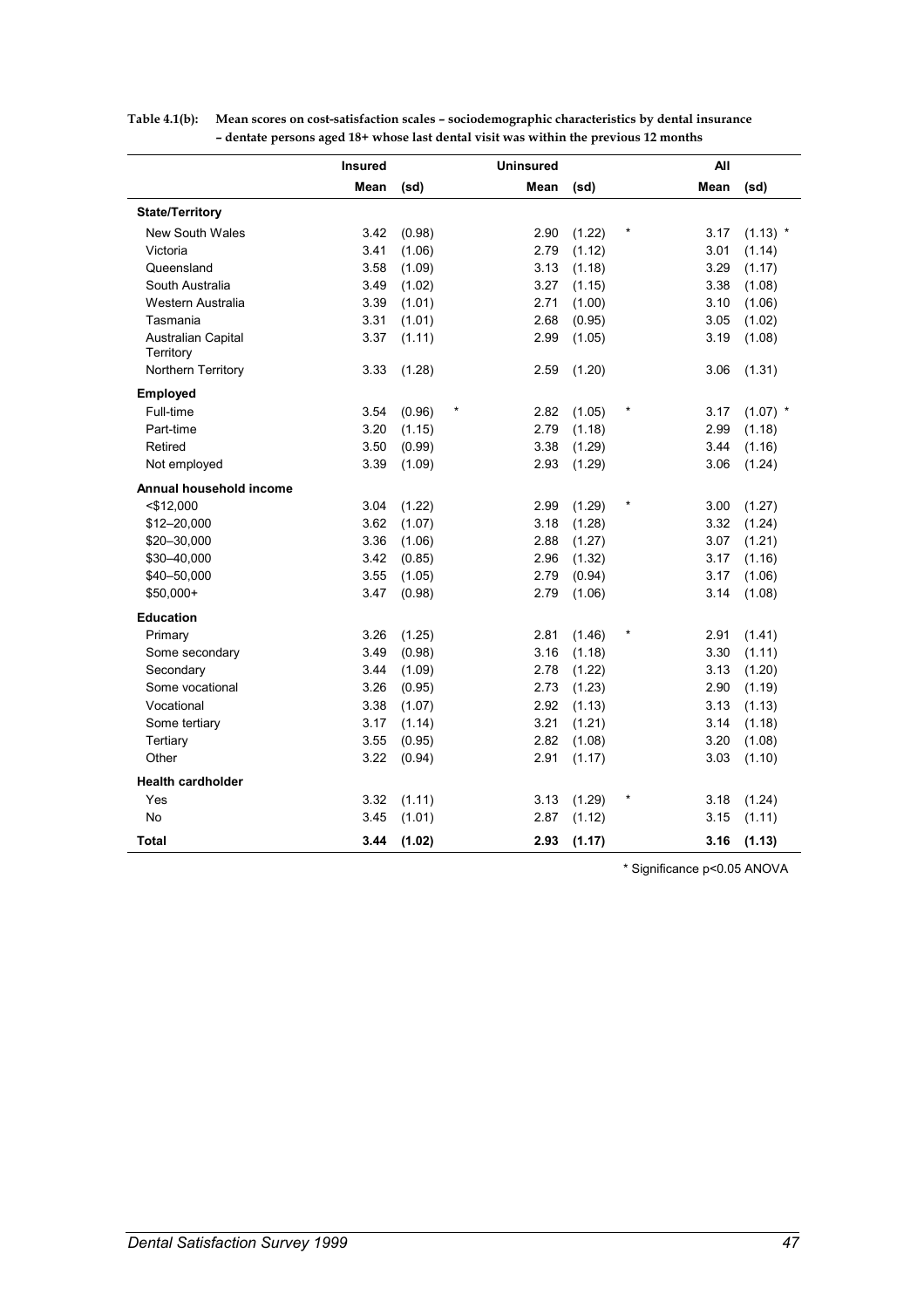**Table 4.1(b): Mean scores on cost-satisfaction scales – sociodemographic characteristics by dental insurance – dentate persons aged 18+ whose last dental visit was within the previous 12 months**

| | Insured | | | Uninsured | | | All | |
|---|---|---|---|---|---|---|---|---|
| | Mean | (sd) | | Mean | (sd) | | Mean | (sd) |
| **State/Territory** | | | | | | | | |
| New South Wales | 3.42 | (0.98) | | 2.90 | (1.22) | * | 3.17 | (1.13) * |
| Victoria | 3.41 | (1.06) | | 2.79 | (1.12) | | 3.01 | (1.14) |
| Queensland | 3.58 | (1.09) | | 3.13 | (1.18) | | 3.29 | (1.17) |
| South Australia | 3.49 | (1.02) | | 3.27 | (1.15) | | 3.38 | (1.08) |
| Western Australia | 3.39 | (1.01) | | 2.71 | (1.00) | | 3.10 | (1.06) |
| Tasmania | 3.31 | (1.01) | | 2.68 | (0.95) | | 3.05 | (1.02) |
| Australian Capital Territory | 3.37 | (1.11) | | 2.99 | (1.05) | | 3.19 | (1.08) |
| Northern Territory | 3.33 | (1.28) | | 2.59 | (1.20) | | 3.06 | (1.31) |
| **Employed** | | | | | | | | |
| Full-time | 3.54 | (0.96) | * | 2.82 | (1.05) | * | 3.17 | (1.07) * |
| Part-time | 3.20 | (1.15) | | 2.79 | (1.18) | | 2.99 | (1.18) |
| Retired | 3.50 | (0.99) | | 3.38 | (1.29) | | 3.44 | (1.16) |
| Not employed | 3.39 | (1.09) | | 2.93 | (1.29) | | 3.06 | (1.24) |
| **Annual household income** | | | | | | | | |
| <$12,000 | 3.04 | (1.22) | | 2.99 | (1.29) | * | 3.00 | (1.27) |
| $12–20,000 | 3.62 | (1.07) | | 3.18 | (1.28) | | 3.32 | (1.24) |
| $20–30,000 | 3.36 | (1.06) | | 2.88 | (1.27) | | 3.07 | (1.21) |
| $30–40,000 | 3.42 | (0.85) | | 2.96 | (1.32) | | 3.17 | (1.16) |
| $40–50,000 | 3.55 | (1.05) | | 2.79 | (0.94) | | 3.17 | (1.06) |
| $50,000+ | 3.47 | (0.98) | | 2.79 | (1.06) | | 3.14 | (1.08) |
| **Education** | | | | | | | | |
| Primary | 3.26 | (1.25) | | 2.81 | (1.46) | * | 2.91 | (1.41) |
| Some secondary | 3.49 | (0.98) | | 3.16 | (1.18) | | 3.30 | (1.11) |
| Secondary | 3.44 | (1.09) | | 2.78 | (1.22) | | 3.13 | (1.20) |
| Some vocational | 3.26 | (0.95) | | 2.73 | (1.23) | | 2.90 | (1.19) |
| Vocational | 3.38 | (1.07) | | 2.92 | (1.13) | | 3.13 | (1.13) |
| Some tertiary | 3.17 | (1.14) | | 3.21 | (1.21) | | 3.14 | (1.18) |
| Tertiary | 3.55 | (0.95) | | 2.82 | (1.08) | | 3.20 | (1.08) |
| Other | 3.22 | (0.94) | | 2.91 | (1.17) | | 3.03 | (1.10) |
| **Health cardholder** | | | | | | | | |
| Yes | 3.32 | (1.11) | | 3.13 | (1.29) | * | 3.18 | (1.24) |
| No | 3.45 | (1.01) | | 2.87 | (1.12) | | 3.15 | (1.11) |
| **Total** | **3.44** | **(1.02)** | | **2.93** | **(1.17)** | | **3.16** | **(1.13)** |

\* Significance p<0.05 ANOVA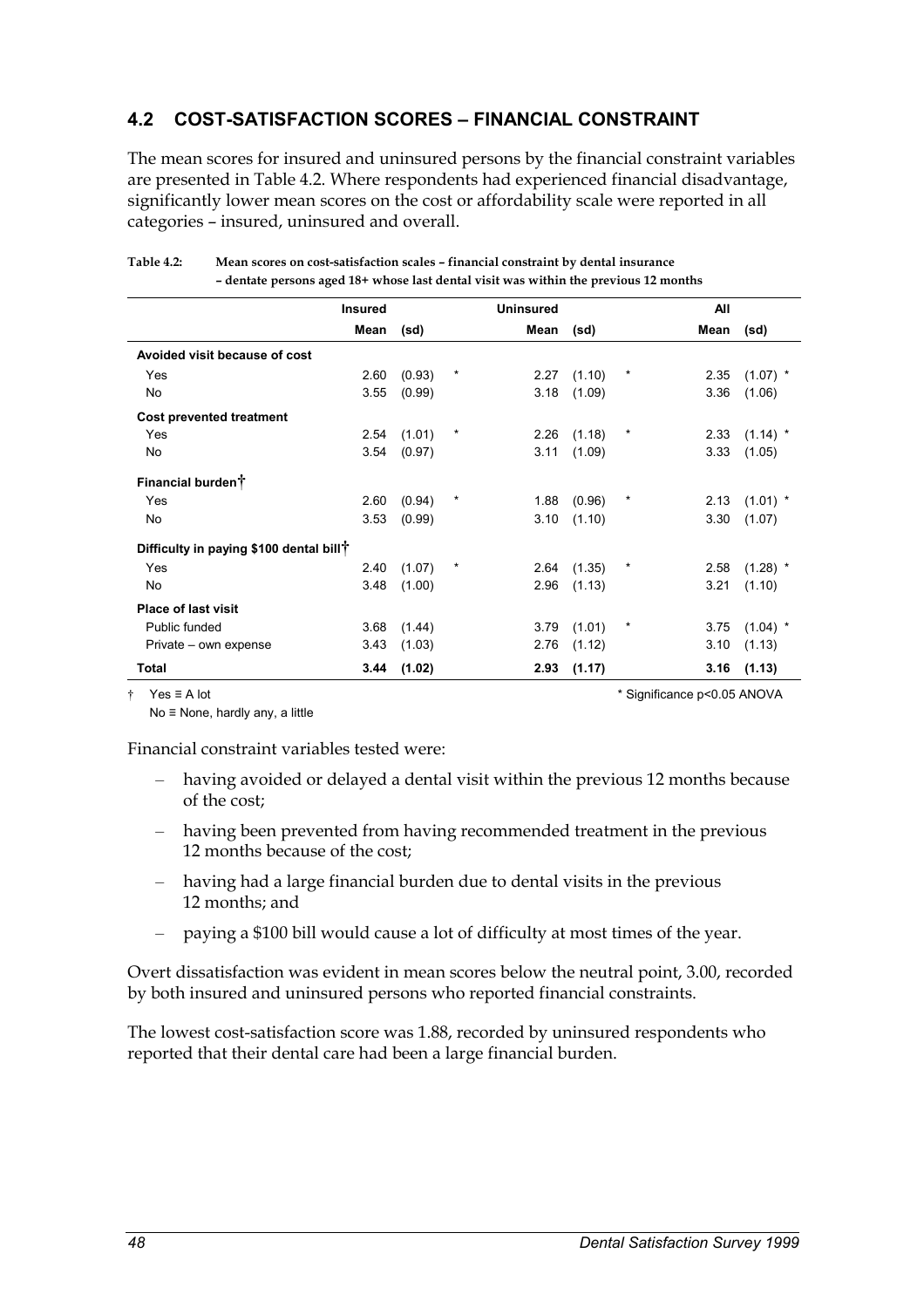## 4.2 COST-SATISFACTION SCORES – FINANCIAL CONSTRAINT

The mean scores for insured and uninsured persons by the financial constraint variables are presented in Table 4.2. Where respondents had experienced financial disadvantage, significantly lower mean scores on the cost or affordability scale were reported in all categories – insured, uninsured and overall.

**Table 4.2: Mean scores on cost-satisfaction scales – financial constraint by dental insurance – dentate persons aged 18+ whose last dental visit was within the previous 12 months**

| | Insured | | | Uninsured | | | All | | |
|---|---|---|---|---|---|---|---|---|---|
| | Mean | (sd) | | Mean | (sd) | | Mean | (sd) | |
| **Avoided visit because of cost** | | | | | | | | | |
| Yes | 2.60 | (0.93) | * | 2.27 | (1.10) | * | 2.35 | (1.07) | * |
| No | 3.55 | (0.99) | | 3.18 | (1.09) | | 3.36 | (1.06) | |
| **Cost prevented treatment** | | | | | | | | | |
| Yes | 2.54 | (1.01) | * | 2.26 | (1.18) | * | 2.33 | (1.14) | * |
| No | 3.54 | (0.97) | | 3.11 | (1.09) | | 3.33 | (1.05) | |
| **Financial burden†** | | | | | | | | | |
| Yes | 2.60 | (0.94) | * | 1.88 | (0.96) | * | 2.13 | (1.01) | * |
| No | 3.53 | (0.99) | | 3.10 | (1.10) | | 3.30 | (1.07) | |
| **Difficulty in paying $100 dental bill†** | | | | | | | | | |
| Yes | 2.40 | (1.07) | * | 2.64 | (1.35) | * | 2.58 | (1.28) | * |
| No | 3.48 | (1.00) | | 2.96 | (1.13) | | 3.21 | (1.10) | |
| **Place of last visit** | | | | | | | | | |
| Public funded | 3.68 | (1.44) | | 3.79 | (1.01) | * | 3.75 | (1.04) | * |
| Private – own expense | 3.43 | (1.03) | | 2.76 | (1.12) | | 3.10 | (1.13) | |
| **Total** | **3.44** | **(1.02)** | | **2.93** | **(1.17)** | | **3.16** | **(1.13)** | |

† Yes ≡ A lot
No ≡ None, hardly any, a little

* Significance p<0.05 ANOVA

Financial constraint variables tested were:

- having avoided or delayed a dental visit within the previous 12 months because of the cost;
- having been prevented from having recommended treatment in the previous 12 months because of the cost;
- having had a large financial burden due to dental visits in the previous 12 months; and
- paying a $100 bill would cause a lot of difficulty at most times of the year.

Overt dissatisfaction was evident in mean scores below the neutral point, 3.00, recorded by both insured and uninsured persons who reported financial constraints.

The lowest cost-satisfaction score was 1.88, recorded by uninsured respondents who reported that their dental care had been a large financial burden.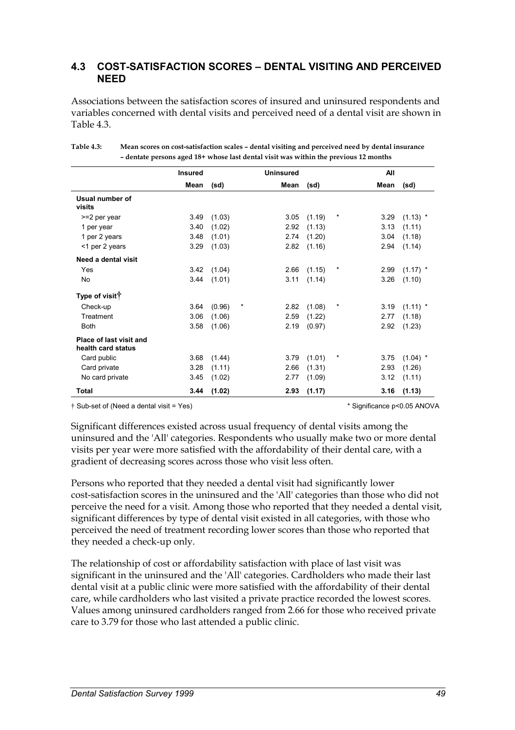## 4.3 COST-SATISFACTION SCORES – DENTAL VISITING AND PERCEIVED NEED

Associations between the satisfaction scores of insured and uninsured respondents and variables concerned with dental visits and perceived need of a dental visit are shown in Table 4.3.

**Table 4.3: Mean scores on cost-satisfaction scales – dental visiting and perceived need by dental insurance – dentate persons aged 18+ whose last dental visit was within the previous 12 months**

| | Insured | | | Uninsured | | | All | |
|---|---|---|---|---|---|---|---|---|
| | Mean | (sd) | | Mean | (sd) | | Mean | (sd) |
| **Usual number of visits** | | | | | | | | |
| >=2 per year | 3.49 | (1.03) | | 3.05 | (1.19) | * | 3.29 | (1.13) * |
| 1 per year | 3.40 | (1.02) | | 2.92 | (1.13) | | 3.13 | (1.11) |
| 1 per 2 years | 3.48 | (1.01) | | 2.74 | (1.20) | | 3.04 | (1.18) |
| <1 per 2 years | 3.29 | (1.03) | | 2.82 | (1.16) | | 2.94 | (1.14) |
| **Need a dental visit** | | | | | | | | |
| Yes | 3.42 | (1.04) | | 2.66 | (1.15) | * | 2.99 | (1.17) * |
| No | 3.44 | (1.01) | | 3.11 | (1.14) | | 3.26 | (1.10) |
| **Type of visit†** | | | | | | | | |
| Check-up | 3.64 | (0.96) | * | 2.82 | (1.08) | * | 3.19 | (1.11) * |
| Treatment | 3.06 | (1.06) | | 2.59 | (1.22) | | 2.77 | (1.18) |
| Both | 3.58 | (1.06) | | 2.19 | (0.97) | | 2.92 | (1.23) |
| **Place of last visit and health card status** | | | | | | | | |
| Card public | 3.68 | (1.44) | | 3.79 | (1.01) | * | 3.75 | (1.04) * |
| Card private | 3.28 | (1.11) | | 2.66 | (1.31) | | 2.93 | (1.26) |
| No card private | 3.45 | (1.02) | | 2.77 | (1.09) | | 3.12 | (1.11) |
| **Total** | **3.44** | **(1.02)** | | **2.93** | **(1.17)** | | **3.16** | **(1.13)** |

† Sub-set of (Need a dental visit = Yes)

\* Significance p<0.05 ANOVA

Significant differences existed across usual frequency of dental visits among the uninsured and the 'All' categories. Respondents who usually make two or more dental visits per year were more satisfied with the affordability of their dental care, with a gradient of decreasing scores across those who visit less often.

Persons who reported that they needed a dental visit had significantly lower cost-satisfaction scores in the uninsured and the 'All' categories than those who did not perceive the need for a visit. Among those who reported that they needed a dental visit, significant differences by type of dental visit existed in all categories, with those who perceived the need of treatment recording lower scores than those who reported that they needed a check-up only.

The relationship of cost or affordability satisfaction with place of last visit was significant in the uninsured and the 'All' categories. Cardholders who made their last dental visit at a public clinic were more satisfied with the affordability of their dental care, while cardholders who last visited a private practice recorded the lowest scores. Values among uninsured cardholders ranged from 2.66 for those who received private care to 3.79 for those who last attended a public clinic.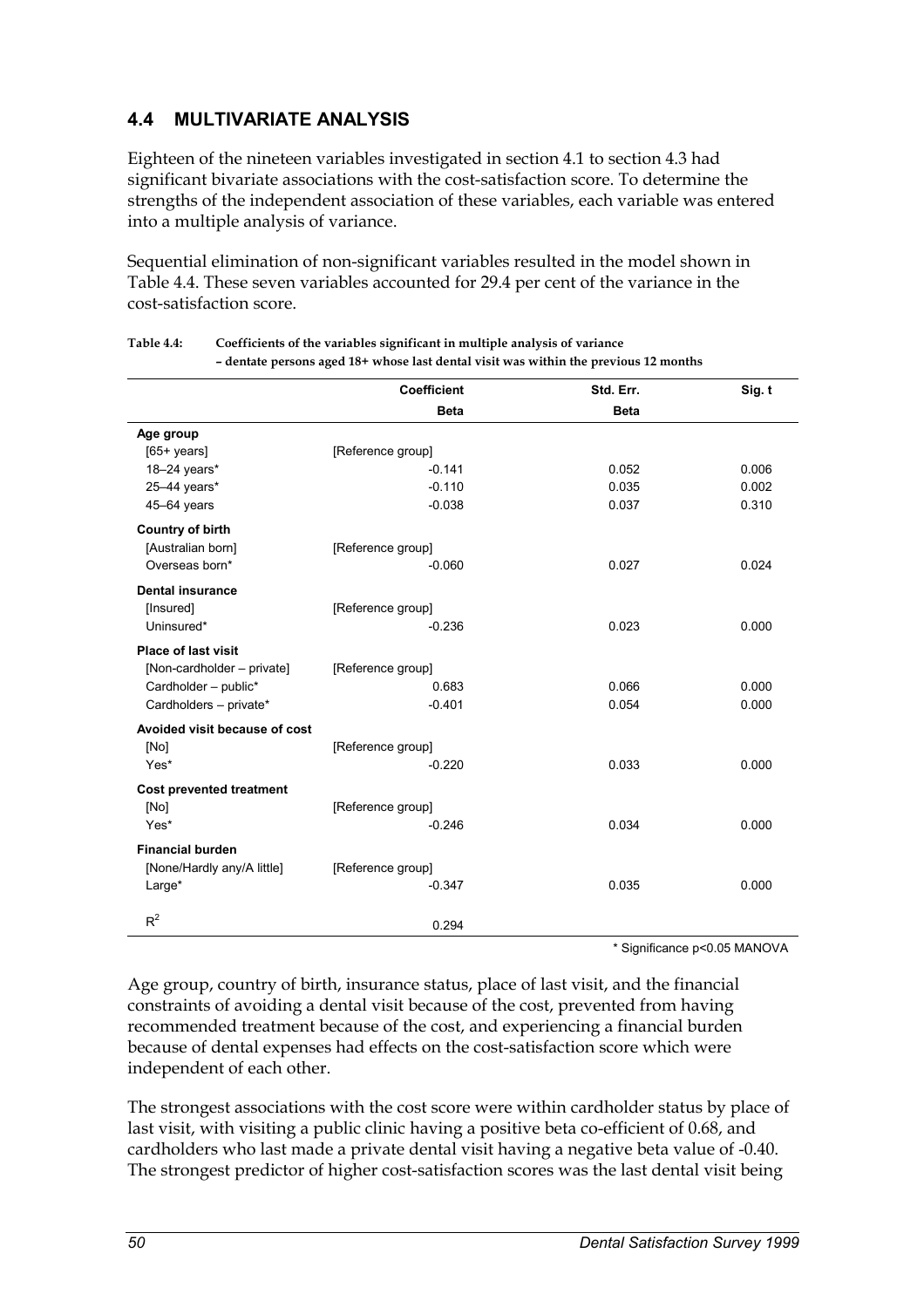## 4.4 MULTIVARIATE ANALYSIS

Eighteen of the nineteen variables investigated in section 4.1 to section 4.3 had significant bivariate associations with the cost-satisfaction score. To determine the strengths of the independent association of these variables, each variable was entered into a multiple analysis of variance.

Sequential elimination of non-significant variables resulted in the model shown in Table 4.4. These seven variables accounted for 29.4 per cent of the variance in the cost-satisfaction score.

**Table 4.4: Coefficients of the variables significant in multiple analysis of variance – dentate persons aged 18+ whose last dental visit was within the previous 12 months**

| | Coefficient Beta | Std. Err. Beta | Sig. t |
|---|---|---|---|
| **Age group** | | | |
| [65+ years] | [Reference group] | | |
| 18–24 years* | -0.141 | 0.052 | 0.006 |
| 25–44 years* | -0.110 | 0.035 | 0.002 |
| 45–64 years | -0.038 | 0.037 | 0.310 |
| **Country of birth** | | | |
| [Australian born] | [Reference group] | | |
| Overseas born* | -0.060 | 0.027 | 0.024 |
| **Dental insurance** | | | |
| [Insured] | [Reference group] | | |
| Uninsured* | -0.236 | 0.023 | 0.000 |
| **Place of last visit** | | | |
| [Non-cardholder – private] | [Reference group] | | |
| Cardholder – public* | 0.683 | 0.066 | 0.000 |
| Cardholders – private* | -0.401 | 0.054 | 0.000 |
| **Avoided visit because of cost** | | | |
| [No] | [Reference group] | | |
| Yes* | -0.220 | 0.033 | 0.000 |
| **Cost prevented treatment** | | | |
| [No] | [Reference group] | | |
| Yes* | -0.246 | 0.034 | 0.000 |
| **Financial burden** | | | |
| [None/Hardly any/A little] | [Reference group] | | |
| Large* | -0.347 | 0.035 | 0.000 |
| $R^2$ | 0.294 | | |

\* Significance p<0.05 MANOVA

Age group, country of birth, insurance status, place of last visit, and the financial constraints of avoiding a dental visit because of the cost, prevented from having recommended treatment because of the cost, and experiencing a financial burden because of dental expenses had effects on the cost-satisfaction score which were independent of each other.

The strongest associations with the cost score were within cardholder status by place of last visit, with visiting a public clinic having a positive beta co-efficient of 0.68, and cardholders who last made a private dental visit having a negative beta value of -0.40. The strongest predictor of higher cost-satisfaction scores was the last dental visit being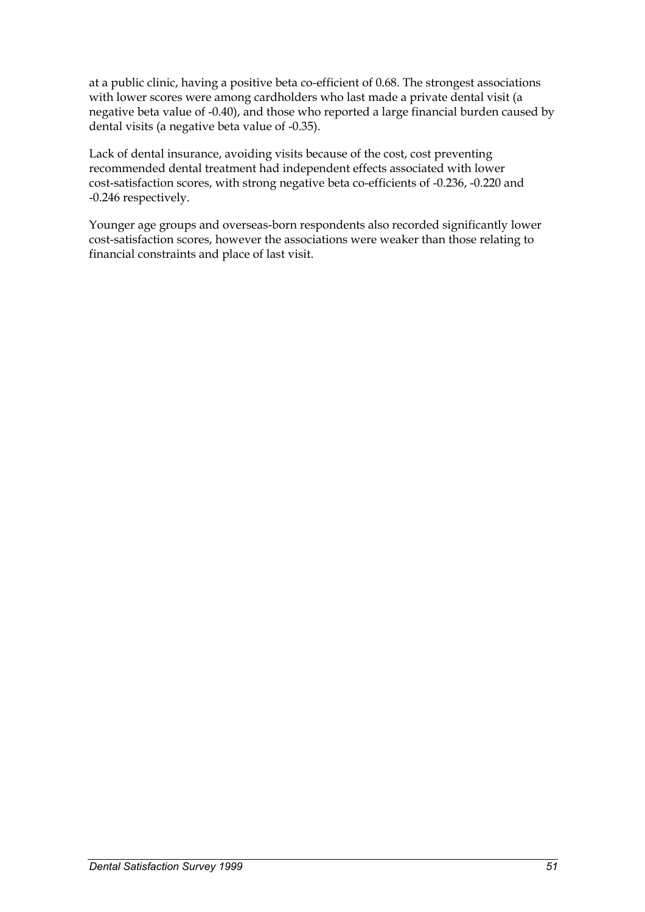at a public clinic, having a positive beta co-efficient of 0.68. The strongest associations with lower scores were among cardholders who last made a private dental visit (a negative beta value of -0.40), and those who reported a large financial burden caused by dental visits (a negative beta value of -0.35).

Lack of dental insurance, avoiding visits because of the cost, cost preventing recommended dental treatment had independent effects associated with lower cost-satisfaction scores, with strong negative beta co-efficients of -0.236, -0.220 and -0.246 respectively.

Younger age groups and overseas-born respondents also recorded significantly lower cost-satisfaction scores, however the associations were weaker than those relating to financial constraints and place of last visit.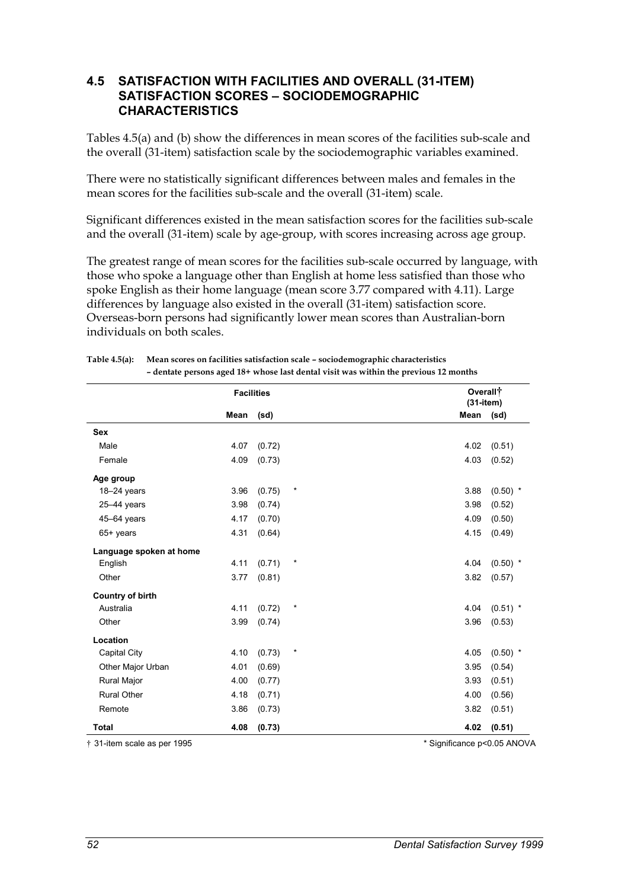## 4.5 SATISFACTION WITH FACILITIES AND OVERALL (31-ITEM) SATISFACTION SCORES – SOCIODEMOGRAPHIC CHARACTERISTICS

Tables 4.5(a) and (b) show the differences in mean scores of the facilities sub-scale and the overall (31-item) satisfaction scale by the sociodemographic variables examined.

There were no statistically significant differences between males and females in the mean scores for the facilities sub-scale and the overall (31-item) scale.

Significant differences existed in the mean satisfaction scores for the facilities sub-scale and the overall (31-item) scale by age-group, with scores increasing across age group.

The greatest range of mean scores for the facilities sub-scale occurred by language, with those who spoke a language other than English at home less satisfied than those who spoke English as their home language (mean score 3.77 compared with 4.11). Large differences by language also existed in the overall (31-item) satisfaction score. Overseas-born persons had significantly lower mean scores than Australian-born individuals on both scales.

**Table 4.5(a): Mean scores on facilities satisfaction scale – sociodemographic characteristics – dentate persons aged 18+ whose last dental visit was within the previous 12 months**

| | Facilities | | | Overall† (31-item) | | |
|---|---|---|---|---|---|---|
| | Mean | (sd) | | Mean | (sd) | |
| **Sex** | | | | | | |
| Male | 4.07 | (0.72) | | 4.02 | (0.51) | |
| Female | 4.09 | (0.73) | | 4.03 | (0.52) | |
| **Age group** | | | | | | |
| 18–24 years | 3.96 | (0.75) | * | 3.88 | (0.50) | * |
| 25–44 years | 3.98 | (0.74) | | 3.98 | (0.52) | |
| 45–64 years | 4.17 | (0.70) | | 4.09 | (0.50) | |
| 65+ years | 4.31 | (0.64) | | 4.15 | (0.49) | |
| **Language spoken at home** | | | | | | |
| English | 4.11 | (0.71) | * | 4.04 | (0.50) | * |
| Other | 3.77 | (0.81) | | 3.82 | (0.57) | |
| **Country of birth** | | | | | | |
| Australia | 4.11 | (0.72) | * | 4.04 | (0.51) | * |
| Other | 3.99 | (0.74) | | 3.96 | (0.53) | |
| **Location** | | | | | | |
| Capital City | 4.10 | (0.73) | * | 4.05 | (0.50) | * |
| Other Major Urban | 4.01 | (0.69) | | 3.95 | (0.54) | |
| Rural Major | 4.00 | (0.77) | | 3.93 | (0.51) | |
| Rural Other | 4.18 | (0.71) | | 4.00 | (0.56) | |
| Remote | 3.86 | (0.73) | | 3.82 | (0.51) | |
| **Total** | **4.08** | **(0.73)** | | **4.02** | **(0.51)** | |

† 31-item scale as per 1995

\* Significance p<0.05 ANOVA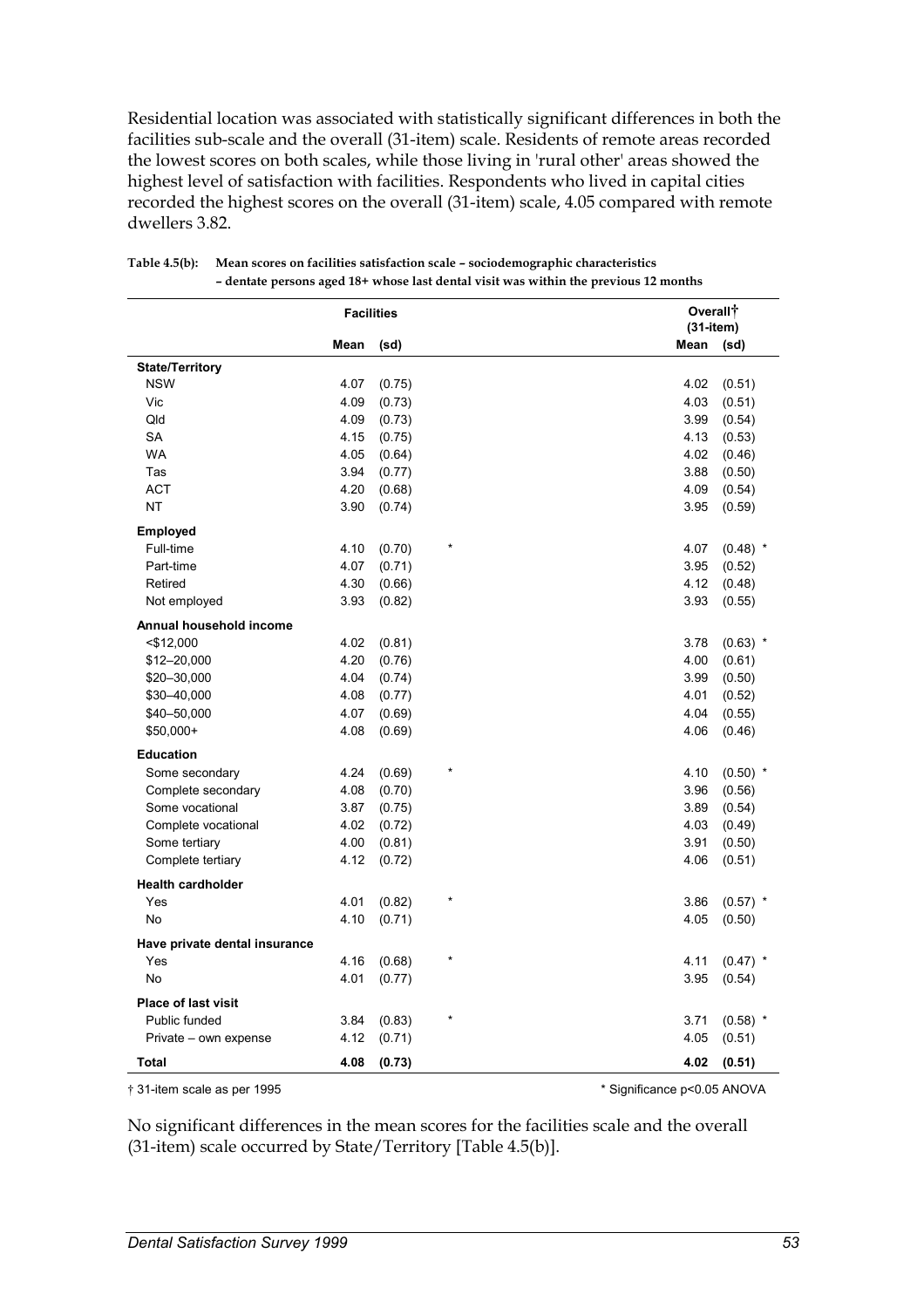Residential location was associated with statistically significant differences in both the facilities sub-scale and the overall (31-item) scale. Residents of remote areas recorded the lowest scores on both scales, while those living in 'rural other' areas showed the highest level of satisfaction with facilities. Respondents who lived in capital cities recorded the highest scores on the overall (31-item) scale, 4.05 compared with remote dwellers 3.82.

**Table 4.5(b): Mean scores on facilities satisfaction scale – sociodemographic characteristics – dentate persons aged 18+ whose last dental visit was within the previous 12 months**

| | Facilities | | | Overall† (31-item) | |
|---|---|---|---|---|---|
| | Mean | (sd) | | Mean | (sd) |
| **State/Territory** | | | | | |
| NSW | 4.07 | (0.75) | | 4.02 | (0.51) |
| Vic | 4.09 | (0.73) | | 4.03 | (0.51) |
| Qld | 4.09 | (0.73) | | 3.99 | (0.54) |
| SA | 4.15 | (0.75) | | 4.13 | (0.53) |
| WA | 4.05 | (0.64) | | 4.02 | (0.46) |
| Tas | 3.94 | (0.77) | | 3.88 | (0.50) |
| ACT | 4.20 | (0.68) | | 4.09 | (0.54) |
| NT | 3.90 | (0.74) | | 3.95 | (0.59) |
| **Employed** | | | | | |
| Full-time | 4.10 | (0.70) | * | 4.07 | (0.48) * |
| Part-time | 4.07 | (0.71) | | 3.95 | (0.52) |
| Retired | 4.30 | (0.66) | | 4.12 | (0.48) |
| Not employed | 3.93 | (0.82) | | 3.93 | (0.55) |
| **Annual household income** | | | | | |
| <$12,000 | 4.02 | (0.81) | | 3.78 | (0.63) * |
| $12–20,000 | 4.20 | (0.76) | | 4.00 | (0.61) |
| $20–30,000 | 4.04 | (0.74) | | 3.99 | (0.50) |
| $30–40,000 | 4.08 | (0.77) | | 4.01 | (0.52) |
| $40–50,000 | 4.07 | (0.69) | | 4.04 | (0.55) |
| $50,000+ | 4.08 | (0.69) | | 4.06 | (0.46) |
| **Education** | | | | | |
| Some secondary | 4.24 | (0.69) | * | 4.10 | (0.50) * |
| Complete secondary | 4.08 | (0.70) | | 3.96 | (0.56) |
| Some vocational | 3.87 | (0.75) | | 3.89 | (0.54) |
| Complete vocational | 4.02 | (0.72) | | 4.03 | (0.49) |
| Some tertiary | 4.00 | (0.81) | | 3.91 | (0.50) |
| Complete tertiary | 4.12 | (0.72) | | 4.06 | (0.51) |
| **Health cardholder** | | | | | |
| Yes | 4.01 | (0.82) | * | 3.86 | (0.57) * |
| No | 4.10 | (0.71) | | 4.05 | (0.50) |
| **Have private dental insurance** | | | | | |
| Yes | 4.16 | (0.68) | * | 4.11 | (0.47) * |
| No | 4.01 | (0.77) | | 3.95 | (0.54) |
| **Place of last visit** | | | | | |
| Public funded | 3.84 | (0.83) | * | 3.71 | (0.58) * |
| Private – own expense | 4.12 | (0.71) | | 4.05 | (0.51) |
| **Total** | **4.08** | **(0.73)** | | **4.02** | **(0.51)** |

† 31-item scale as per 1995

\* Significance p<0.05 ANOVA

No significant differences in the mean scores for the facilities scale and the overall (31-item) scale occurred by State/Territory [Table 4.5(b)].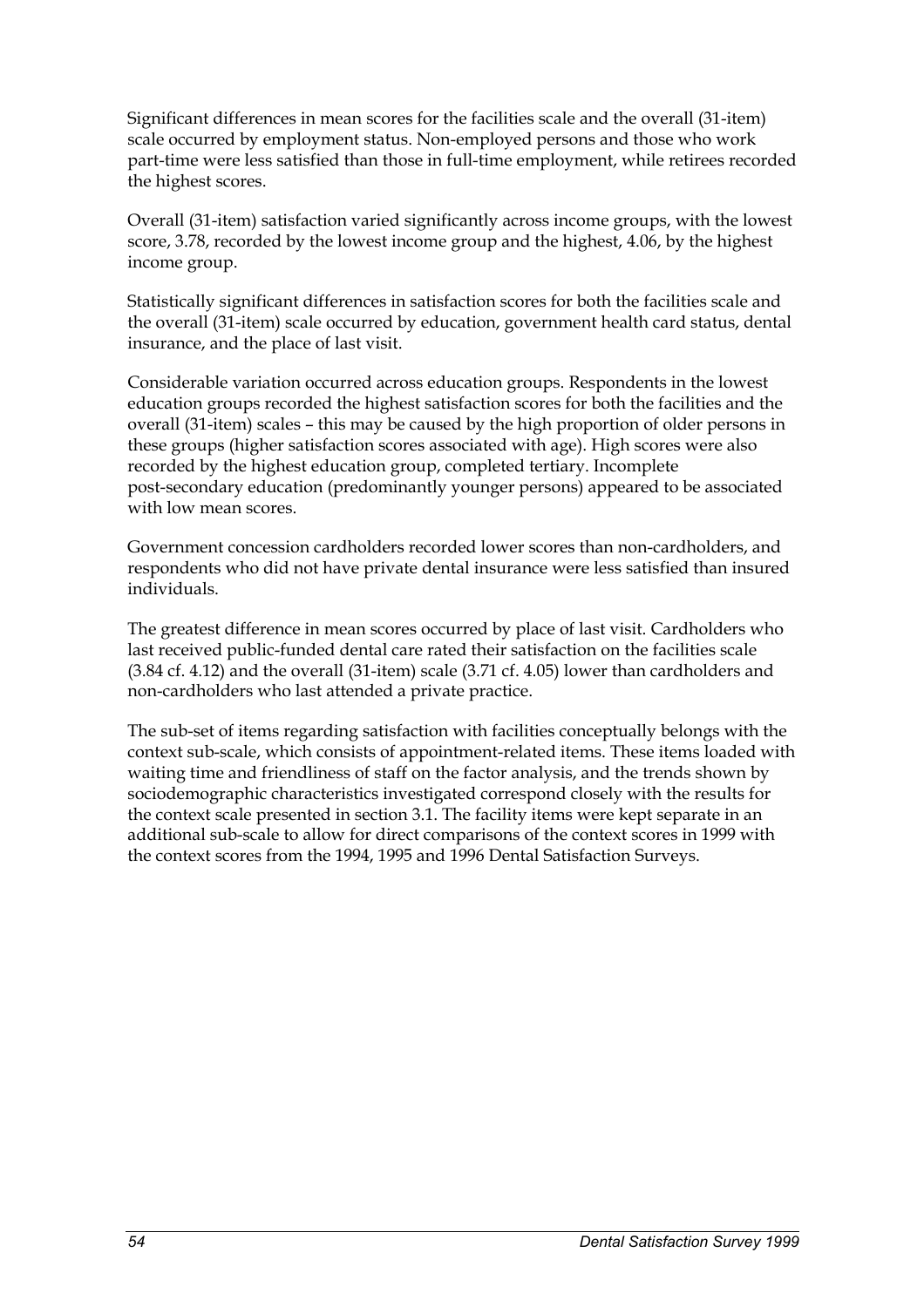Significant differences in mean scores for the facilities scale and the overall (31-item) scale occurred by employment status. Non-employed persons and those who work part-time were less satisfied than those in full-time employment, while retirees recorded the highest scores.

Overall (31-item) satisfaction varied significantly across income groups, with the lowest score, 3.78, recorded by the lowest income group and the highest, 4.06, by the highest income group.

Statistically significant differences in satisfaction scores for both the facilities scale and the overall (31-item) scale occurred by education, government health card status, dental insurance, and the place of last visit.

Considerable variation occurred across education groups. Respondents in the lowest education groups recorded the highest satisfaction scores for both the facilities and the overall (31-item) scales – this may be caused by the high proportion of older persons in these groups (higher satisfaction scores associated with age). High scores were also recorded by the highest education group, completed tertiary. Incomplete post-secondary education (predominantly younger persons) appeared to be associated with low mean scores.

Government concession cardholders recorded lower scores than non-cardholders, and respondents who did not have private dental insurance were less satisfied than insured individuals.

The greatest difference in mean scores occurred by place of last visit. Cardholders who last received public-funded dental care rated their satisfaction on the facilities scale (3.84 cf. 4.12) and the overall (31-item) scale (3.71 cf. 4.05) lower than cardholders and non-cardholders who last attended a private practice.

The sub-set of items regarding satisfaction with facilities conceptually belongs with the context sub-scale, which consists of appointment-related items. These items loaded with waiting time and friendliness of staff on the factor analysis, and the trends shown by sociodemographic characteristics investigated correspond closely with the results for the context scale presented in section 3.1. The facility items were kept separate in an additional sub-scale to allow for direct comparisons of the context scores in 1999 with the context scores from the 1994, 1995 and 1996 Dental Satisfaction Surveys.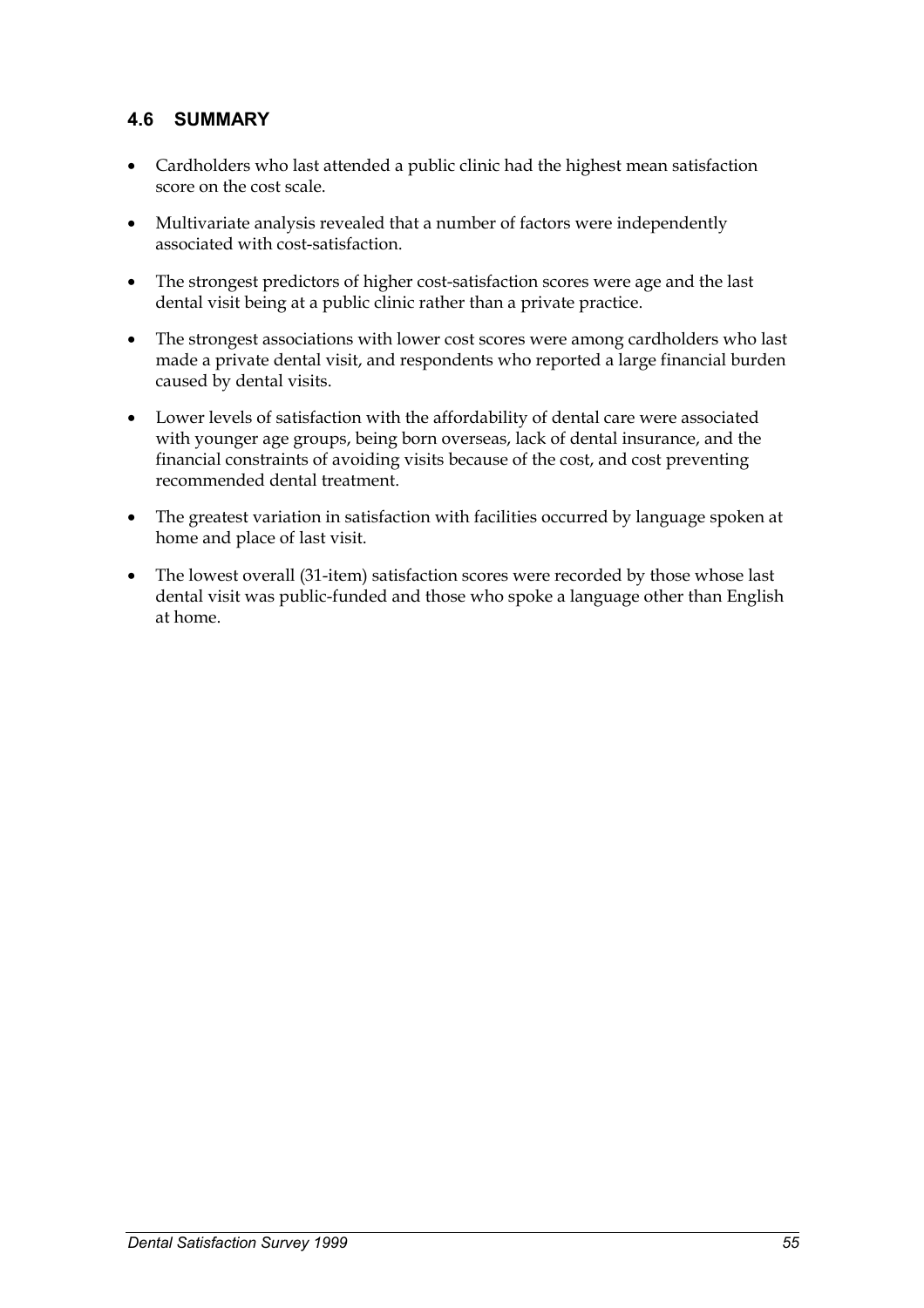## 4.6 SUMMARY

- Cardholders who last attended a public clinic had the highest mean satisfaction score on the cost scale.
- Multivariate analysis revealed that a number of factors were independently associated with cost-satisfaction.
- The strongest predictors of higher cost-satisfaction scores were age and the last dental visit being at a public clinic rather than a private practice.
- The strongest associations with lower cost scores were among cardholders who last made a private dental visit, and respondents who reported a large financial burden caused by dental visits.
- Lower levels of satisfaction with the affordability of dental care were associated with younger age groups, being born overseas, lack of dental insurance, and the financial constraints of avoiding visits because of the cost, and cost preventing recommended dental treatment.
- The greatest variation in satisfaction with facilities occurred by language spoken at home and place of last visit.
- The lowest overall (31-item) satisfaction scores were recorded by those whose last dental visit was public-funded and those who spoke a language other than English at home.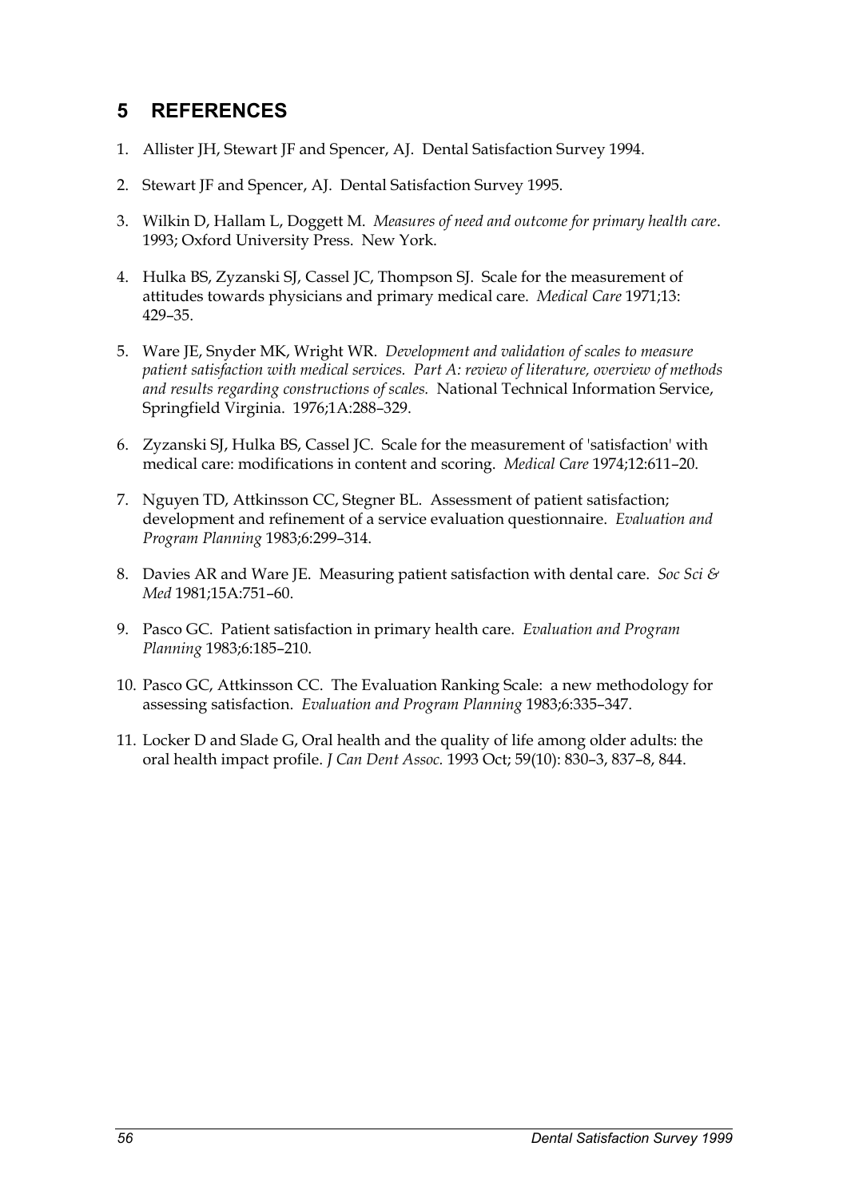# 5 REFERENCES

1. Allister JH, Stewart JF and Spencer, AJ. Dental Satisfaction Survey 1994.

2. Stewart JF and Spencer, AJ. Dental Satisfaction Survey 1995.

3. Wilkin D, Hallam L, Doggett M. *Measures of need and outcome for primary health care*. 1993; Oxford University Press. New York.

4. Hulka BS, Zyzanski SJ, Cassel JC, Thompson SJ. Scale for the measurement of attitudes towards physicians and primary medical care. *Medical Care* 1971;13: 429–35.

5. Ware JE, Snyder MK, Wright WR. *Development and validation of scales to measure patient satisfaction with medical services. Part A: review of literature, overview of methods and results regarding constructions of scales.* National Technical Information Service, Springfield Virginia. 1976;1A:288–329.

6. Zyzanski SJ, Hulka BS, Cassel JC. Scale for the measurement of 'satisfaction' with medical care: modifications in content and scoring. *Medical Care* 1974;12:611–20.

7. Nguyen TD, Attkinsson CC, Stegner BL. Assessment of patient satisfaction; development and refinement of a service evaluation questionnaire. *Evaluation and Program Planning* 1983;6:299–314.

8. Davies AR and Ware JE. Measuring patient satisfaction with dental care. *Soc Sci & Med* 1981;15A:751–60.

9. Pasco GC. Patient satisfaction in primary health care. *Evaluation and Program Planning* 1983;6:185–210.

10. Pasco GC, Attkinsson CC. The Evaluation Ranking Scale: a new methodology for assessing satisfaction. *Evaluation and Program Planning* 1983;6:335–347.

11. Locker D and Slade G, Oral health and the quality of life among older adults: the oral health impact profile. *J Can Dent Assoc.* 1993 Oct; 59(10): 830–3, 837–8, 844.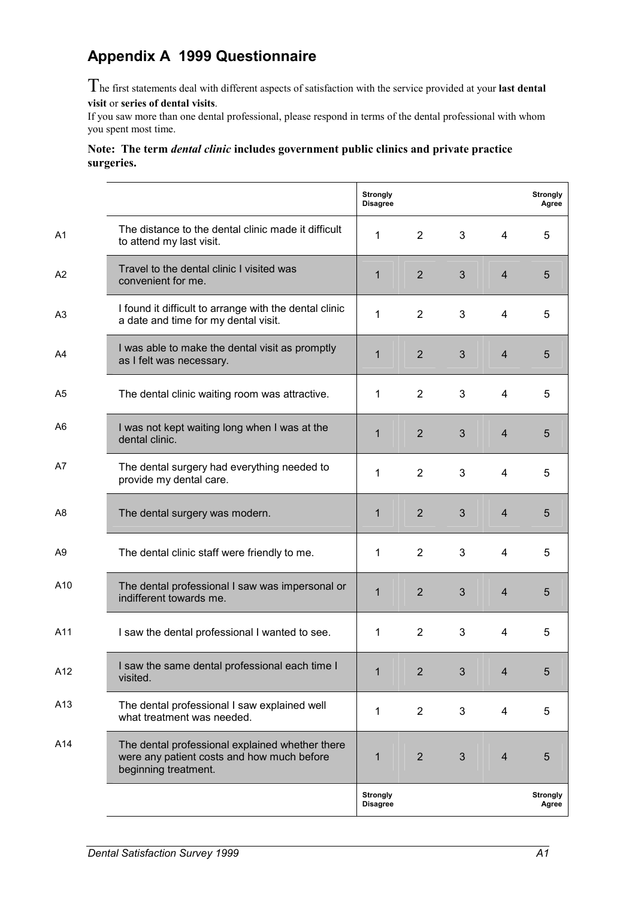## Appendix A 1999 Questionnaire

The first statements deal with different aspects of satisfaction with the service provided at your **last dental visit** or **series of dental visits**.
If you saw more than one dental professional, please respond in terms of the dental professional with whom you spent most time.

**Note: The term *dental clinic* includes government public clinics and private practice surgeries.**

| | | Strongly Disagree | | | | Strongly Agree |
|---|---|---|---|---|---|---|
| A1 | The distance to the dental clinic made it difficult to attend my last visit. | 1 | 2 | 3 | 4 | 5 |
| A2 | Travel to the dental clinic I visited was convenient for me. | 1 | 2 | 3 | 4 | 5 |
| A3 | I found it difficult to arrange with the dental clinic a date and time for my dental visit. | 1 | 2 | 3 | 4 | 5 |
| A4 | I was able to make the dental visit as promptly as I felt was necessary. | 1 | 2 | 3 | 4 | 5 |
| A5 | The dental clinic waiting room was attractive. | 1 | 2 | 3 | 4 | 5 |
| A6 | I was not kept waiting long when I was at the dental clinic. | 1 | 2 | 3 | 4 | 5 |
| A7 | The dental surgery had everything needed to provide my dental care. | 1 | 2 | 3 | 4 | 5 |
| A8 | The dental surgery was modern. | 1 | 2 | 3 | 4 | 5 |
| A9 | The dental clinic staff were friendly to me. | 1 | 2 | 3 | 4 | 5 |
| A10 | The dental professional I saw was impersonal or indifferent towards me. | 1 | 2 | 3 | 4 | 5 |
| A11 | I saw the dental professional I wanted to see. | 1 | 2 | 3 | 4 | 5 |
| A12 | I saw the same dental professional each time I visited. | 1 | 2 | 3 | 4 | 5 |
| A13 | The dental professional I saw explained well what treatment was needed. | 1 | 2 | 3 | 4 | 5 |
| A14 | The dental professional explained whether there were any patient costs and how much before beginning treatment. | 1 | 2 | 3 | 4 | 5 |
| | | Strongly Disagree | | | | Strongly Agree |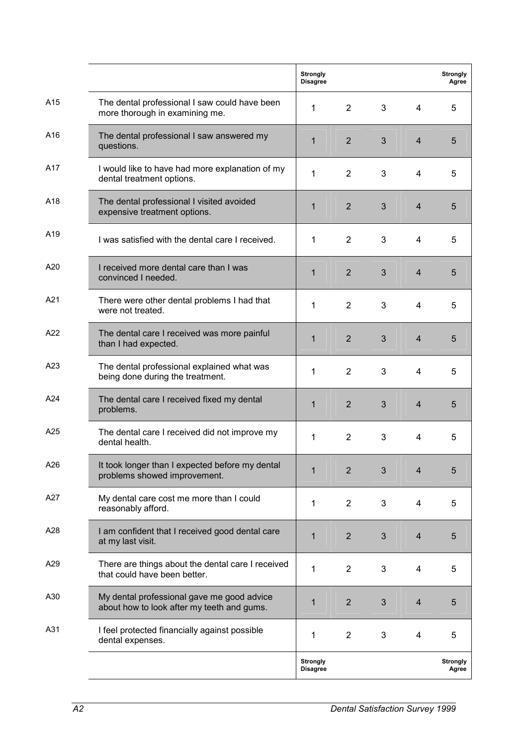| | | Strongly Disagree | | | | Strongly Agree |
|---|---|---|---|---|---|---|
| A15 | The dental professional I saw could have been more thorough in examining me. | 1 | 2 | 3 | 4 | 5 |
| A16 | The dental professional I saw answered my questions. | 1 | 2 | 3 | 4 | 5 |
| A17 | I would like to have had more explanation of my dental treatment options. | 1 | 2 | 3 | 4 | 5 |
| A18 | The dental professional I visited avoided expensive treatment options. | 1 | 2 | 3 | 4 | 5 |
| A19 | I was satisfied with the dental care I received. | 1 | 2 | 3 | 4 | 5 |
| A20 | I received more dental care than I was convinced I needed. | 1 | 2 | 3 | 4 | 5 |
| A21 | There were other dental problems I had that were not treated. | 1 | 2 | 3 | 4 | 5 |
| A22 | The dental care I received was more painful than I had expected. | 1 | 2 | 3 | 4 | 5 |
| A23 | The dental professional explained what was being done during the treatment. | 1 | 2 | 3 | 4 | 5 |
| A24 | The dental care I received fixed my dental problems. | 1 | 2 | 3 | 4 | 5 |
| A25 | The dental care I received did not improve my dental health. | 1 | 2 | 3 | 4 | 5 |
| A26 | It took longer than I expected before my dental problems showed improvement. | 1 | 2 | 3 | 4 | 5 |
| A27 | My dental care cost me more than I could reasonably afford. | 1 | 2 | 3 | 4 | 5 |
| A28 | I am confident that I received good dental care at my last visit. | 1 | 2 | 3 | 4 | 5 |
| A29 | There are things about the dental care I received that could have been better. | 1 | 2 | 3 | 4 | 5 |
| A30 | My dental professional gave me good advice about how to look after my teeth and gums. | 1 | 2 | 3 | 4 | 5 |
| A31 | I feel protected financially against possible dental expenses. | 1 | 2 | 3 | 4 | 5 |
| | | Strongly Disagree | | | | Strongly Agree |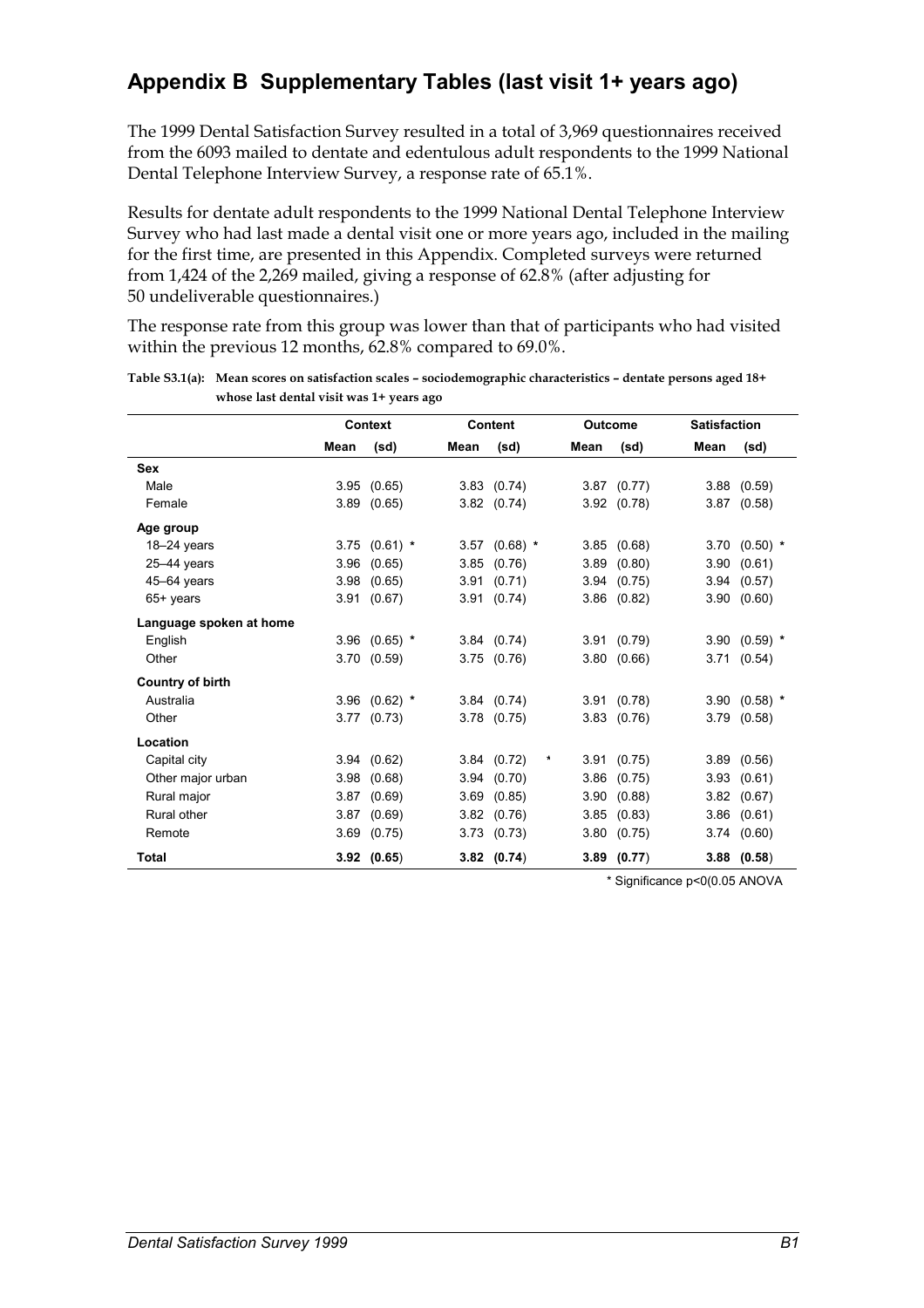## Appendix B Supplementary Tables (last visit 1+ years ago)

The 1999 Dental Satisfaction Survey resulted in a total of 3,969 questionnaires received from the 6093 mailed to dentate and edentulous adult respondents to the 1999 National Dental Telephone Interview Survey, a response rate of 65.1%.

Results for dentate adult respondents to the 1999 National Dental Telephone Interview Survey who had last made a dental visit one or more years ago, included in the mailing for the first time, are presented in this Appendix. Completed surveys were returned from 1,424 of the 2,269 mailed, giving a response of 62.8% (after adjusting for 50 undeliverable questionnaires.)

The response rate from this group was lower than that of participants who had visited within the previous 12 months, 62.8% compared to 69.0%.

**Table S3.1(a): Mean scores on satisfaction scales – sociodemographic characteristics – dentate persons aged 18+ whose last dental visit was 1+ years ago**

| | Context | | Content | | | Outcome | | Satisfaction | |
|---|---|---|---|---|---|---|---|---|---|
| | Mean | (sd) | Mean | (sd) | | Mean | (sd) | Mean | (sd) |
| **Sex** | | | | | | | | | |
| Male | 3.95 | (0.65) | 3.83 | (0.74) | | 3.87 | (0.77) | 3.88 | (0.59) |
| Female | 3.89 | (0.65) | 3.82 | (0.74) | | 3.92 | (0.78) | 3.87 | (0.58) |
| **Age group** | | | | | | | | | |
| 18–24 years | 3.75 | (0.61) * | 3.57 | (0.68) * | | 3.85 | (0.68) | 3.70 | (0.50) * |
| 25–44 years | 3.96 | (0.65) | 3.85 | (0.76) | | 3.89 | (0.80) | 3.90 | (0.61) |
| 45–64 years | 3.98 | (0.65) | 3.91 | (0.71) | | 3.94 | (0.75) | 3.94 | (0.57) |
| 65+ years | 3.91 | (0.67) | 3.91 | (0.74) | | 3.86 | (0.82) | 3.90 | (0.60) |
| **Language spoken at home** | | | | | | | | | |
| English | 3.96 | (0.65) * | 3.84 | (0.74) | | 3.91 | (0.79) | 3.90 | (0.59) * |
| Other | 3.70 | (0.59) | 3.75 | (0.76) | | 3.80 | (0.66) | 3.71 | (0.54) |
| **Country of birth** | | | | | | | | | |
| Australia | 3.96 | (0.62) * | 3.84 | (0.74) | | 3.91 | (0.78) | 3.90 | (0.58) * |
| Other | 3.77 | (0.73) | 3.78 | (0.75) | | 3.83 | (0.76) | 3.79 | (0.58) |
| **Location** | | | | | | | | | |
| Capital city | 3.94 | (0.62) | 3.84 | (0.72) | * | 3.91 | (0.75) | 3.89 | (0.56) |
| Other major urban | 3.98 | (0.68) | 3.94 | (0.70) | | 3.86 | (0.75) | 3.93 | (0.61) |
| Rural major | 3.87 | (0.69) | 3.69 | (0.85) | | 3.90 | (0.88) | 3.82 | (0.67) |
| Rural other | 3.87 | (0.69) | 3.82 | (0.76) | | 3.85 | (0.83) | 3.86 | (0.61) |
| Remote | 3.69 | (0.75) | 3.73 | (0.73) | | 3.80 | (0.75) | 3.74 | (0.60) |
| **Total** | **3.92** | **(0.65)** | **3.82** | **(0.74)** | | **3.89** | **(0.77)** | **3.88** | **(0.58)** |

\* Significance p<0(0.05 ANOVA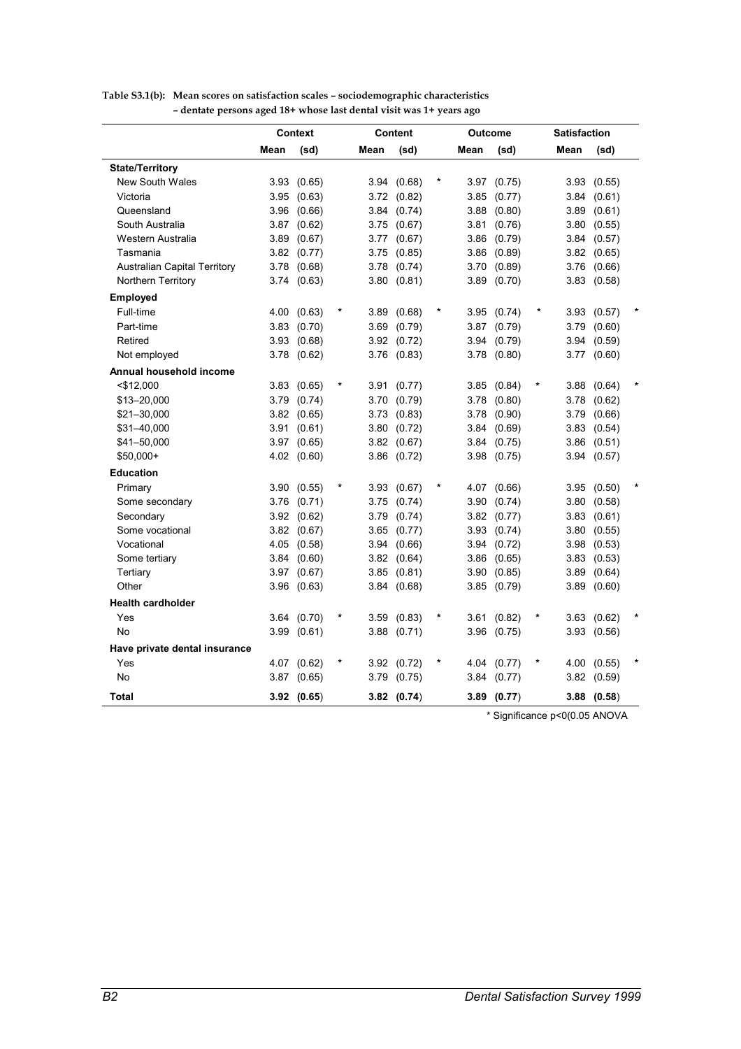**Table S3.1(b): Mean scores on satisfaction scales – sociodemographic characteristics – dentate persons aged 18+ whose last dental visit was 1+ years ago**

| | Context | | | Content | | | Outcome | | | Satisfaction | | |
|---|---|---|---|---|---|---|---|---|---|---|---|---|
| | Mean | (sd) | | Mean | (sd) | | Mean | (sd) | | Mean | (sd) | |
| **State/Territory** | | | | | | | | | | | | |
| New South Wales | 3.93 | (0.65) | | 3.94 | (0.68) | * | 3.97 | (0.75) | | 3.93 | (0.55) | |
| Victoria | 3.95 | (0.63) | | 3.72 | (0.82) | | 3.85 | (0.77) | | 3.84 | (0.61) | |
| Queensland | 3.96 | (0.66) | | 3.84 | (0.74) | | 3.88 | (0.80) | | 3.89 | (0.61) | |
| South Australia | 3.87 | (0.62) | | 3.75 | (0.67) | | 3.81 | (0.76) | | 3.80 | (0.55) | |
| Western Australia | 3.89 | (0.67) | | 3.77 | (0.67) | | 3.86 | (0.79) | | 3.84 | (0.57) | |
| Tasmania | 3.82 | (0.77) | | 3.75 | (0.85) | | 3.86 | (0.89) | | 3.82 | (0.65) | |
| Australian Capital Territory | 3.78 | (0.68) | | 3.78 | (0.74) | | 3.70 | (0.89) | | 3.76 | (0.66) | |
| Northern Territory | 3.74 | (0.63) | | 3.80 | (0.81) | | 3.89 | (0.70) | | 3.83 | (0.58) | |
| **Employed** | | | | | | | | | | | | |
| Full-time | 4.00 | (0.63) | * | 3.89 | (0.68) | * | 3.95 | (0.74) | * | 3.93 | (0.57) | * |
| Part-time | 3.83 | (0.70) | | 3.69 | (0.79) | | 3.87 | (0.79) | | 3.79 | (0.60) | |
| Retired | 3.93 | (0.68) | | 3.92 | (0.72) | | 3.94 | (0.79) | | 3.94 | (0.59) | |
| Not employed | 3.78 | (0.62) | | 3.76 | (0.83) | | 3.78 | (0.80) | | 3.77 | (0.60) | |
| **Annual household income** | | | | | | | | | | | | |
| <$12,000 | 3.83 | (0.65) | * | 3.91 | (0.77) | | 3.85 | (0.84) | * | 3.88 | (0.64) | * |
| $13–20,000 | 3.79 | (0.74) | | 3.70 | (0.79) | | 3.78 | (0.80) | | 3.78 | (0.62) | |
| $21–30,000 | 3.82 | (0.65) | | 3.73 | (0.83) | | 3.78 | (0.90) | | 3.79 | (0.66) | |
| $31–40,000 | 3.91 | (0.61) | | 3.80 | (0.72) | | 3.84 | (0.69) | | 3.83 | (0.54) | |
| $41–50,000 | 3.97 | (0.65) | | 3.82 | (0.67) | | 3.84 | (0.75) | | 3.86 | (0.51) | |
| $50,000+ | 4.02 | (0.60) | | 3.86 | (0.72) | | 3.98 | (0.75) | | 3.94 | (0.57) | |
| **Education** | | | | | | | | | | | | |
| Primary | 3.90 | (0.55) | * | 3.93 | (0.67) | * | 4.07 | (0.66) | | 3.95 | (0.50) | * |
| Some secondary | 3.76 | (0.71) | | 3.75 | (0.74) | | 3.90 | (0.74) | | 3.80 | (0.58) | |
| Secondary | 3.92 | (0.62) | | 3.79 | (0.74) | | 3.82 | (0.77) | | 3.83 | (0.61) | |
| Some vocational | 3.82 | (0.67) | | 3.65 | (0.77) | | 3.93 | (0.74) | | 3.80 | (0.55) | |
| Vocational | 4.05 | (0.58) | | 3.94 | (0.66) | | 3.94 | (0.72) | | 3.98 | (0.53) | |
| Some tertiary | 3.84 | (0.60) | | 3.82 | (0.64) | | 3.86 | (0.65) | | 3.83 | (0.53) | |
| Tertiary | 3.97 | (0.67) | | 3.85 | (0.81) | | 3.90 | (0.85) | | 3.89 | (0.64) | |
| Other | 3.96 | (0.63) | | 3.84 | (0.68) | | 3.85 | (0.79) | | 3.89 | (0.60) | |
| **Health cardholder** | | | | | | | | | | | | |
| Yes | 3.64 | (0.70) | * | 3.59 | (0.83) | * | 3.61 | (0.82) | * | 3.63 | (0.62) | * |
| No | 3.99 | (0.61) | | 3.88 | (0.71) | | 3.96 | (0.75) | | 3.93 | (0.56) | |
| **Have private dental insurance** | | | | | | | | | | | | |
| Yes | 4.07 | (0.62) | * | 3.92 | (0.72) | * | 4.04 | (0.77) | * | 4.00 | (0.55) | * |
| No | 3.87 | (0.65) | | 3.79 | (0.75) | | 3.84 | (0.77) | | 3.82 | (0.59) | |
| **Total** | **3.92** | **(0.65)** | | **3.82** | **(0.74)** | | **3.89** | **(0.77)** | | **3.88** | **(0.58)** | |

\* Significance p<0(0.05 ANOVA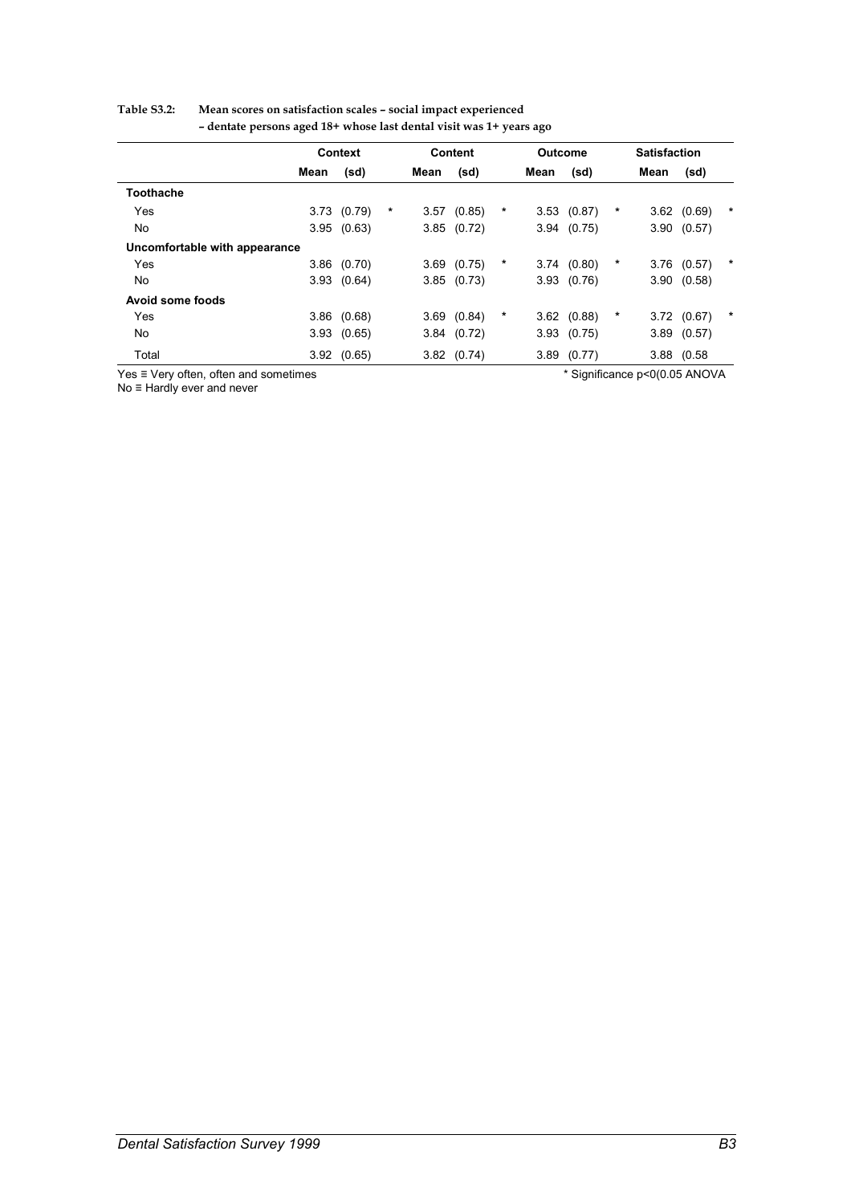**Table S3.2: Mean scores on satisfaction scales – social impact experienced – dentate persons aged 18+ whose last dental visit was 1+ years ago**

| | Context | | | Content | | | Outcome | | | Satisfaction | | |
|---|---|---|---|---|---|---|---|---|---|---|---|---|
| | Mean | (sd) | | Mean | (sd) | | Mean | (sd) | | Mean | (sd) | |
| **Toothache** | | | | | | | | | | | | |
| Yes | 3.73 | (0.79) | * | 3.57 | (0.85) | * | 3.53 | (0.87) | * | 3.62 | (0.69) | * |
| No | 3.95 | (0.63) | | 3.85 | (0.72) | | 3.94 | (0.75) | | 3.90 | (0.57) | |
| **Uncomfortable with appearance** | | | | | | | | | | | | |
| Yes | 3.86 | (0.70) | | 3.69 | (0.75) | * | 3.74 | (0.80) | * | 3.76 | (0.57) | * |
| No | 3.93 | (0.64) | | 3.85 | (0.73) | | 3.93 | (0.76) | | 3.90 | (0.58) | |
| **Avoid some foods** | | | | | | | | | | | | |
| Yes | 3.86 | (0.68) | | 3.69 | (0.84) | * | 3.62 | (0.88) | * | 3.72 | (0.67) | * |
| No | 3.93 | (0.65) | | 3.84 | (0.72) | | 3.93 | (0.75) | | 3.89 | (0.57) | |
| Total | 3.92 | (0.65) | | 3.82 | (0.74) | | 3.89 | (0.77) | | 3.88 | (0.58 | |

Yes ≡ Very often, often and sometimes

No ≡ Hardly ever and never

\* Significance p<0(0.05 ANOVA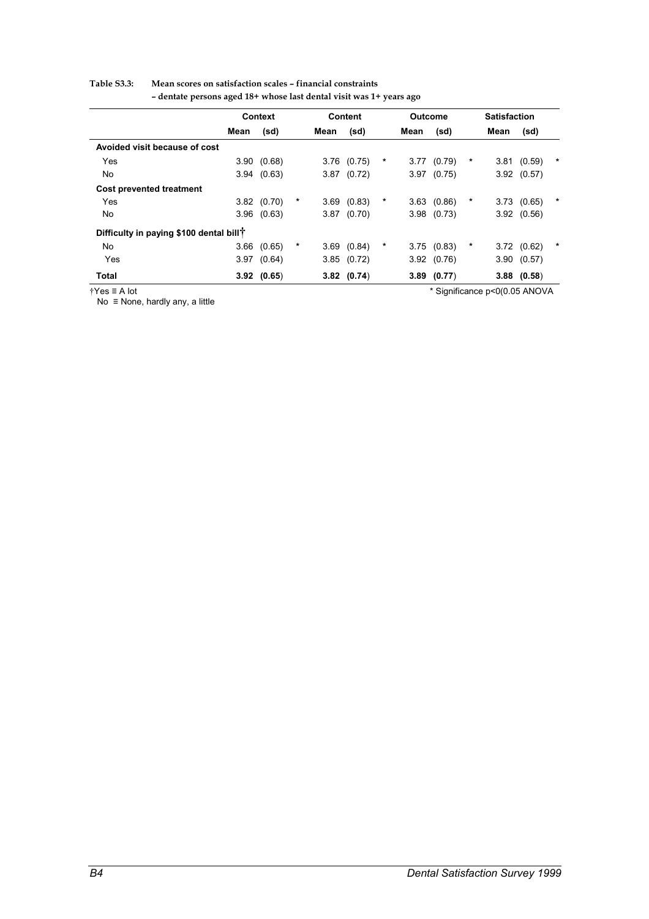**Table S3.3: Mean scores on satisfaction scales – financial constraints – dentate persons aged 18+ whose last dental visit was 1+ years ago**

| | Context | | | Content | | | Outcome | | | Satisfaction | | |
|---|---|---|---|---|---|---|---|---|---|---|---|---|
| | Mean | (sd) | | Mean | (sd) | | Mean | (sd) | | Mean | (sd) | |
| **Avoided visit because of cost** | | | | | | | | | | | | |
| Yes | 3.90 | (0.68) | | 3.76 | (0.75) | * | 3.77 | (0.79) | * | 3.81 | (0.59) | * |
| No | 3.94 | (0.63) | | 3.87 | (0.72) | | 3.97 | (0.75) | | 3.92 | (0.57) | |
| **Cost prevented treatment** | | | | | | | | | | | | |
| Yes | 3.82 | (0.70) | * | 3.69 | (0.83) | * | 3.63 | (0.86) | * | 3.73 | (0.65) | * |
| No | 3.96 | (0.63) | | 3.87 | (0.70) | | 3.98 | (0.73) | | 3.92 | (0.56) | |
| **Difficulty in paying $100 dental bill†** | | | | | | | | | | | | |
| No | 3.66 | (0.65) | * | 3.69 | (0.84) | * | 3.75 | (0.83) | * | 3.72 | (0.62) | * |
| Yes | 3.97 | (0.64) | | 3.85 | (0.72) | | 3.92 | (0.76) | | 3.90 | (0.57) | |
| **Total** | **3.92** | **(0.65)** | | **3.82** | **(0.74)** | | **3.89** | **(0.77)** | | **3.88** | **(0.58)** | |

†Yes ≡ A lot
No ≡ None, hardly any, a little

\* Significance p<0(0.05 ANOVA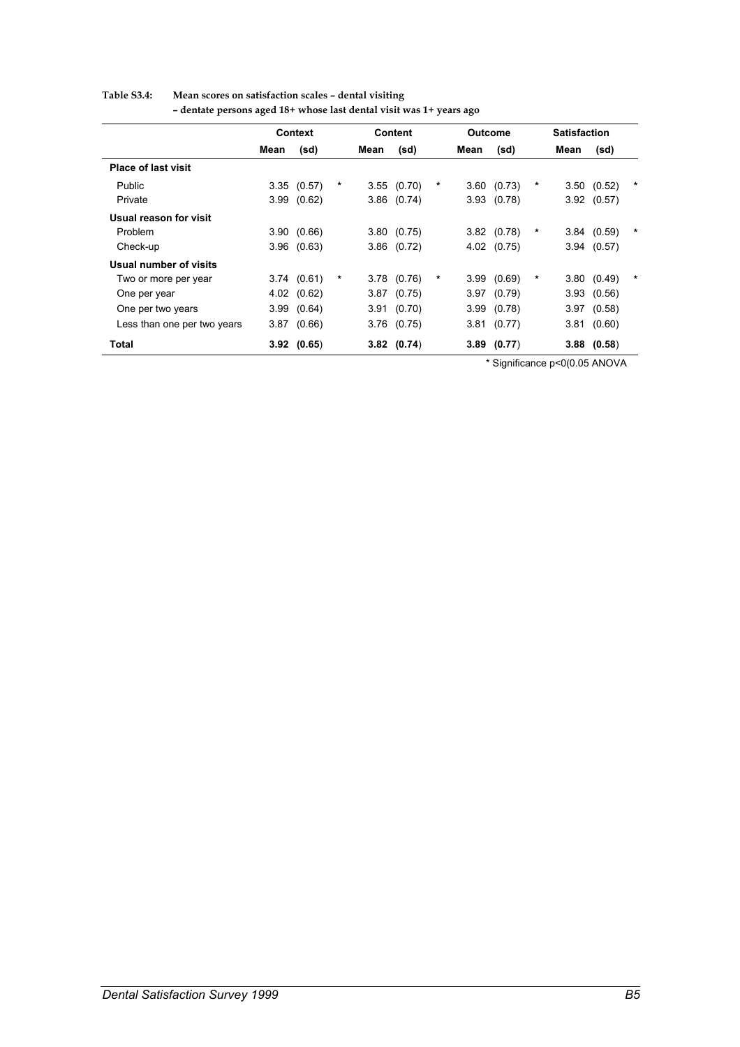**Table S3.4: Mean scores on satisfaction scales – dental visiting – dentate persons aged 18+ whose last dental visit was 1+ years ago**

| | Context | | | Content | | | Outcome | | | Satisfaction | | |
|---|---|---|---|---|---|---|---|---|---|---|---|---|
| | Mean | (sd) | | Mean | (sd) | | Mean | (sd) | | Mean | (sd) | |
| **Place of last visit** | | | | | | | | | | | | |
| Public | 3.35 | (0.57) | * | 3.55 | (0.70) | * | 3.60 | (0.73) | * | 3.50 | (0.52) | * |
| Private | 3.99 | (0.62) | | 3.86 | (0.74) | | 3.93 | (0.78) | | 3.92 | (0.57) | |
| **Usual reason for visit** | | | | | | | | | | | | |
| Problem | 3.90 | (0.66) | | 3.80 | (0.75) | | 3.82 | (0.78) | * | 3.84 | (0.59) | * |
| Check-up | 3.96 | (0.63) | | 3.86 | (0.72) | | 4.02 | (0.75) | | 3.94 | (0.57) | |
| **Usual number of visits** | | | | | | | | | | | | |
| Two or more per year | 3.74 | (0.61) | * | 3.78 | (0.76) | * | 3.99 | (0.69) | * | 3.80 | (0.49) | * |
| One per year | 4.02 | (0.62) | | 3.87 | (0.75) | | 3.97 | (0.79) | | 3.93 | (0.56) | |
| One per two years | 3.99 | (0.64) | | 3.91 | (0.70) | | 3.99 | (0.78) | | 3.97 | (0.58) | |
| Less than one per two years | 3.87 | (0.66) | | 3.76 | (0.75) | | 3.81 | (0.77) | | 3.81 | (0.60) | |
| **Total** | **3.92** | **(0.65)** | | **3.82** | **(0.74)** | | **3.89** | **(0.77)** | | **3.88** | **(0.58)** | |

\* Significance p<0(0.05 ANOVA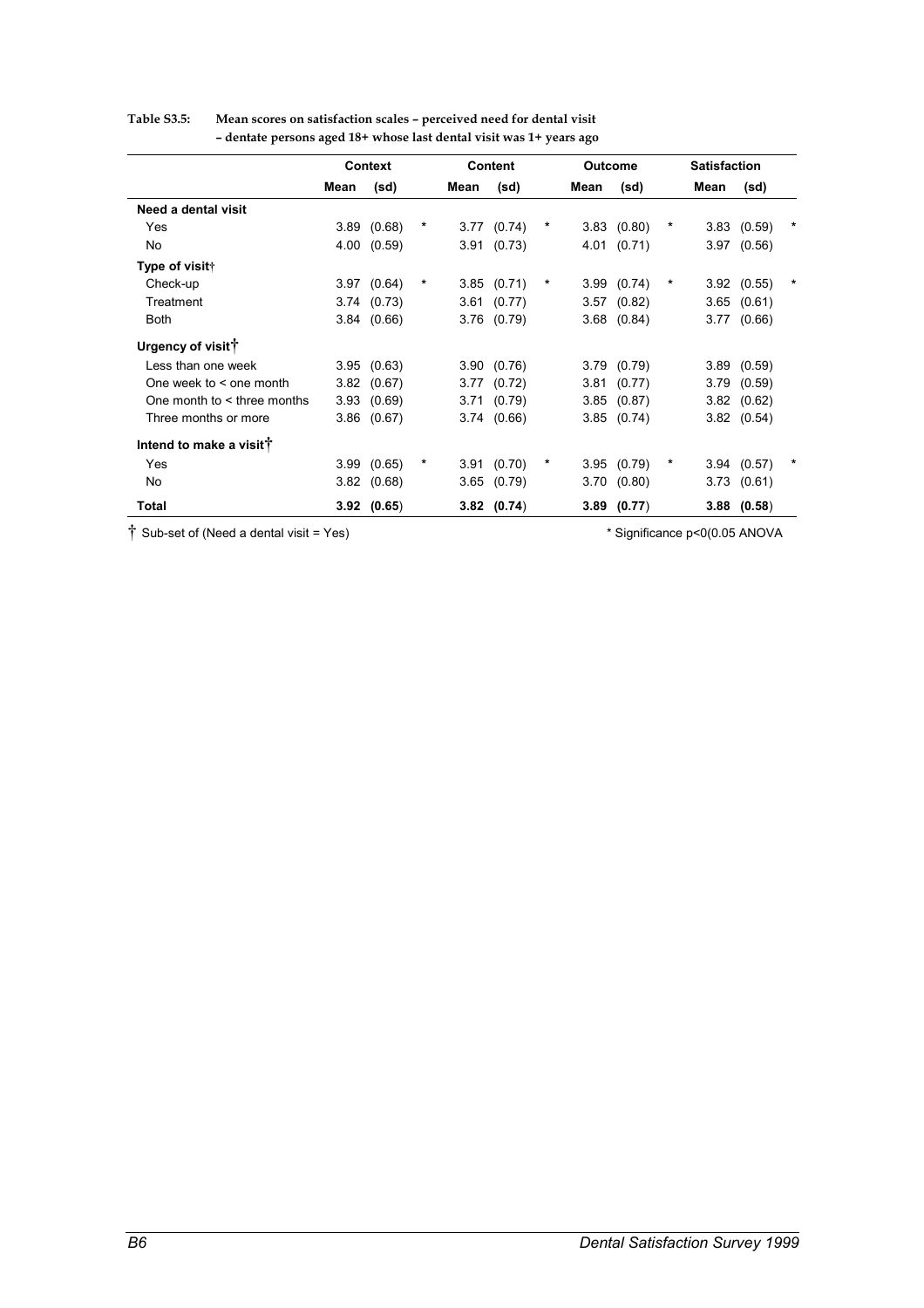**Table S3.5: Mean scores on satisfaction scales – perceived need for dental visit – dentate persons aged 18+ whose last dental visit was 1+ years ago**

| | Context | | | Content | | | Outcome | | | Satisfaction | | |
|---|---|---|---|---|---|---|---|---|---|---|---|---|
| | Mean | (sd) | | Mean | (sd) | | Mean | (sd) | | Mean | (sd) | |
| **Need a dental visit** | | | | | | | | | | | | |
| Yes | 3.89 | (0.68) | * | 3.77 | (0.74) | * | 3.83 | (0.80) | * | 3.83 | (0.59) | * |
| No | 4.00 | (0.59) | | 3.91 | (0.73) | | 4.01 | (0.71) | | 3.97 | (0.56) | |
| **Type of visit†** | | | | | | | | | | | | |
| Check-up | 3.97 | (0.64) | * | 3.85 | (0.71) | * | 3.99 | (0.74) | * | 3.92 | (0.55) | * |
| Treatment | 3.74 | (0.73) | | 3.61 | (0.77) | | 3.57 | (0.82) | | 3.65 | (0.61) | |
| Both | 3.84 | (0.66) | | 3.76 | (0.79) | | 3.68 | (0.84) | | 3.77 | (0.66) | |
| **Urgency of visit†** | | | | | | | | | | | | |
| Less than one week | 3.95 | (0.63) | | 3.90 | (0.76) | | 3.79 | (0.79) | | 3.89 | (0.59) | |
| One week to < one month | 3.82 | (0.67) | | 3.77 | (0.72) | | 3.81 | (0.77) | | 3.79 | (0.59) | |
| One month to < three months | 3.93 | (0.69) | | 3.71 | (0.79) | | 3.85 | (0.87) | | 3.82 | (0.62) | |
| Three months or more | 3.86 | (0.67) | | 3.74 | (0.66) | | 3.85 | (0.74) | | 3.82 | (0.54) | |
| **Intend to make a visit†** | | | | | | | | | | | | |
| Yes | 3.99 | (0.65) | * | 3.91 | (0.70) | * | 3.95 | (0.79) | * | 3.94 | (0.57) | * |
| No | 3.82 | (0.68) | | 3.65 | (0.79) | | 3.70 | (0.80) | | 3.73 | (0.61) | |
| **Total** | **3.92** | **(0.65)** | | **3.82** | **(0.74)** | | **3.89** | **(0.77)** | | **3.88** | **(0.58)** | |

† Sub-set of (Need a dental visit = Yes)

* Significance p<0(0.05 ANOVA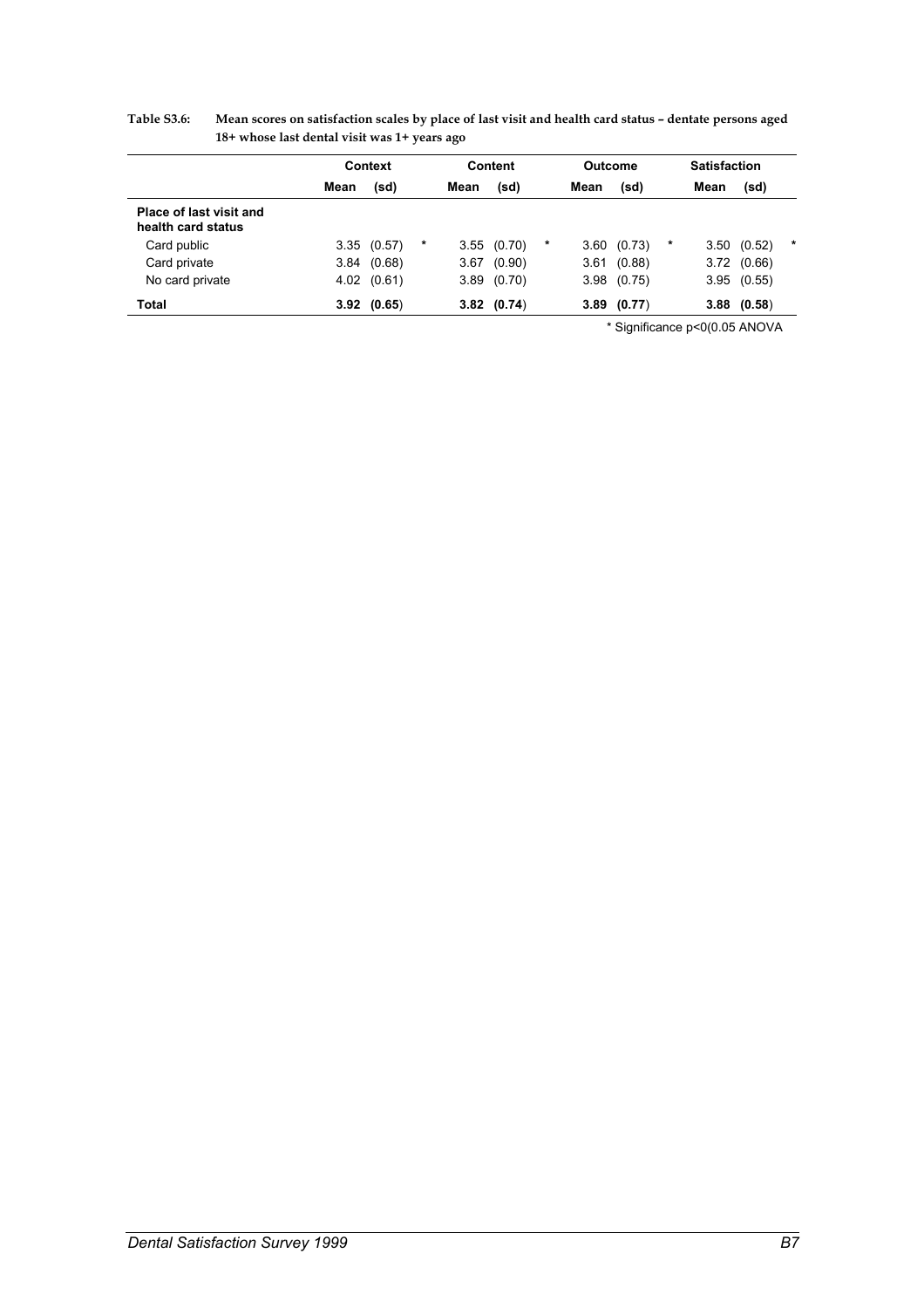**Table S3.6: Mean scores on satisfaction scales by place of last visit and health card status – dentate persons aged 18+ whose last dental visit was 1+ years ago**

| | Context | | | Content | | | Outcome | | | Satisfaction | | |
|---|---|---|---|---|---|---|---|---|---|---|---|---|
| | Mean | (sd) | | Mean | (sd) | | Mean | (sd) | | Mean | (sd) | |
| **Place of last visit and health card status** | | | | | | | | | | | | |
| Card public | 3.35 | (0.57) | * | 3.55 | (0.70) | * | 3.60 | (0.73) | * | 3.50 | (0.52) | * |
| Card private | 3.84 | (0.68) | | 3.67 | (0.90) | | 3.61 | (0.88) | | 3.72 | (0.66) | |
| No card private | 4.02 | (0.61) | | 3.89 | (0.70) | | 3.98 | (0.75) | | 3.95 | (0.55) | |
| **Total** | **3.92** | **(0.65)** | | **3.82** | **(0.74)** | | **3.89** | **(0.77)** | | **3.88** | **(0.58)** | |

\* Significance p<0(0.05 ANOVA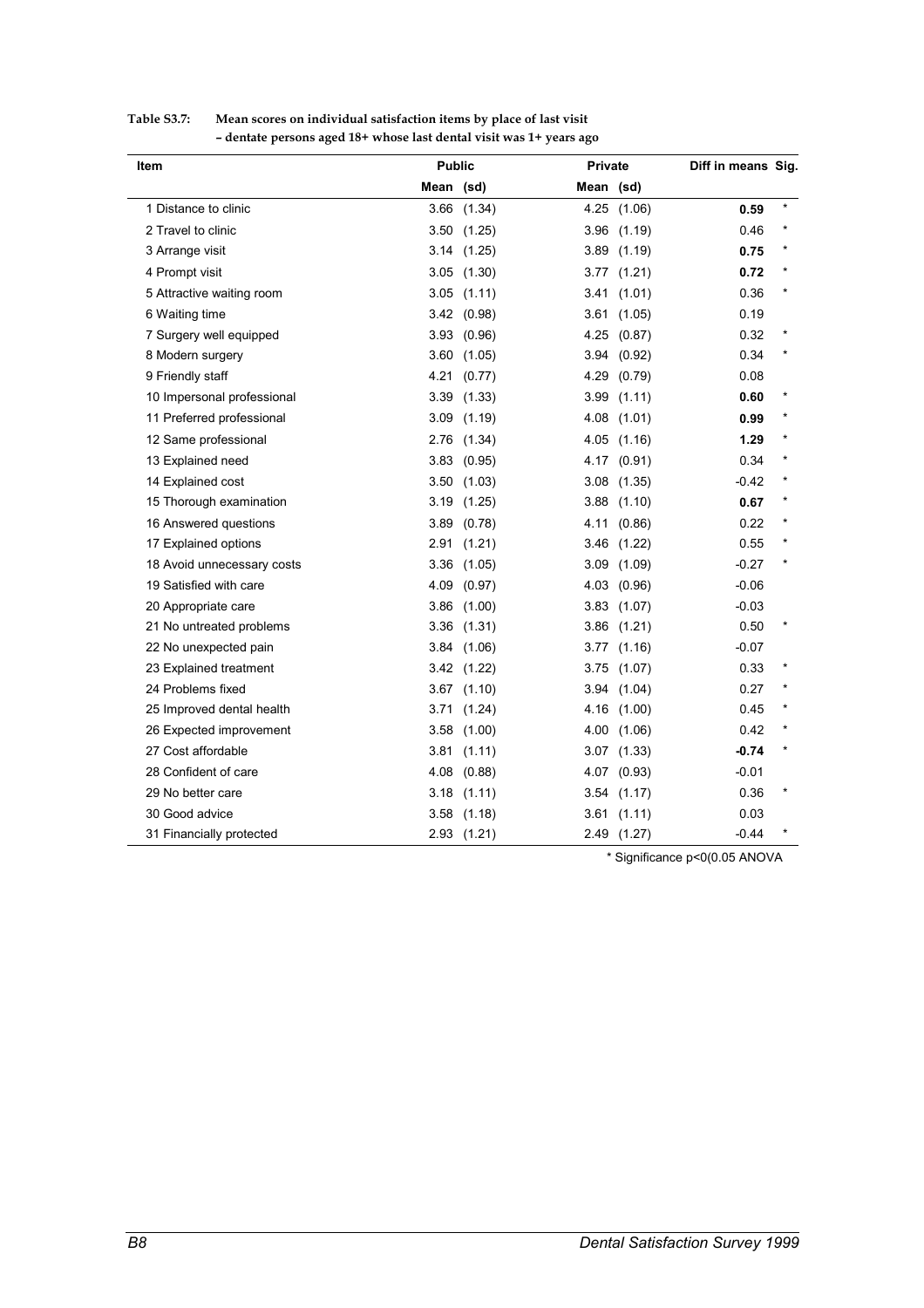**Table S3.7: Mean scores on individual satisfaction items by place of last visit – dentate persons aged 18+ whose last dental visit was 1+ years ago**

| Item | Public | | Private | | Diff in means | Sig. |
|---|---|---|---|---|---|---|
| | Mean | (sd) | Mean | (sd) | | |
| 1 Distance to clinic | 3.66 | (1.34) | 4.25 | (1.06) | **0.59** | * |
| 2 Travel to clinic | 3.50 | (1.25) | 3.96 | (1.19) | 0.46 | * |
| 3 Arrange visit | 3.14 | (1.25) | 3.89 | (1.19) | **0.75** | * |
| 4 Prompt visit | 3.05 | (1.30) | 3.77 | (1.21) | **0.72** | * |
| 5 Attractive waiting room | 3.05 | (1.11) | 3.41 | (1.01) | 0.36 | * |
| 6 Waiting time | 3.42 | (0.98) | 3.61 | (1.05) | 0.19 | |
| 7 Surgery well equipped | 3.93 | (0.96) | 4.25 | (0.87) | 0.32 | * |
| 8 Modern surgery | 3.60 | (1.05) | 3.94 | (0.92) | 0.34 | * |
| 9 Friendly staff | 4.21 | (0.77) | 4.29 | (0.79) | 0.08 | |
| 10 Impersonal professional | 3.39 | (1.33) | 3.99 | (1.11) | **0.60** | * |
| 11 Preferred professional | 3.09 | (1.19) | 4.08 | (1.01) | **0.99** | * |
| 12 Same professional | 2.76 | (1.34) | 4.05 | (1.16) | **1.29** | * |
| 13 Explained need | 3.83 | (0.95) | 4.17 | (0.91) | 0.34 | * |
| 14 Explained cost | 3.50 | (1.03) | 3.08 | (1.35) | -0.42 | * |
| 15 Thorough examination | 3.19 | (1.25) | 3.88 | (1.10) | **0.67** | * |
| 16 Answered questions | 3.89 | (0.78) | 4.11 | (0.86) | 0.22 | * |
| 17 Explained options | 2.91 | (1.21) | 3.46 | (1.22) | 0.55 | * |
| 18 Avoid unnecessary costs | 3.36 | (1.05) | 3.09 | (1.09) | -0.27 | * |
| 19 Satisfied with care | 4.09 | (0.97) | 4.03 | (0.96) | -0.06 | |
| 20 Appropriate care | 3.86 | (1.00) | 3.83 | (1.07) | -0.03 | |
| 21 No untreated problems | 3.36 | (1.31) | 3.86 | (1.21) | 0.50 | * |
| 22 No unexpected pain | 3.84 | (1.06) | 3.77 | (1.16) | -0.07 | |
| 23 Explained treatment | 3.42 | (1.22) | 3.75 | (1.07) | 0.33 | * |
| 24 Problems fixed | 3.67 | (1.10) | 3.94 | (1.04) | 0.27 | * |
| 25 Improved dental health | 3.71 | (1.24) | 4.16 | (1.00) | 0.45 | * |
| 26 Expected improvement | 3.58 | (1.00) | 4.00 | (1.06) | 0.42 | * |
| 27 Cost affordable | 3.81 | (1.11) | 3.07 | (1.33) | **-0.74** | * |
| 28 Confident of care | 4.08 | (0.88) | 4.07 | (0.93) | -0.01 | |
| 29 No better care | 3.18 | (1.11) | 3.54 | (1.17) | 0.36 | * |
| 30 Good advice | 3.58 | (1.18) | 3.61 | (1.11) | 0.03 | |
| 31 Financially protected | 2.93 | (1.21) | 2.49 | (1.27) | -0.44 | * |

* Significance p<0(0.05 ANOVA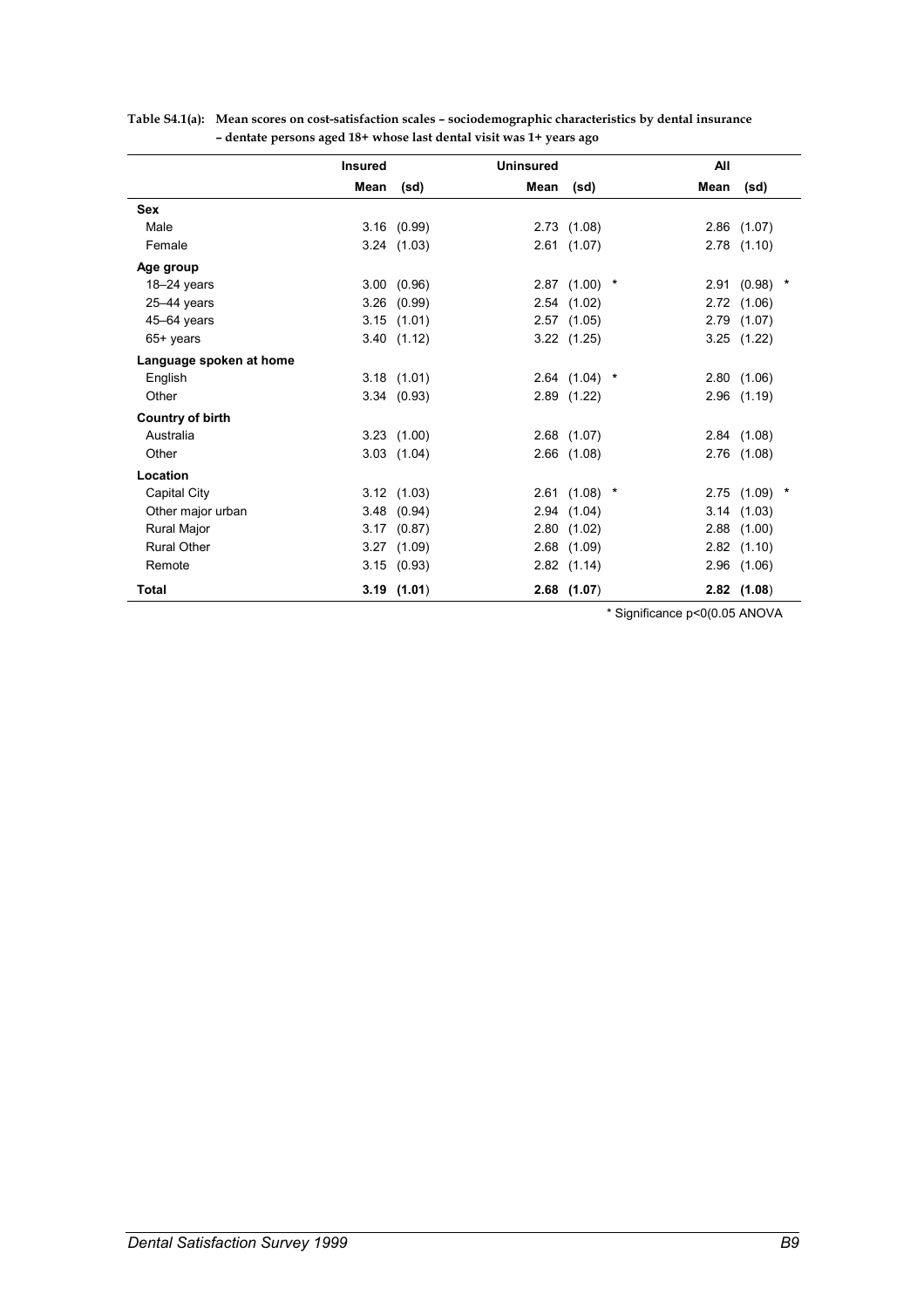**Table S4.1(a): Mean scores on cost-satisfaction scales – sociodemographic characteristics by dental insurance – dentate persons aged 18+ whose last dental visit was 1+ years ago**

| | Insured | | Uninsured | | | All | | |
|---|---|---|---|---|---|---|---|---|
| | Mean | (sd) | Mean | (sd) | | Mean | (sd) | |
| **Sex** | | | | | | | | |
| Male | 3.16 | (0.99) | 2.73 | (1.08) | | 2.86 | (1.07) | |
| Female | 3.24 | (1.03) | 2.61 | (1.07) | | 2.78 | (1.10) | |
| **Age group** | | | | | | | | |
| 18–24 years | 3.00 | (0.96) | 2.87 | (1.00) | * | 2.91 | (0.98) | * |
| 25–44 years | 3.26 | (0.99) | 2.54 | (1.02) | | 2.72 | (1.06) | |
| 45–64 years | 3.15 | (1.01) | 2.57 | (1.05) | | 2.79 | (1.07) | |
| 65+ years | 3.40 | (1.12) | 3.22 | (1.25) | | 3.25 | (1.22) | |
| **Language spoken at home** | | | | | | | | |
| English | 3.18 | (1.01) | 2.64 | (1.04) | * | 2.80 | (1.06) | |
| Other | 3.34 | (0.93) | 2.89 | (1.22) | | 2.96 | (1.19) | |
| **Country of birth** | | | | | | | | |
| Australia | 3.23 | (1.00) | 2.68 | (1.07) | | 2.84 | (1.08) | |
| Other | 3.03 | (1.04) | 2.66 | (1.08) | | 2.76 | (1.08) | |
| **Location** | | | | | | | | |
| Capital City | 3.12 | (1.03) | 2.61 | (1.08) | * | 2.75 | (1.09) | * |
| Other major urban | 3.48 | (0.94) | 2.94 | (1.04) | | 3.14 | (1.03) | |
| Rural Major | 3.17 | (0.87) | 2.80 | (1.02) | | 2.88 | (1.00) | |
| Rural Other | 3.27 | (1.09) | 2.68 | (1.09) | | 2.82 | (1.10) | |
| Remote | 3.15 | (0.93) | 2.82 | (1.14) | | 2.96 | (1.06) | |
| **Total** | **3.19** | **(1.01)** | **2.68** | **(1.07)** | | **2.82** | **(1.08)** | |

* Significance p<0(0.05 ANOVA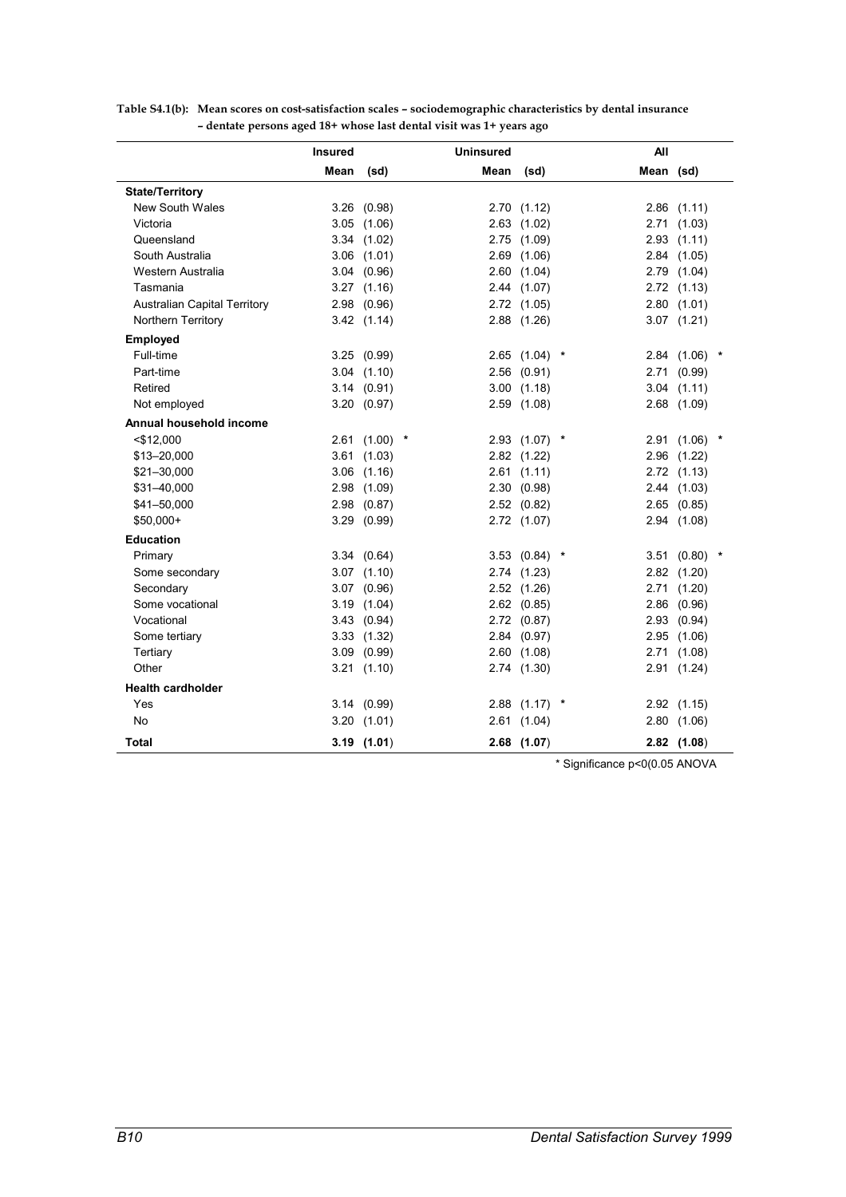**Table S4.1(b): Mean scores on cost-satisfaction scales – sociodemographic characteristics by dental insurance – dentate persons aged 18+ whose last dental visit was 1+ years ago**

| | Insured | | | Uninsured | | | All | | |
|---|---|---|---|---|---|---|---|---|---|
| | Mean | (sd) | | Mean | (sd) | | Mean | (sd) | |
| **State/Territory** | | | | | | | | | |
| New South Wales | 3.26 | (0.98) | | 2.70 | (1.12) | | 2.86 | (1.11) | |
| Victoria | 3.05 | (1.06) | | 2.63 | (1.02) | | 2.71 | (1.03) | |
| Queensland | 3.34 | (1.02) | | 2.75 | (1.09) | | 2.93 | (1.11) | |
| South Australia | 3.06 | (1.01) | | 2.69 | (1.06) | | 2.84 | (1.05) | |
| Western Australia | 3.04 | (0.96) | | 2.60 | (1.04) | | 2.79 | (1.04) | |
| Tasmania | 3.27 | (1.16) | | 2.44 | (1.07) | | 2.72 | (1.13) | |
| Australian Capital Territory | 2.98 | (0.96) | | 2.72 | (1.05) | | 2.80 | (1.01) | |
| Northern Territory | 3.42 | (1.14) | | 2.88 | (1.26) | | 3.07 | (1.21) | |
| **Employed** | | | | | | | | | |
| Full-time | 3.25 | (0.99) | | 2.65 | (1.04) | * | 2.84 | (1.06) | * |
| Part-time | 3.04 | (1.10) | | 2.56 | (0.91) | | 2.71 | (0.99) | |
| Retired | 3.14 | (0.91) | | 3.00 | (1.18) | | 3.04 | (1.11) | |
| Not employed | 3.20 | (0.97) | | 2.59 | (1.08) | | 2.68 | (1.09) | |
| **Annual household income** | | | | | | | | | |
| <$12,000 | 2.61 | (1.00) | * | 2.93 | (1.07) | * | 2.91 | (1.06) | * |
| $13–20,000 | 3.61 | (1.03) | | 2.82 | (1.22) | | 2.96 | (1.22) | |
| $21–30,000 | 3.06 | (1.16) | | 2.61 | (1.11) | | 2.72 | (1.13) | |
| $31–40,000 | 2.98 | (1.09) | | 2.30 | (0.98) | | 2.44 | (1.03) | |
| $41–50,000 | 2.98 | (0.87) | | 2.52 | (0.82) | | 2.65 | (0.85) | |
| $50,000+ | 3.29 | (0.99) | | 2.72 | (1.07) | | 2.94 | (1.08) | |
| **Education** | | | | | | | | | |
| Primary | 3.34 | (0.64) | | 3.53 | (0.84) | * | 3.51 | (0.80) | * |
| Some secondary | 3.07 | (1.10) | | 2.74 | (1.23) | | 2.82 | (1.20) | |
| Secondary | 3.07 | (0.96) | | 2.52 | (1.26) | | 2.71 | (1.20) | |
| Some vocational | 3.19 | (1.04) | | 2.62 | (0.85) | | 2.86 | (0.96) | |
| Vocational | 3.43 | (0.94) | | 2.72 | (0.87) | | 2.93 | (0.94) | |
| Some tertiary | 3.33 | (1.32) | | 2.84 | (0.97) | | 2.95 | (1.06) | |
| Tertiary | 3.09 | (0.99) | | 2.60 | (1.08) | | 2.71 | (1.08) | |
| Other | 3.21 | (1.10) | | 2.74 | (1.30) | | 2.91 | (1.24) | |
| **Health cardholder** | | | | | | | | | |
| Yes | 3.14 | (0.99) | | 2.88 | (1.17) | * | 2.92 | (1.15) | |
| No | 3.20 | (1.01) | | 2.61 | (1.04) | | 2.80 | (1.06) | |
| **Total** | **3.19** | **(1.01)** | | **2.68** | **(1.07)** | | **2.82** | **(1.08)** | |

* Significance p<0(0.05 ANOVA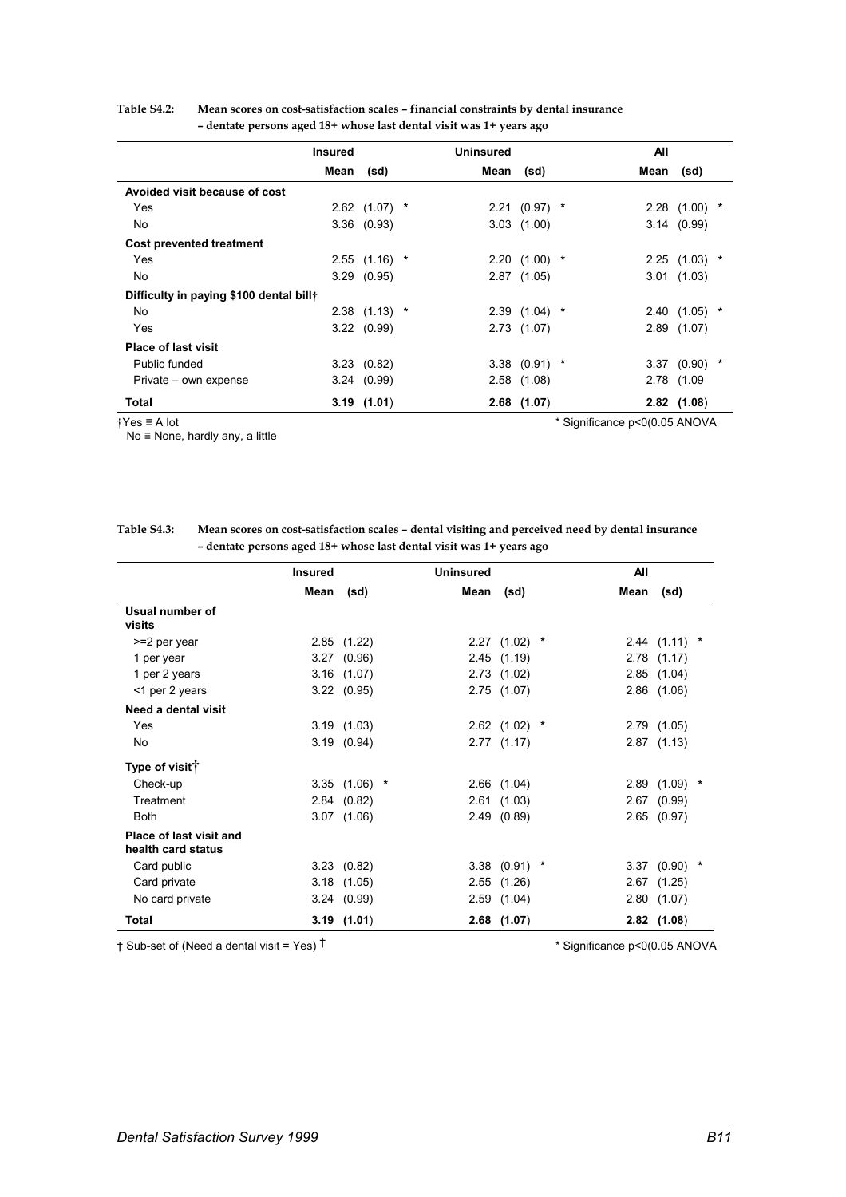**Table S4.2: Mean scores on cost-satisfaction scales – financial constraints by dental insurance – dentate persons aged 18+ whose last dental visit was 1+ years ago**

| | Insured | | | Uninsured | | | All | | |
|---|---|---|---|---|---|---|---|---|---|
| | Mean | (sd) | | Mean | (sd) | | Mean | (sd) | |
| **Avoided visit because of cost** | | | | | | | | | |
| Yes | 2.62 | (1.07) | * | 2.21 | (0.97) | * | 2.28 | (1.00) | * |
| No | 3.36 | (0.93) | | 3.03 | (1.00) | | 3.14 | (0.99) | |
| **Cost prevented treatment** | | | | | | | | | |
| Yes | 2.55 | (1.16) | * | 2.20 | (1.00) | * | 2.25 | (1.03) | * |
| No | 3.29 | (0.95) | | 2.87 | (1.05) | | 3.01 | (1.03) | |
| **Difficulty in paying $100 dental bill†** | | | | | | | | | |
| No | 2.38 | (1.13) | * | 2.39 | (1.04) | * | 2.40 | (1.05) | * |
| Yes | 3.22 | (0.99) | | 2.73 | (1.07) | | 2.89 | (1.07) | |
| **Place of last visit** | | | | | | | | | |
| Public funded | 3.23 | (0.82) | | 3.38 | (0.91) | * | 3.37 | (0.90) | * |
| Private – own expense | 3.24 | (0.99) | | 2.58 | (1.08) | | 2.78 | (1.09 | |
| **Total** | **3.19** | **(1.01)** | | **2.68** | **(1.07)** | | **2.82** | **(1.08)** | |

†Yes ≡ A lot
No ≡ None, hardly any, a little

\* Significance p<0(0.05 ANOVA

**Table S4.3: Mean scores on cost-satisfaction scales – dental visiting and perceived need by dental insurance – dentate persons aged 18+ whose last dental visit was 1+ years ago**

| | Insured | | | Uninsured | | | All | | |
|---|---|---|---|---|---|---|---|---|---|
| | Mean | (sd) | | Mean | (sd) | | Mean | (sd) | |
| **Usual number of visits** | | | | | | | | | |
| >=2 per year | 2.85 | (1.22) | | 2.27 | (1.02) | * | 2.44 | (1.11) | * |
| 1 per year | 3.27 | (0.96) | | 2.45 | (1.19) | | 2.78 | (1.17) | |
| 1 per 2 years | 3.16 | (1.07) | | 2.73 | (1.02) | | 2.85 | (1.04) | |
| <1 per 2 years | 3.22 | (0.95) | | 2.75 | (1.07) | | 2.86 | (1.06) | |
| **Need a dental visit** | | | | | | | | | |
| Yes | 3.19 | (1.03) | | 2.62 | (1.02) | * | 2.79 | (1.05) | |
| No | 3.19 | (0.94) | | 2.77 | (1.17) | | 2.87 | (1.13) | |
| **Type of visit†** | | | | | | | | | |
| Check-up | 3.35 | (1.06) | * | 2.66 | (1.04) | | 2.89 | (1.09) | * |
| Treatment | 2.84 | (0.82) | | 2.61 | (1.03) | | 2.67 | (0.99) | |
| Both | 3.07 | (1.06) | | 2.49 | (0.89) | | 2.65 | (0.97) | |
| **Place of last visit and health card status** | | | | | | | | | |
| Card public | 3.23 | (0.82) | | 3.38 | (0.91) | * | 3.37 | (0.90) | * |
| Card private | 3.18 | (1.05) | | 2.55 | (1.26) | | 2.67 | (1.25) | |
| No card private | 3.24 | (0.99) | | 2.59 | (1.04) | | 2.80 | (1.07) | |
| **Total** | **3.19** | **(1.01)** | | **2.68** | **(1.07)** | | **2.82** | **(1.08)** | |

† Sub-set of (Need a dental visit = Yes) †

\* Significance p<0(0.05 ANOVA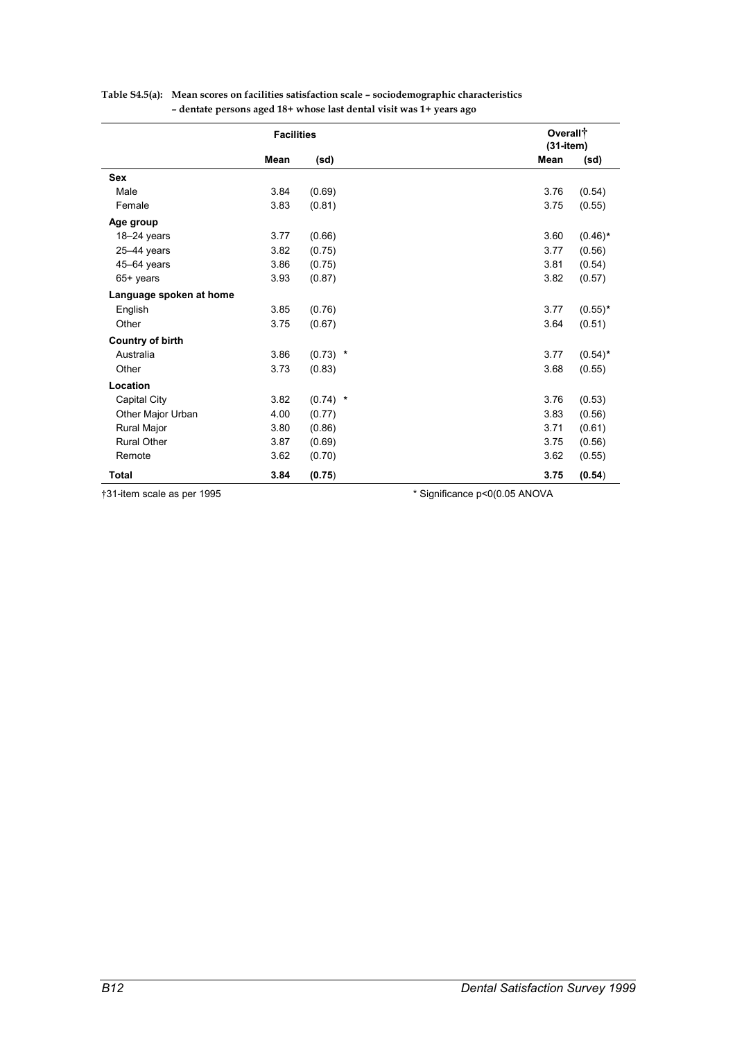**Table S4.5(a): Mean scores on facilities satisfaction scale – sociodemographic characteristics – dentate persons aged 18+ whose last dental visit was 1+ years ago**

| | Facilities | | Overall† (31-item) | |
|---|---|---|---|---|
| | **Mean** | **(sd)** | **Mean** | **(sd)** |
| **Sex** | | | | |
| Male | 3.84 | (0.69) | 3.76 | (0.54) |
| Female | 3.83 | (0.81) | 3.75 | (0.55) |
| **Age group** | | | | |
| 18–24 years | 3.77 | (0.66) | 3.60 | (0.46)* |
| 25–44 years | 3.82 | (0.75) | 3.77 | (0.56) |
| 45–64 years | 3.86 | (0.75) | 3.81 | (0.54) |
| 65+ years | 3.93 | (0.87) | 3.82 | (0.57) |
| **Language spoken at home** | | | | |
| English | 3.85 | (0.76) | 3.77 | (0.55)* |
| Other | 3.75 | (0.67) | 3.64 | (0.51) |
| **Country of birth** | | | | |
| Australia | 3.86 | (0.73) * | 3.77 | (0.54)* |
| Other | 3.73 | (0.83) | 3.68 | (0.55) |
| **Location** | | | | |
| Capital City | 3.82 | (0.74) * | 3.76 | (0.53) |
| Other Major Urban | 4.00 | (0.77) | 3.83 | (0.56) |
| Rural Major | 3.80 | (0.86) | 3.71 | (0.61) |
| Rural Other | 3.87 | (0.69) | 3.75 | (0.56) |
| Remote | 3.62 | (0.70) | 3.62 | (0.55) |
| **Total** | **3.84** | **(0.75)** | **3.75** | **(0.54)** |

†31-item scale as per 1995

* Significance p<0(0.05 ANOVA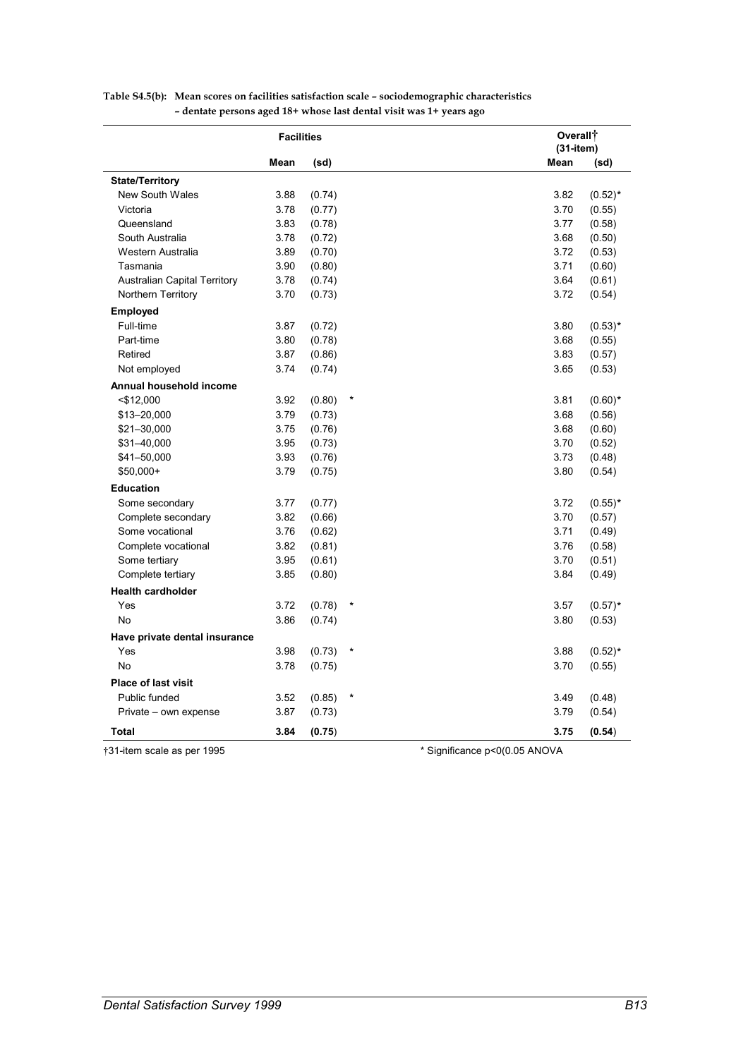**Table S4.5(b): Mean scores on facilities satisfaction scale – sociodemographic characteristics – dentate persons aged 18+ whose last dental visit was 1+ years ago**

| | Facilities | | | Overall† (31-item) | |
|---|---|---|---|---|---|
| | Mean | (sd) | | Mean | (sd) |
| **State/Territory** | | | | | |
| New South Wales | 3.88 | (0.74) | | 3.82 | (0.52)* |
| Victoria | 3.78 | (0.77) | | 3.70 | (0.55) |
| Queensland | 3.83 | (0.78) | | 3.77 | (0.58) |
| South Australia | 3.78 | (0.72) | | 3.68 | (0.50) |
| Western Australia | 3.89 | (0.70) | | 3.72 | (0.53) |
| Tasmania | 3.90 | (0.80) | | 3.71 | (0.60) |
| Australian Capital Territory | 3.78 | (0.74) | | 3.64 | (0.61) |
| Northern Territory | 3.70 | (0.73) | | 3.72 | (0.54) |
| **Employed** | | | | | |
| Full-time | 3.87 | (0.72) | | 3.80 | (0.53)* |
| Part-time | 3.80 | (0.78) | | 3.68 | (0.55) |
| Retired | 3.87 | (0.86) | | 3.83 | (0.57) |
| Not employed | 3.74 | (0.74) | | 3.65 | (0.53) |
| **Annual household income** | | | | | |
| <$12,000 | 3.92 | (0.80) | * | 3.81 | (0.60)* |
| $13–20,000 | 3.79 | (0.73) | | 3.68 | (0.56) |
| $21–30,000 | 3.75 | (0.76) | | 3.68 | (0.60) |
| $31–40,000 | 3.95 | (0.73) | | 3.70 | (0.52) |
| $41–50,000 | 3.93 | (0.76) | | 3.73 | (0.48) |
| $50,000+ | 3.79 | (0.75) | | 3.80 | (0.54) |
| **Education** | | | | | |
| Some secondary | 3.77 | (0.77) | | 3.72 | (0.55)* |
| Complete secondary | 3.82 | (0.66) | | 3.70 | (0.57) |
| Some vocational | 3.76 | (0.62) | | 3.71 | (0.49) |
| Complete vocational | 3.82 | (0.81) | | 3.76 | (0.58) |
| Some tertiary | 3.95 | (0.61) | | 3.70 | (0.51) |
| Complete tertiary | 3.85 | (0.80) | | 3.84 | (0.49) |
| **Health cardholder** | | | | | |
| Yes | 3.72 | (0.78) | * | 3.57 | (0.57)* |
| No | 3.86 | (0.74) | | 3.80 | (0.53) |
| **Have private dental insurance** | | | | | |
| Yes | 3.98 | (0.73) | * | 3.88 | (0.52)* |
| No | 3.78 | (0.75) | | 3.70 | (0.55) |
| **Place of last visit** | | | | | |
| Public funded | 3.52 | (0.85) | * | 3.49 | (0.48) |
| Private – own expense | 3.87 | (0.73) | | 3.79 | (0.54) |
| **Total** | **3.84** | **(0.75)** | | **3.75** | **(0.54)** |

†31-item scale as per 1995

* Significance p<0(0.05 ANOVA